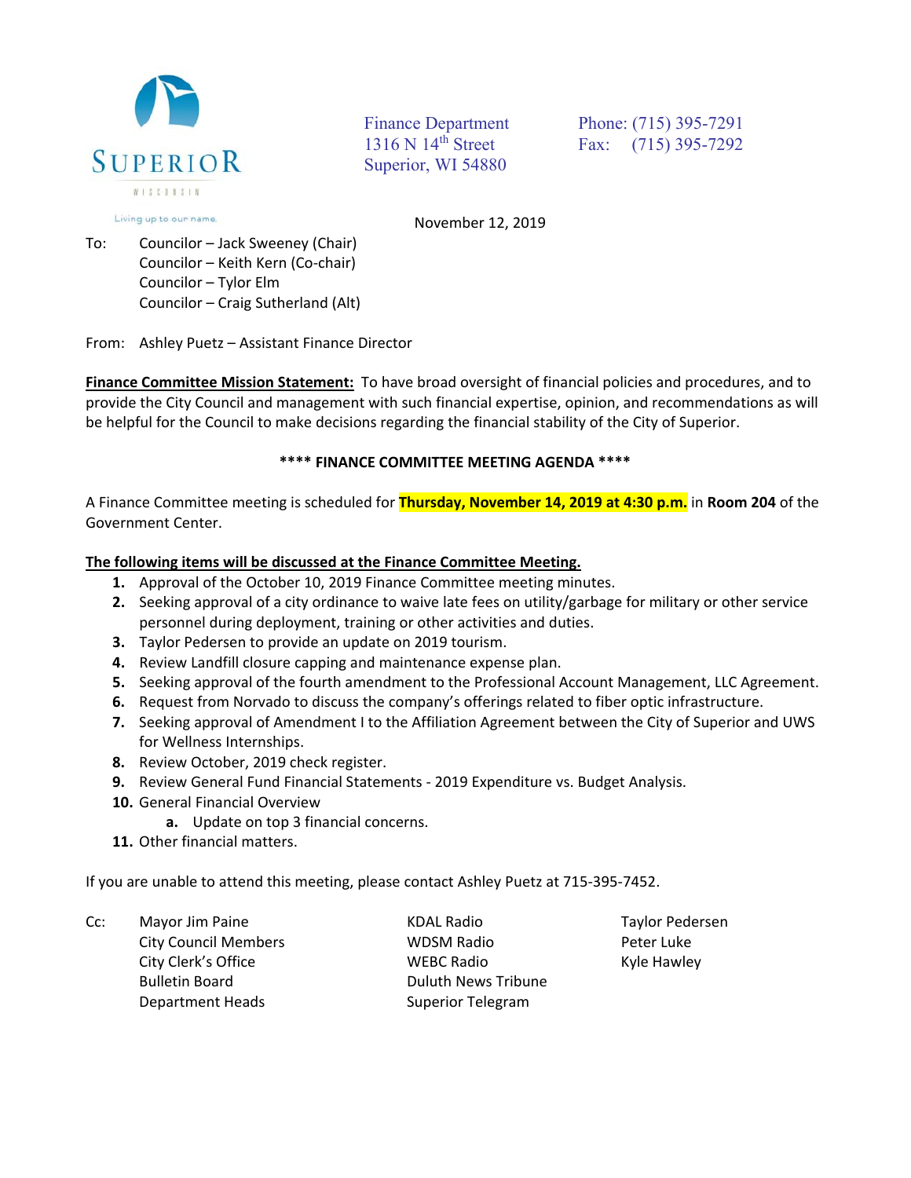SUPERIOR
WISCONSIN

Living up to our name.

Finance Department
1316 N 14th Street
Superior, WI 54880

Phone: (715) 395-7291
Fax: (715) 395-7292

November 12, 2019

To: Councilor – Jack Sweeney (Chair)
Councilor – Keith Kern (Co-chair)
Councilor – Tylor Elm
Councilor – Craig Sutherland (Alt)

From: Ashley Puetz – Assistant Finance Director

**Finance Committee Mission Statement:** To have broad oversight of financial policies and procedures, and to provide the City Council and management with such financial expertise, opinion, and recommendations as will be helpful for the Council to make decisions regarding the financial stability of the City of Superior.

**\*\*\*\* FINANCE COMMITTEE MEETING AGENDA \*\*\*\***

A Finance Committee meeting is scheduled for **Thursday, November 14, 2019 at 4:30 p.m.** in **Room 204** of the Government Center.

**The following items will be discussed at the Finance Committee Meeting.**

1. Approval of the October 10, 2019 Finance Committee meeting minutes.
2. Seeking approval of a city ordinance to waive late fees on utility/garbage for military or other service personnel during deployment, training or other activities and duties.
3. Taylor Pedersen to provide an update on 2019 tourism.
4. Review Landfill closure capping and maintenance expense plan.
5. Seeking approval of the fourth amendment to the Professional Account Management, LLC Agreement.
6. Request from Norvado to discuss the company's offerings related to fiber optic infrastructure.
7. Seeking approval of Amendment I to the Affiliation Agreement between the City of Superior and UWS for Wellness Internships.
8. Review October, 2019 check register.
9. Review General Fund Financial Statements - 2019 Expenditure vs. Budget Analysis.
10. General Financial Overview
    a. Update on top 3 financial concerns.
11. Other financial matters.

If you are unable to attend this meeting, please contact Ashley Puetz at 715-395-7452.

Cc:
Mayor Jim Paine
City Council Members
City Clerk's Office
Bulletin Board
Department Heads
KDAL Radio
WDSM Radio
WEBC Radio
Duluth News Tribune
Superior Telegram
Taylor Pedersen
Peter Luke
Kyle Hawley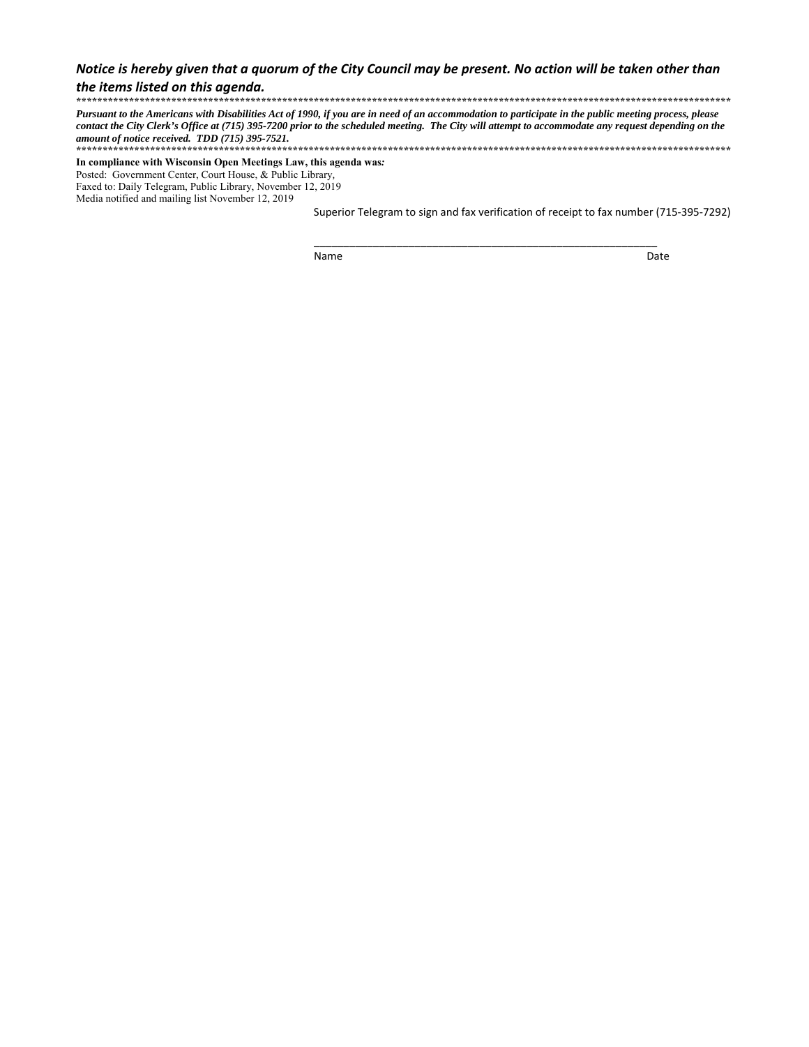***Notice is hereby given that a quorum of the City Council may be present. No action will be taken other than the items listed on this agenda.***

---

***Pursuant to the Americans with Disabilities Act of 1990, if you are in need of an accommodation to participate in the public meeting process, please contact the City Clerk's Office at (715) 395-7200 prior to the scheduled meeting. The City will attempt to accommodate any request depending on the amount of notice received. TDD (715) 395-7521.***

---

**In compliance with Wisconsin Open Meetings Law, this agenda was:**
Posted: Government Center, Court House, & Public Library,
Faxed to: Daily Telegram, Public Library, November 12, 2019
Media notified and mailing list November 12, 2019

Superior Telegram to sign and fax verification of receipt to fax number (715-395-7292)

\_\_\_\_\_\_\_\_\_\_\_\_\_\_\_\_\_\_\_\_\_\_\_\_\_\_\_\_\_\_\_\_\_\_\_\_\_\_\_\_\_\_\_\_\_\_\_\_\_\_\_\_\_\_

Name Date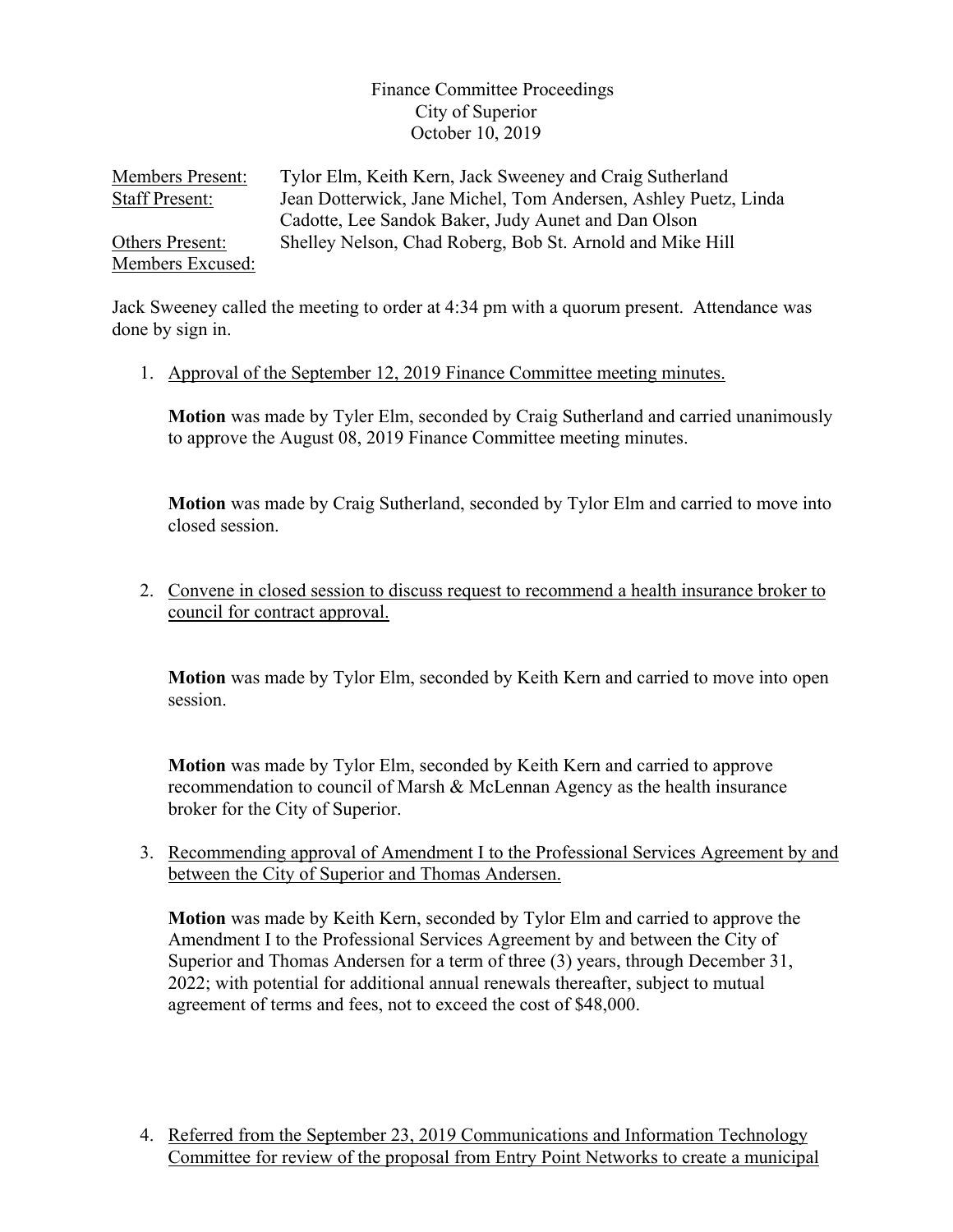Finance Committee Proceedings
City of Superior
October 10, 2019

| | |
|---|---|
| Members Present: | Tylor Elm, Keith Kern, Jack Sweeney and Craig Sutherland |
| Staff Present: | Jean Dotterwick, Jane Michel, Tom Andersen, Ashley Puetz, Linda Cadotte, Lee Sandok Baker, Judy Aunet and Dan Olson |
| Others Present: | Shelley Nelson, Chad Roberg, Bob St. Arnold and Mike Hill |
| Members Excused: | |

Jack Sweeney called the meeting to order at 4:34 pm with a quorum present. Attendance was done by sign in.

1. Approval of the September 12, 2019 Finance Committee meeting minutes.

   **Motion** was made by Tyler Elm, seconded by Craig Sutherland and carried unanimously to approve the August 08, 2019 Finance Committee meeting minutes.

   **Motion** was made by Craig Sutherland, seconded by Tylor Elm and carried to move into closed session.

2. Convene in closed session to discuss request to recommend a health insurance broker to council for contract approval.

   **Motion** was made by Tylor Elm, seconded by Keith Kern and carried to move into open session.

   **Motion** was made by Tylor Elm, seconded by Keith Kern and carried to approve recommendation to council of Marsh & McLennan Agency as the health insurance broker for the City of Superior.

3. Recommending approval of Amendment I to the Professional Services Agreement by and between the City of Superior and Thomas Andersen.

   **Motion** was made by Keith Kern, seconded by Tylor Elm and carried to approve the Amendment I to the Professional Services Agreement by and between the City of Superior and Thomas Andersen for a term of three (3) years, through December 31, 2022; with potential for additional annual renewals thereafter, subject to mutual agreement of terms and fees, not to exceed the cost of $48,000.

4. Referred from the September 23, 2019 Communications and Information Technology Committee for review of the proposal from Entry Point Networks to create a municipal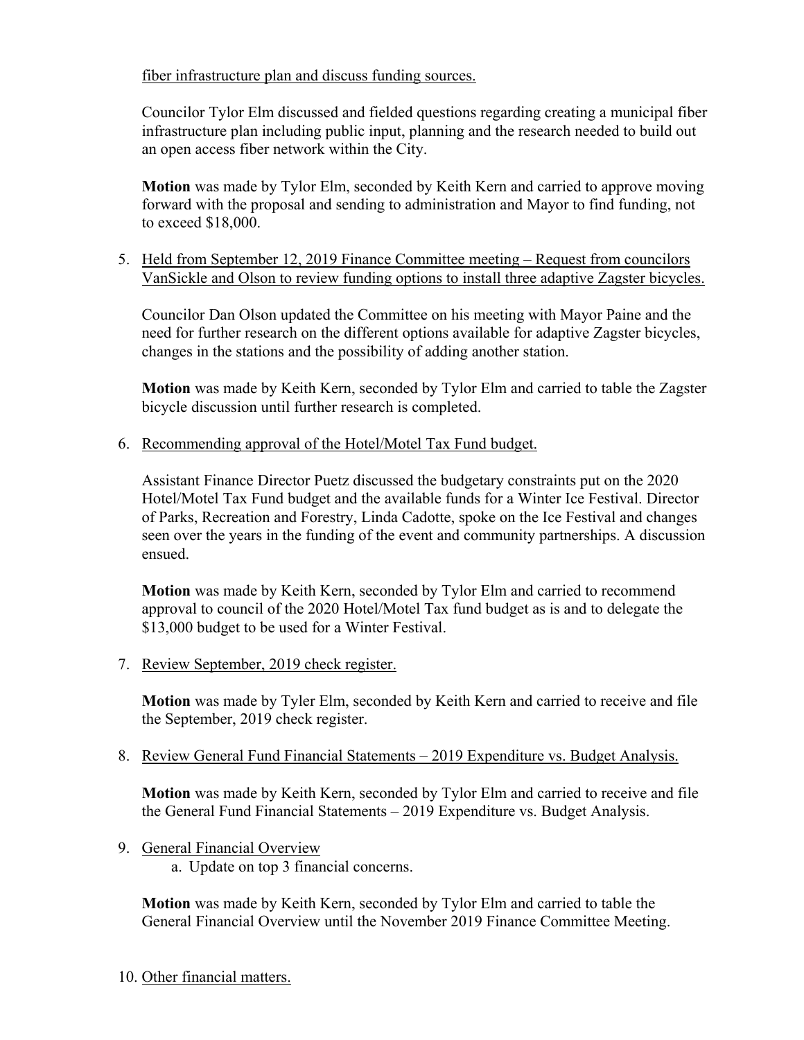fiber infrastructure plan and discuss funding sources.

Councilor Tylor Elm discussed and fielded questions regarding creating a municipal fiber infrastructure plan including public input, planning and the research needed to build out an open access fiber network within the City.

**Motion** was made by Tylor Elm, seconded by Keith Kern and carried to approve moving forward with the proposal and sending to administration and Mayor to find funding, not to exceed $18,000.

5. Held from September 12, 2019 Finance Committee meeting – Request from councilors VanSickle and Olson to review funding options to install three adaptive Zagster bicycles.

   Councilor Dan Olson updated the Committee on his meeting with Mayor Paine and the need for further research on the different options available for adaptive Zagster bicycles, changes in the stations and the possibility of adding another station.

   **Motion** was made by Keith Kern, seconded by Tylor Elm and carried to table the Zagster bicycle discussion until further research is completed.

6. Recommending approval of the Hotel/Motel Tax Fund budget.

   Assistant Finance Director Puetz discussed the budgetary constraints put on the 2020 Hotel/Motel Tax Fund budget and the available funds for a Winter Ice Festival. Director of Parks, Recreation and Forestry, Linda Cadotte, spoke on the Ice Festival and changes seen over the years in the funding of the event and community partnerships. A discussion ensued.

   **Motion** was made by Keith Kern, seconded by Tylor Elm and carried to recommend approval to council of the 2020 Hotel/Motel Tax fund budget as is and to delegate the $13,000 budget to be used for a Winter Festival.

7. Review September, 2019 check register.

   **Motion** was made by Tyler Elm, seconded by Keith Kern and carried to receive and file the September, 2019 check register.

8. Review General Fund Financial Statements – 2019 Expenditure vs. Budget Analysis.

   **Motion** was made by Keith Kern, seconded by Tylor Elm and carried to receive and file the General Fund Financial Statements – 2019 Expenditure vs. Budget Analysis.

9. General Financial Overview
   a. Update on top 3 financial concerns.

   **Motion** was made by Keith Kern, seconded by Tylor Elm and carried to table the General Financial Overview until the November 2019 Finance Committee Meeting.

10. Other financial matters.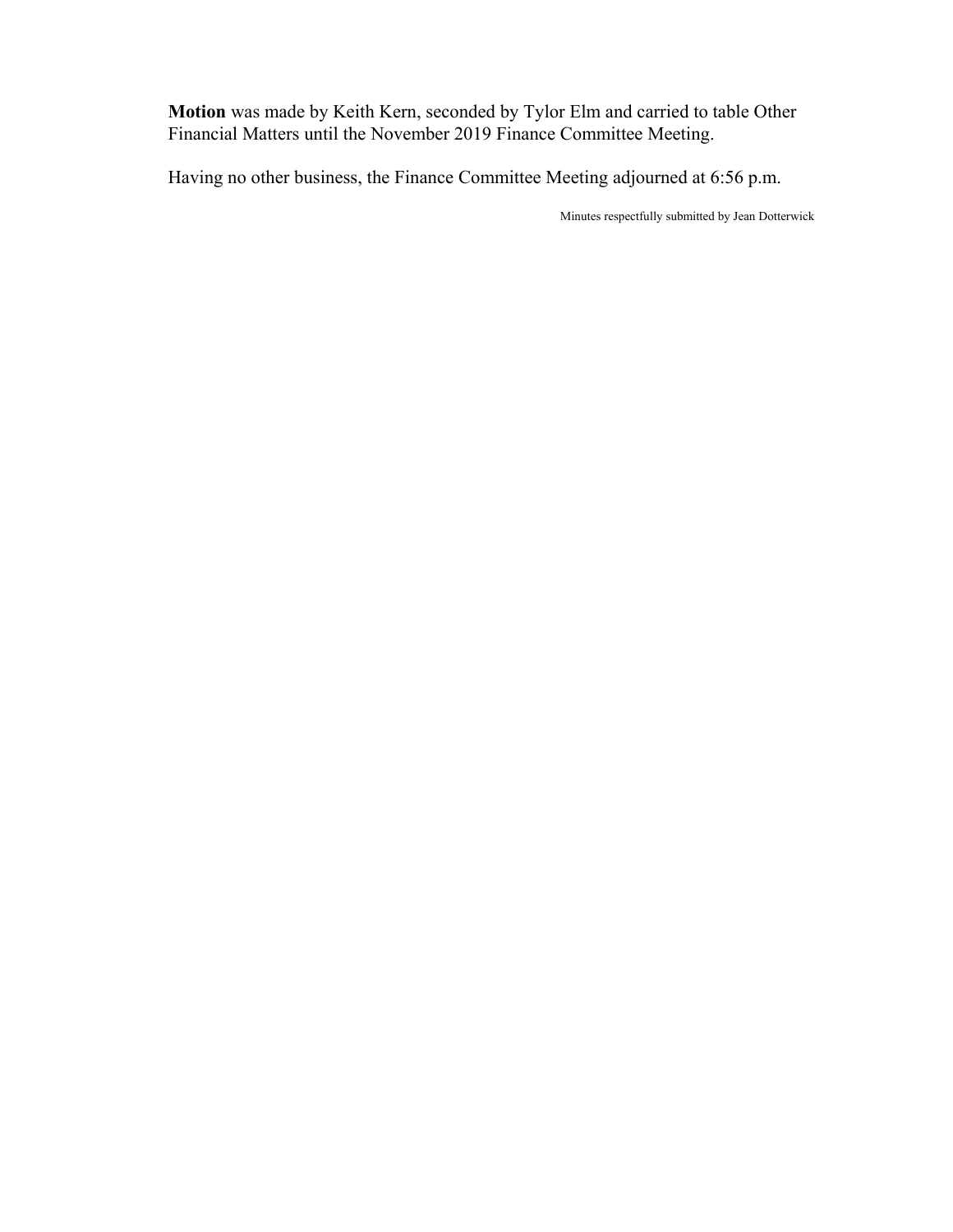**Motion** was made by Keith Kern, seconded by Tylor Elm and carried to table Other Financial Matters until the November 2019 Finance Committee Meeting.

Having no other business, the Finance Committee Meeting adjourned at 6:56 p.m.

Minutes respectfully submitted by Jean Dotterwick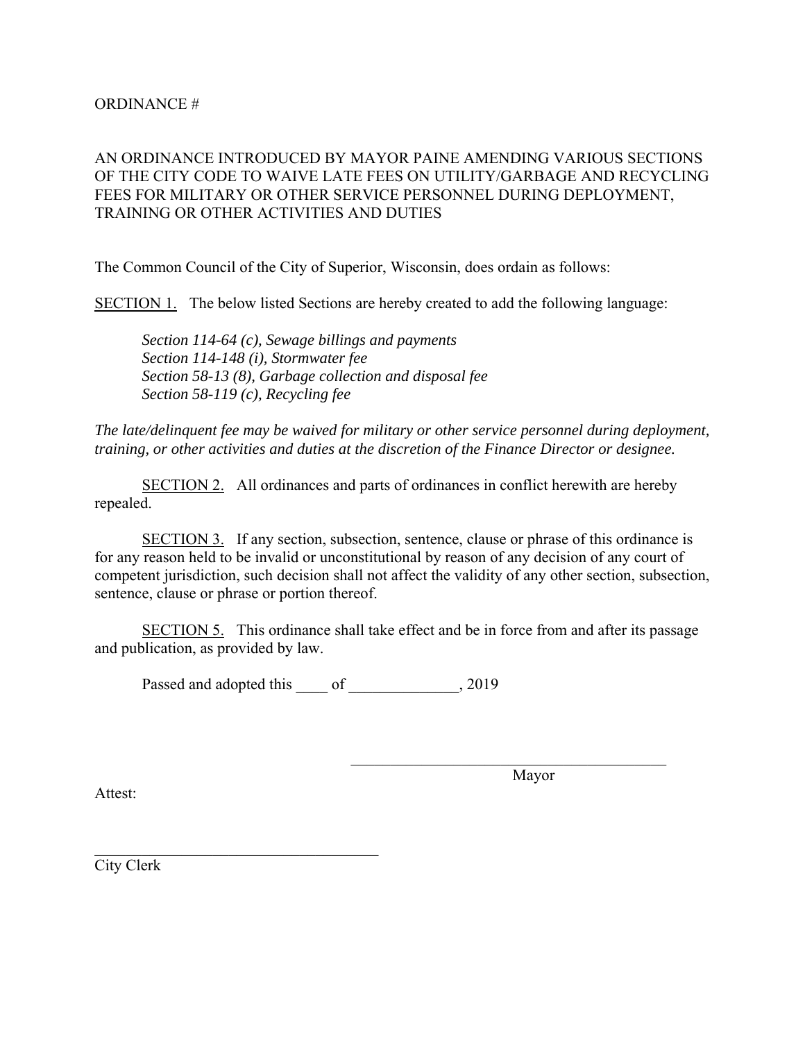ORDINANCE #

AN ORDINANCE INTRODUCED BY MAYOR PAINE AMENDING VARIOUS SECTIONS OF THE CITY CODE TO WAIVE LATE FEES ON UTILITY/GARBAGE AND RECYCLING FEES FOR MILITARY OR OTHER SERVICE PERSONNEL DURING DEPLOYMENT, TRAINING OR OTHER ACTIVITIES AND DUTIES

The Common Council of the City of Superior, Wisconsin, does ordain as follows:

SECTION 1. The below listed Sections are hereby created to add the following language:

*Section 114-64 (c), Sewage billings and payments*
*Section 114-148 (i), Stormwater fee*
*Section 58-13 (8), Garbage collection and disposal fee*
*Section 58-119 (c), Recycling fee*

*The late/delinquent fee may be waived for military or other service personnel during deployment, training, or other activities and duties at the discretion of the Finance Director or designee.*

SECTION 2. All ordinances and parts of ordinances in conflict herewith are hereby repealed.

SECTION 3. If any section, subsection, sentence, clause or phrase of this ordinance is for any reason held to be invalid or unconstitutional by reason of any decision of any court of competent jurisdiction, such decision shall not affect the validity of any other section, subsection, sentence, clause or phrase or portion thereof.

SECTION 5. This ordinance shall take effect and be in force from and after its passage and publication, as provided by law.

Passed and adopted this ____ of ______________, 2019

\_\_\_\_\_\_\_\_\_\_\_\_\_\_\_\_\_\_\_\_\_\_\_\_\_\_\_\_\_\_\_\_\_\_\_\_\_\_\_\_\_\_
Mayor

Attest:

\_\_\_\_\_\_\_\_\_\_\_\_\_\_\_\_\_\_\_\_\_\_\_\_\_\_\_\_\_\_\_\_\_\_\_\_\_\_\_
City Clerk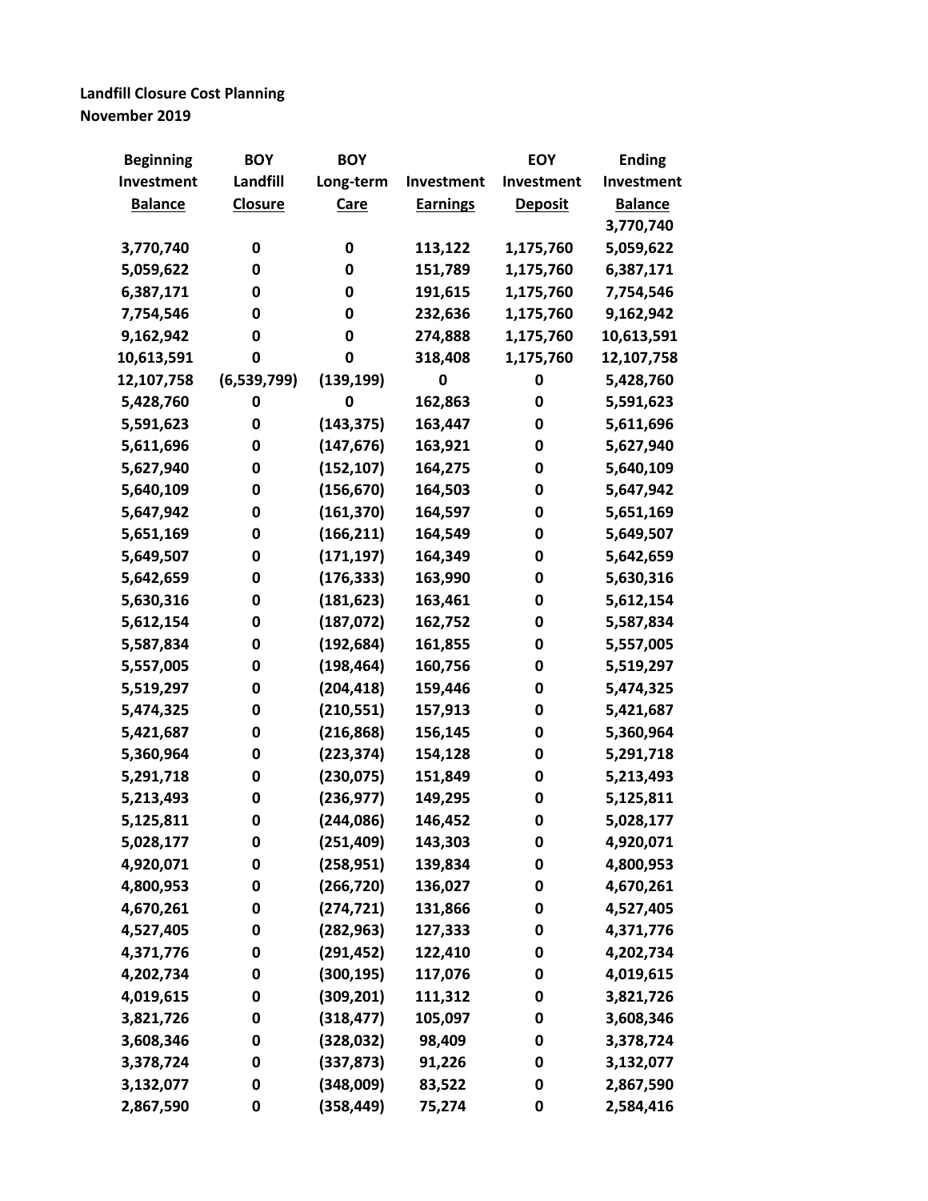**Landfill Closure Cost Planning**
**November 2019**

| Beginning Investment Balance | BOY Landfill Closure | BOY Long-term Care | Investment Earnings | EOY Investment Deposit | Ending Investment Balance |
|---|---|---|---|---|---|
| | | | | | 3,770,740 |
| 3,770,740 | 0 | 0 | 113,122 | 1,175,760 | 5,059,622 |
| 5,059,622 | 0 | 0 | 151,789 | 1,175,760 | 6,387,171 |
| 6,387,171 | 0 | 0 | 191,615 | 1,175,760 | 7,754,546 |
| 7,754,546 | 0 | 0 | 232,636 | 1,175,760 | 9,162,942 |
| 9,162,942 | 0 | 0 | 274,888 | 1,175,760 | 10,613,591 |
| 10,613,591 | 0 | 0 | 318,408 | 1,175,760 | 12,107,758 |
| 12,107,758 | (6,539,799) | (139,199) | 0 | 0 | 5,428,760 |
| 5,428,760 | 0 | 0 | 162,863 | 0 | 5,591,623 |
| 5,591,623 | 0 | (143,375) | 163,447 | 0 | 5,611,696 |
| 5,611,696 | 0 | (147,676) | 163,921 | 0 | 5,627,940 |
| 5,627,940 | 0 | (152,107) | 164,275 | 0 | 5,640,109 |
| 5,640,109 | 0 | (156,670) | 164,503 | 0 | 5,647,942 |
| 5,647,942 | 0 | (161,370) | 164,597 | 0 | 5,651,169 |
| 5,651,169 | 0 | (166,211) | 164,549 | 0 | 5,649,507 |
| 5,649,507 | 0 | (171,197) | 164,349 | 0 | 5,642,659 |
| 5,642,659 | 0 | (176,333) | 163,990 | 0 | 5,630,316 |
| 5,630,316 | 0 | (181,623) | 163,461 | 0 | 5,612,154 |
| 5,612,154 | 0 | (187,072) | 162,752 | 0 | 5,587,834 |
| 5,587,834 | 0 | (192,684) | 161,855 | 0 | 5,557,005 |
| 5,557,005 | 0 | (198,464) | 160,756 | 0 | 5,519,297 |
| 5,519,297 | 0 | (204,418) | 159,446 | 0 | 5,474,325 |
| 5,474,325 | 0 | (210,551) | 157,913 | 0 | 5,421,687 |
| 5,421,687 | 0 | (216,868) | 156,145 | 0 | 5,360,964 |
| 5,360,964 | 0 | (223,374) | 154,128 | 0 | 5,291,718 |
| 5,291,718 | 0 | (230,075) | 151,849 | 0 | 5,213,493 |
| 5,213,493 | 0 | (236,977) | 149,295 | 0 | 5,125,811 |
| 5,125,811 | 0 | (244,086) | 146,452 | 0 | 5,028,177 |
| 5,028,177 | 0 | (251,409) | 143,303 | 0 | 4,920,071 |
| 4,920,071 | 0 | (258,951) | 139,834 | 0 | 4,800,953 |
| 4,800,953 | 0 | (266,720) | 136,027 | 0 | 4,670,261 |
| 4,670,261 | 0 | (274,721) | 131,866 | 0 | 4,527,405 |
| 4,527,405 | 0 | (282,963) | 127,333 | 0 | 4,371,776 |
| 4,371,776 | 0 | (291,452) | 122,410 | 0 | 4,202,734 |
| 4,202,734 | 0 | (300,195) | 117,076 | 0 | 4,019,615 |
| 4,019,615 | 0 | (309,201) | 111,312 | 0 | 3,821,726 |
| 3,821,726 | 0 | (318,477) | 105,097 | 0 | 3,608,346 |
| 3,608,346 | 0 | (328,032) | 98,409 | 0 | 3,378,724 |
| 3,378,724 | 0 | (337,873) | 91,226 | 0 | 3,132,077 |
| 3,132,077 | 0 | (348,009) | 83,522 | 0 | 2,867,590 |
| 2,867,590 | 0 | (358,449) | 75,274 | 0 | 2,584,416 |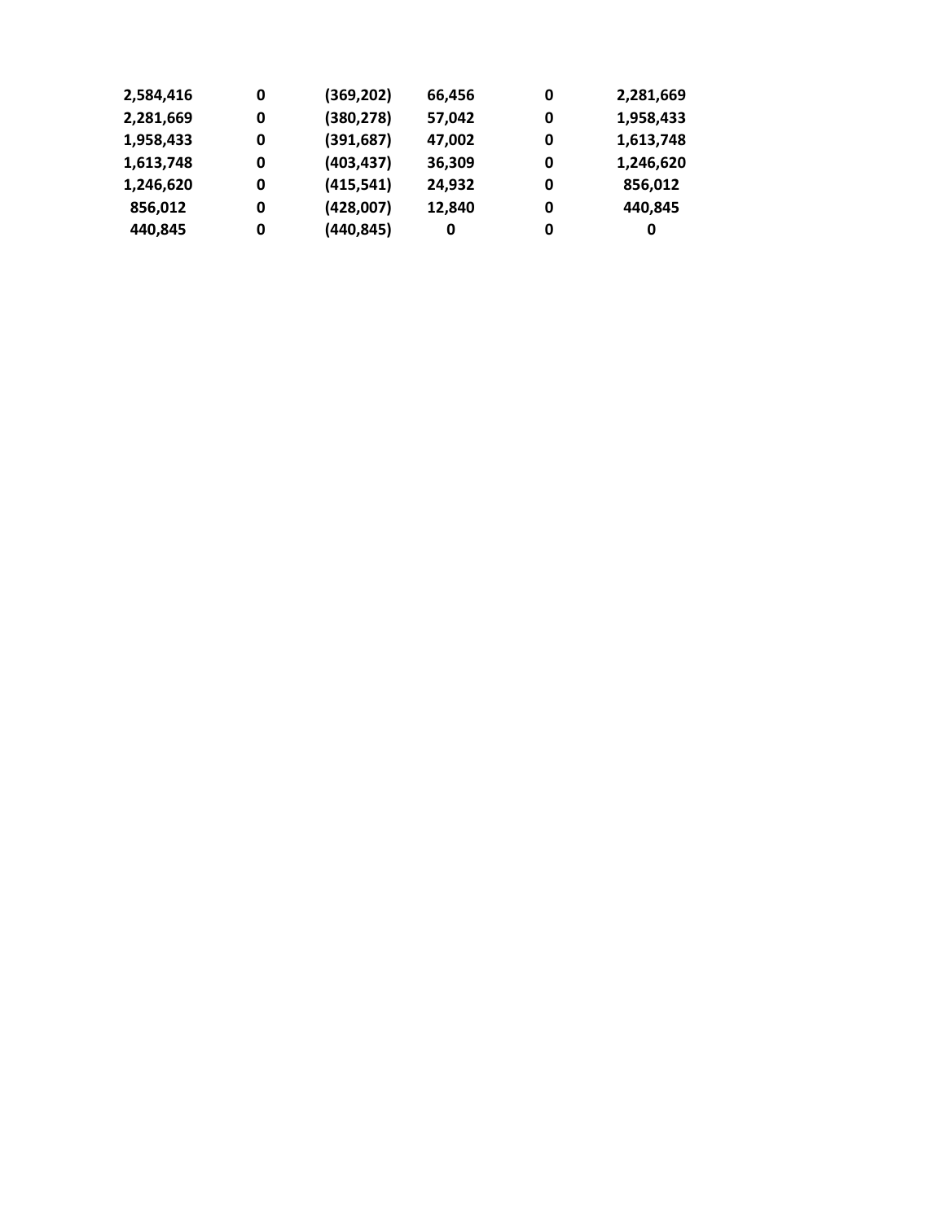| | | | | | |
|---|---|---|---|---|---|
| 2,584,416 | 0 | (369,202) | 66,456 | 0 | 2,281,669 |
| 2,281,669 | 0 | (380,278) | 57,042 | 0 | 1,958,433 |
| 1,958,433 | 0 | (391,687) | 47,002 | 0 | 1,613,748 |
| 1,613,748 | 0 | (403,437) | 36,309 | 0 | 1,246,620 |
| 1,246,620 | 0 | (415,541) | 24,932 | 0 | 856,012 |
| 856,012 | 0 | (428,007) | 12,840 | 0 | 440,845 |
| 440,845 | 0 | (440,845) | 0 | 0 | 0 |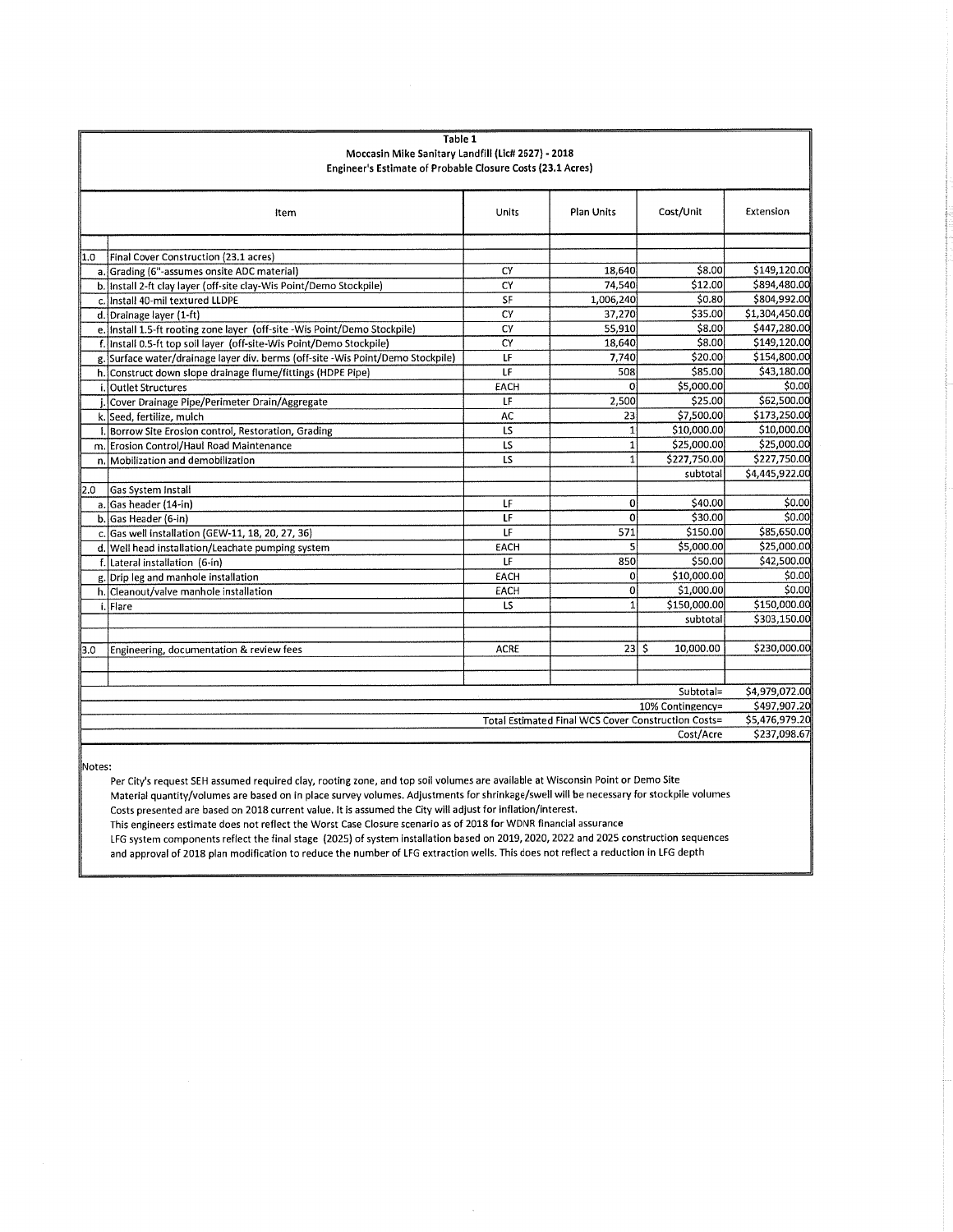**Table 1**
**Moccasin Mike Sanitary Landfill (Lic# 2527) - 2018**
**Engineer's Estimate of Probable Closure Costs (23.1 Acres)**

| | | Item | Units | Plan Units | Cost/Unit | Extension |
|---|---|---|---|---|---|---|
| 1.0 | | Final Cover Construction (23.1 acres) | | | | |
| | a. | Grading (6"-assumes onsite ADC material) | CY | 18,640 | $8.00 | $149,120.00 |
| | b. | Install 2-ft clay layer (off-site clay-Wis Point/Demo Stockpile) | CY | 74,540 | $12.00 | $894,480.00 |
| | c. | Install 40-mil textured LLDPE | SF | 1,006,240 | $0.80 | $804,992.00 |
| | d. | Drainage layer (1-ft) | CY | 37,270 | $35.00 | $1,304,450.00 |
| | e. | Install 1.5-ft rooting zone layer (off-site -Wis Point/Demo Stockpile) | CY | 55,910 | $8.00 | $447,280.00 |
| | f. | Install 0.5-ft top soil layer (off-site-Wis Point/Demo Stockpile) | CY | 18,640 | $8.00 | $149,120.00 |
| | g. | Surface water/drainage layer div. berms (off-site -Wis Point/Demo Stockpile) | LF | 7,740 | $20.00 | $154,800.00 |
| | h. | Construct down slope drainage flume/fittings (HDPE Pipe) | LF | 508 | $85.00 | $43,180.00 |
| | i. | Outlet Structures | EACH | 0 | $5,000.00 | $0.00 |
| | j. | Cover Drainage Pipe/Perimeter Drain/Aggregate | LF | 2,500 | $25.00 | $62,500.00 |
| | k. | Seed, fertilize, mulch | AC | 23 | $7,500.00 | $173,250.00 |
| | l. | Borrow Site Erosion control, Restoration, Grading | LS | 1 | $10,000.00 | $10,000.00 |
| | m. | Erosion Control/Haul Road Maintenance | LS | 1 | $25,000.00 | $25,000.00 |
| | n. | Mobilization and demobilization | LS | 1 | $227,750.00 | $227,750.00 |
| | | | | | subtotal | $4,445,922.00 |
| 2.0 | | Gas System Install | | | | |
| | a. | Gas header (14-in) | LF | 0 | $40.00 | $0.00 |
| | b. | Gas Header (6-in) | LF | 0 | $30.00 | $0.00 |
| | c. | Gas well installation (GEW-11, 18, 20, 27, 36) | LF | 571 | $150.00 | $85,650.00 |
| | d. | Well head installation/Leachate pumping system | EACH | 5 | $5,000.00 | $25,000.00 |
| | f. | Lateral installation (6-in) | LF | 850 | $50.00 | $42,500.00 |
| | g. | Drip leg and manhole installation | EACH | 0 | $10,000.00 | $0.00 |
| | h. | Cleanout/valve manhole installation | EACH | 0 | $1,000.00 | $0.00 |
| | i. | Flare | LS | 1 | $150,000.00 | $150,000.00 |
| | | | | | subtotal | $303,150.00 |
| 3.0 | | Engineering, documentation & review fees | ACRE | 23 | $ 10,000.00 | $230,000.00 |
| | | | | | Subtotal= | $4,979,072.00 |
| | | | | | 10% Contingency= | $497,907.20 |
| | | | | | Total Estimated Final WCS Cover Construction Costs= | $5,476,979.20 |
| | | | | | Cost/Acre | $237,098.67 |

Notes:

Per City's request SEH assumed required clay, rooting zone, and top soil volumes are available at Wisconsin Point or Demo Site
Material quantity/volumes are based on in place survey volumes. Adjustments for shrinkage/swell will be necessary for stockpile volumes
Costs presented are based on 2018 current value. It is assumed the City will adjust for inflation/interest.
This engineers estimate does not reflect the Worst Case Closure scenario as of 2018 for WDNR financial assurance
LFG system components reflect the final stage (2025) of system installation based on 2019, 2020, 2022 and 2025 construction sequences and approval of 2018 plan modification to reduce the number of LFG extraction wells. This does not reflect a reduction in LFG depth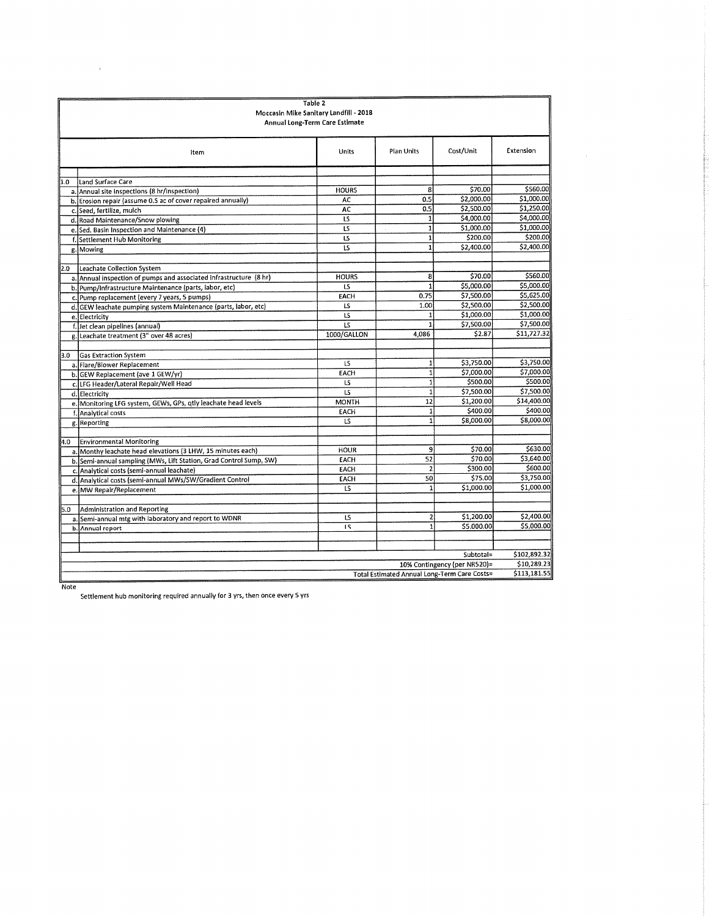| | | Table 2<br>Moccasin Mike Sanitary Landfill - 2018<br>Annual Long-Term Care Estimate | | | | |
|---|---|---|---|---|---|---|
| | Item | | Units | Plan Units | Cost/Unit | Extension |
| 1.0 | Land Surface Care | | | | | |
| | a. | Annual site inspections (8 hr/inspection) | HOURS | 8 | $70.00 | $560.00 |
| | b. | Erosion repair (assume 0.5 ac of cover repaired annually) | AC | 0.5 | $2,000.00 | $1,000.00 |
| | c. | Seed, fertilize, mulch | AC | 0.5 | $2,500.00 | $1,250.00 |
| | d. | Road Maintenance/Snow plowing | LS | 1 | $4,000.00 | $4,000.00 |
| | e. | Sed. Basin Inspection and Maintenance (4) | LS | 1 | $1,000.00 | $1,000.00 |
| | f. | Settlement Hub Monitoring | LS | 1 | $200.00 | $200.00 |
| | g. | Mowing | LS | 1 | $2,400.00 | $2,400.00 |
| 2.0 | Leachate Collection System | | | | | |
| | a. | Annual inspection of pumps and associated infrastructure (8 hr) | HOURS | 8 | $70.00 | $560.00 |
| | b. | Pump/Infrastructure Maintenance (parts, labor, etc) | LS | 1 | $5,000.00 | $5,000.00 |
| | c. | Pump replacement (every 7 years, 5 pumps) | EACH | 0.75 | $7,500.00 | $5,625.00 |
| | d. | GEW leachate pumping system Maintenance (parts, labor, etc) | LS | 1.00 | $2,500.00 | $2,500.00 |
| | e. | Electricity | LS | 1 | $1,000.00 | $1,000.00 |
| | f. | Jet clean pipelines (annual) | LS | 1 | $7,500.00 | $7,500.00 |
| | g. | Leachate treatment (3" over 48 acres) | 1000/GALLON | 4,086 | $2.87 | $11,727.32 |
| 3.0 | Gas Extraction System | | | | | |
| | a. | Flare/Blower Replacement | LS | 1 | $3,750.00 | $3,750.00 |
| | b. | GEW Replacement (ave 1 GEW/yr) | EACH | 1 | $7,000.00 | $7,000.00 |
| | c. | LFG Header/Lateral Repair/Well Head | LS | 1 | $500.00 | $500.00 |
| | d. | Electricity | LS | 1 | $7,500.00 | $7,500.00 |
| | e. | Monitoring LFG system, GEWs, GPs, qtly leachate head levels | MONTH | 12 | $1,200.00 | $14,400.00 |
| | f. | Analytical costs | EACH | 1 | $400.00 | $400.00 |
| | g. | Reporting | LS | 1 | $8,000.00 | $8,000.00 |
| 4.0 | Environmental Monitoring | | | | | |
| | a. | Monthy leachate head elevations (3 LHW, 15 minutes each) | HOUR | 9 | $70.00 | $630.00 |
| | b. | Semi-annual sampling (MWs, Lift Station, Grad Control Sump, SW) | EACH | 52 | $70.00 | $3,640.00 |
| | c. | Analytical costs (semi-annual leachate) | EACH | 2 | $300.00 | $600.00 |
| | d. | Analytical costs (semi-annual MWs/SW/Gradient Control | EACH | 50 | $75.00 | $3,750.00 |
| | e. | MW Repair/Replacement | LS | 1 | $1,000.00 | $1,000.00 |
| 5.0 | Administration and Reporting | | | | | |
| | a. | Semi-annual mtg with laboratory and report to WDNR | LS | 2 | $1,200.00 | $2,400.00 |
| | b. | Annual report | LS | 1 | $5,000.00 | $5,000.00 |
| | | | | | Subtotal= | $102,892.32 |
| | | | | 10% Contingency (per NR520)= | | $10,289.23 |
| | | | | Total Estimated Annual Long-Term Care Costs= | | $113,181.55 |

Note

Settlement hub monitoring required annually for 3 yrs, then once every 5 yrs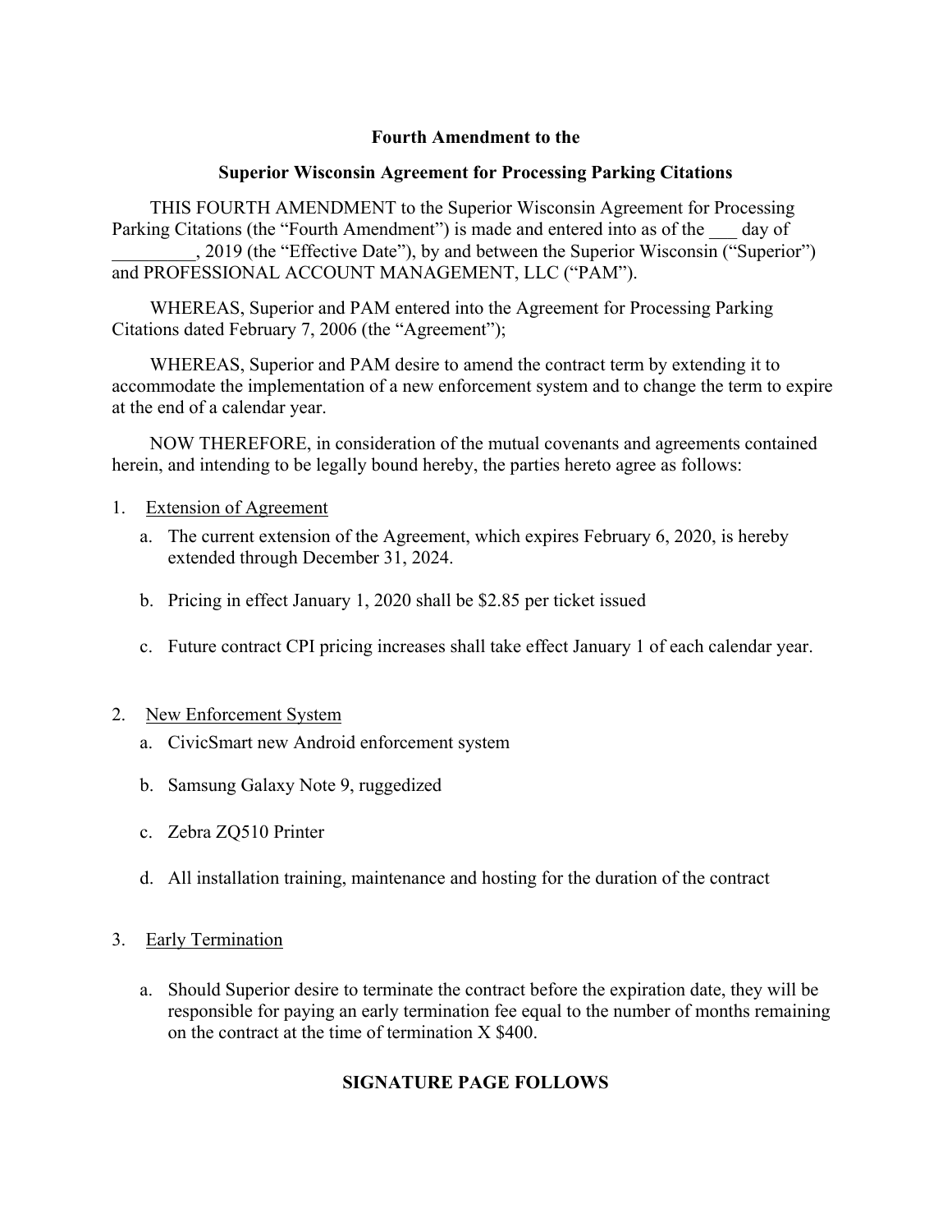**Fourth Amendment to the**

**Superior Wisconsin Agreement for Processing Parking Citations**

THIS FOURTH AMENDMENT to the Superior Wisconsin Agreement for Processing Parking Citations (the "Fourth Amendment") is made and entered into as of the ___ day of _________, 2019 (the "Effective Date"), by and between the Superior Wisconsin ("Superior") and PROFESSIONAL ACCOUNT MANAGEMENT, LLC ("PAM").

WHEREAS, Superior and PAM entered into the Agreement for Processing Parking Citations dated February 7, 2006 (the "Agreement");

WHEREAS, Superior and PAM desire to amend the contract term by extending it to accommodate the implementation of a new enforcement system and to change the term to expire at the end of a calendar year.

NOW THEREFORE, in consideration of the mutual covenants and agreements contained herein, and intending to be legally bound hereby, the parties hereto agree as follows:

1. Extension of Agreement
   a. The current extension of the Agreement, which expires February 6, 2020, is hereby extended through December 31, 2024.
   b. Pricing in effect January 1, 2020 shall be $2.85 per ticket issued
   c. Future contract CPI pricing increases shall take effect January 1 of each calendar year.

2. New Enforcement System
   a. CivicSmart new Android enforcement system
   b. Samsung Galaxy Note 9, ruggedized
   c. Zebra ZQ510 Printer
   d. All installation training, maintenance and hosting for the duration of the contract

3. Early Termination
   a. Should Superior desire to terminate the contract before the expiration date, they will be responsible for paying an early termination fee equal to the number of months remaining on the contract at the time of termination X $400.

**SIGNATURE PAGE FOLLOWS**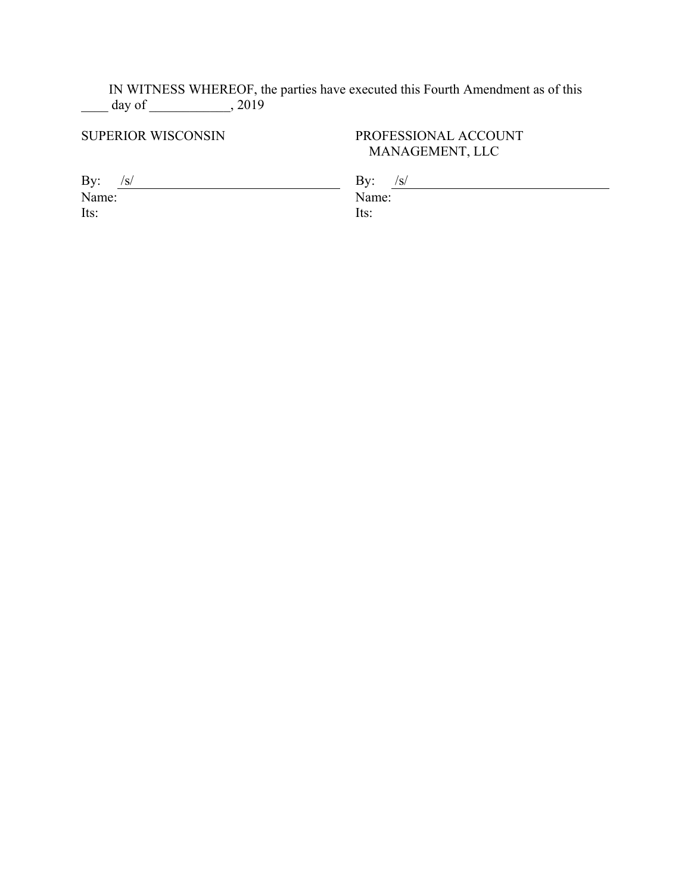IN WITNESS WHEREOF, the parties have executed this Fourth Amendment as of this ____ day of ____________, 2019

| SUPERIOR WISCONSIN | PROFESSIONAL ACCOUNT MANAGEMENT, LLC |
|---|---|
| By: /s/ | By: /s/ |
| Name: | Name: |
| Its: | Its: |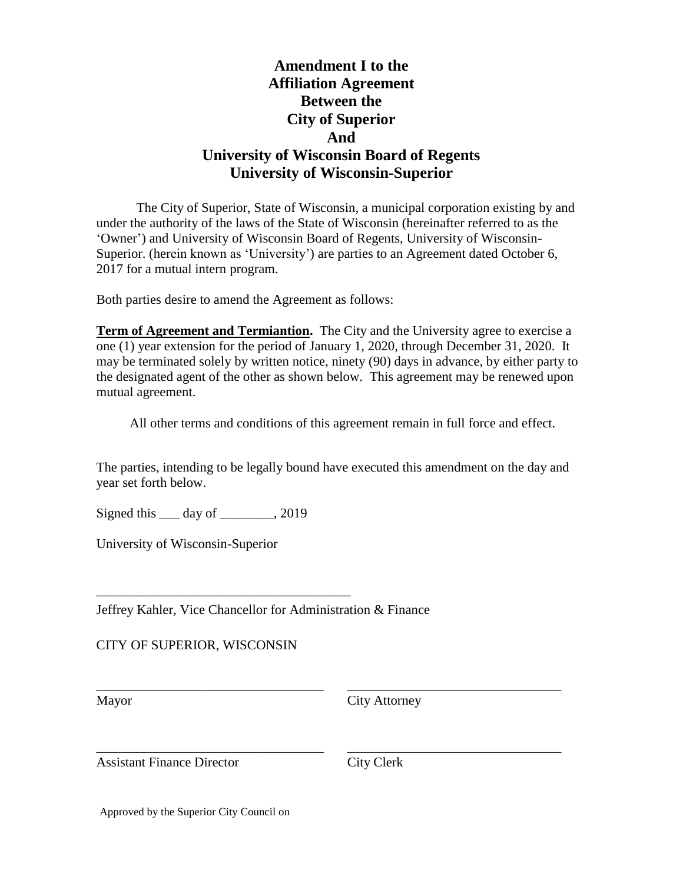# Amendment I to the Affiliation Agreement Between the City of Superior And University of Wisconsin Board of Regents University of Wisconsin-Superior

The City of Superior, State of Wisconsin, a municipal corporation existing by and under the authority of the laws of the State of Wisconsin (hereinafter referred to as the 'Owner') and University of Wisconsin Board of Regents, University of Wisconsin-Superior. (herein known as 'University') are parties to an Agreement dated October 6, 2017 for a mutual intern program.

Both parties desire to amend the Agreement as follows:

**Term of Agreement and Termiantion.** The City and the University agree to exercise a one (1) year extension for the period of January 1, 2020, through December 31, 2020. It may be terminated solely by written notice, ninety (90) days in advance, by either party to the designated agent of the other as shown below. This agreement may be renewed upon mutual agreement.

All other terms and conditions of this agreement remain in full force and effect.

The parties, intending to be legally bound have executed this amendment on the day and year set forth below.

Signed this ___ day of ________, 2019

University of Wisconsin-Superior

______________________________________
Jeffrey Kahler, Vice Chancellor for Administration & Finance

CITY OF SUPERIOR, WISCONSIN

| ______________________________ | ______________________________ |
| --- | --- |
| Mayor | City Attorney |
| ______________________________ | ______________________________ |
| Assistant Finance Director | City Clerk |

Approved by the Superior City Council on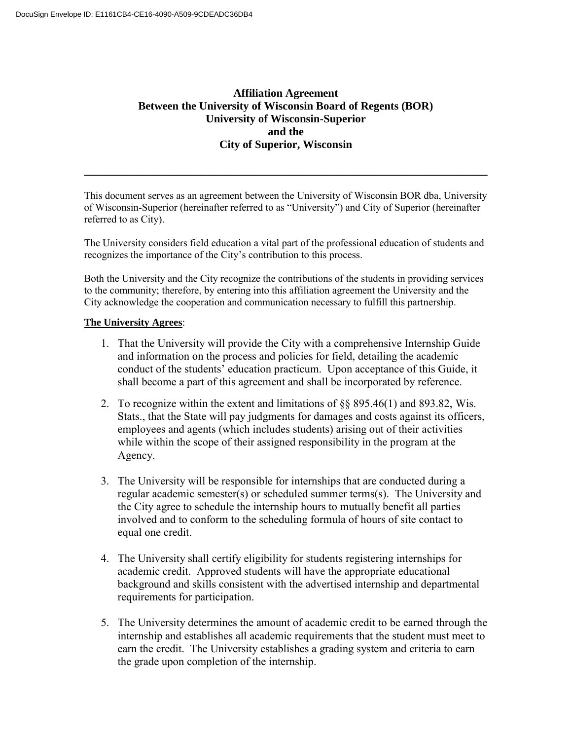# Affiliation Agreement
## Between the University of Wisconsin Board of Regents (BOR)
## University of Wisconsin-Superior
## and the
## City of Superior, Wisconsin

---

This document serves as an agreement between the University of Wisconsin BOR dba, University of Wisconsin-Superior (hereinafter referred to as "University") and City of Superior (hereinafter referred to as City).

The University considers field education a vital part of the professional education of students and recognizes the importance of the City's contribution to this process.

Both the University and the City recognize the contributions of the students in providing services to the community; therefore, by entering into this affiliation agreement the University and the City acknowledge the cooperation and communication necessary to fulfill this partnership.

**The University Agrees**:

1. That the University will provide the City with a comprehensive Internship Guide and information on the process and policies for field, detailing the academic conduct of the students' education practicum. Upon acceptance of this Guide, it shall become a part of this agreement and shall be incorporated by reference.

2. To recognize within the extent and limitations of §§ 895.46(1) and 893.82, Wis. Stats., that the State will pay judgments for damages and costs against its officers, employees and agents (which includes students) arising out of their activities while within the scope of their assigned responsibility in the program at the Agency.

3. The University will be responsible for internships that are conducted during a regular academic semester(s) or scheduled summer terms(s). The University and the City agree to schedule the internship hours to mutually benefit all parties involved and to conform to the scheduling formula of hours of site contact to equal one credit.

4. The University shall certify eligibility for students registering internships for academic credit. Approved students will have the appropriate educational background and skills consistent with the advertised internship and departmental requirements for participation.

5. The University determines the amount of academic credit to be earned through the internship and establishes all academic requirements that the student must meet to earn the credit. The University establishes a grading system and criteria to earn the grade upon completion of the internship.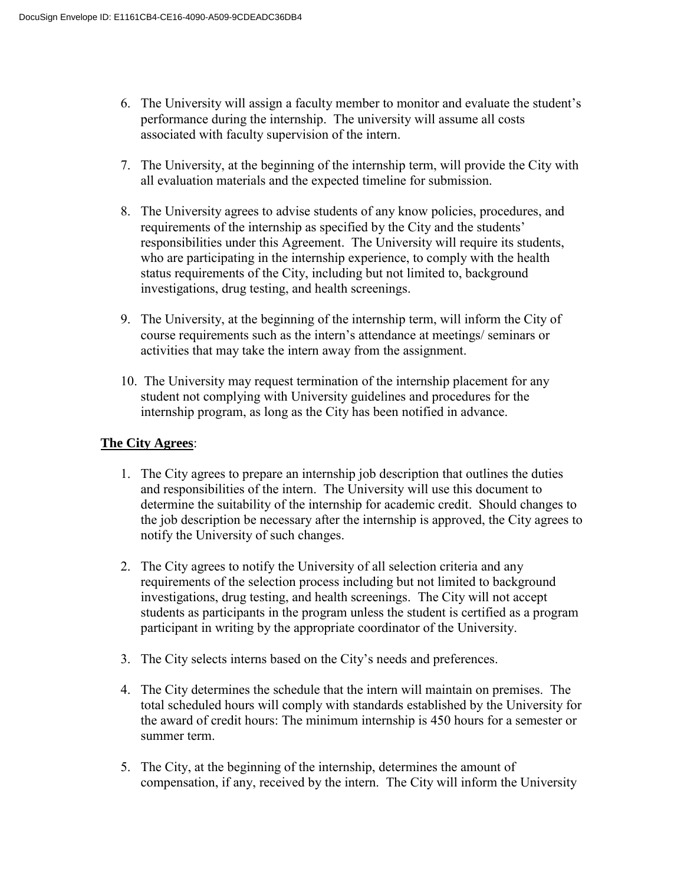6. The University will assign a faculty member to monitor and evaluate the student's performance during the internship. The university will assume all costs associated with faculty supervision of the intern.

7. The University, at the beginning of the internship term, will provide the City with all evaluation materials and the expected timeline for submission.

8. The University agrees to advise students of any know policies, procedures, and requirements of the internship as specified by the City and the students' responsibilities under this Agreement. The University will require its students, who are participating in the internship experience, to comply with the health status requirements of the City, including but not limited to, background investigations, drug testing, and health screenings.

9. The University, at the beginning of the internship term, will inform the City of course requirements such as the intern's attendance at meetings/ seminars or activities that may take the intern away from the assignment.

10. The University may request termination of the internship placement for any student not complying with University guidelines and procedures for the internship program, as long as the City has been notified in advance.

**<u>The City Agrees</u>**:

1. The City agrees to prepare an internship job description that outlines the duties and responsibilities of the intern. The University will use this document to determine the suitability of the internship for academic credit. Should changes to the job description be necessary after the internship is approved, the City agrees to notify the University of such changes.

2. The City agrees to notify the University of all selection criteria and any requirements of the selection process including but not limited to background investigations, drug testing, and health screenings. The City will not accept students as participants in the program unless the student is certified as a program participant in writing by the appropriate coordinator of the University.

3. The City selects interns based on the City's needs and preferences.

4. The City determines the schedule that the intern will maintain on premises. The total scheduled hours will comply with standards established by the University for the award of credit hours: The minimum internship is 450 hours for a semester or summer term.

5. The City, at the beginning of the internship, determines the amount of compensation, if any, received by the intern. The City will inform the University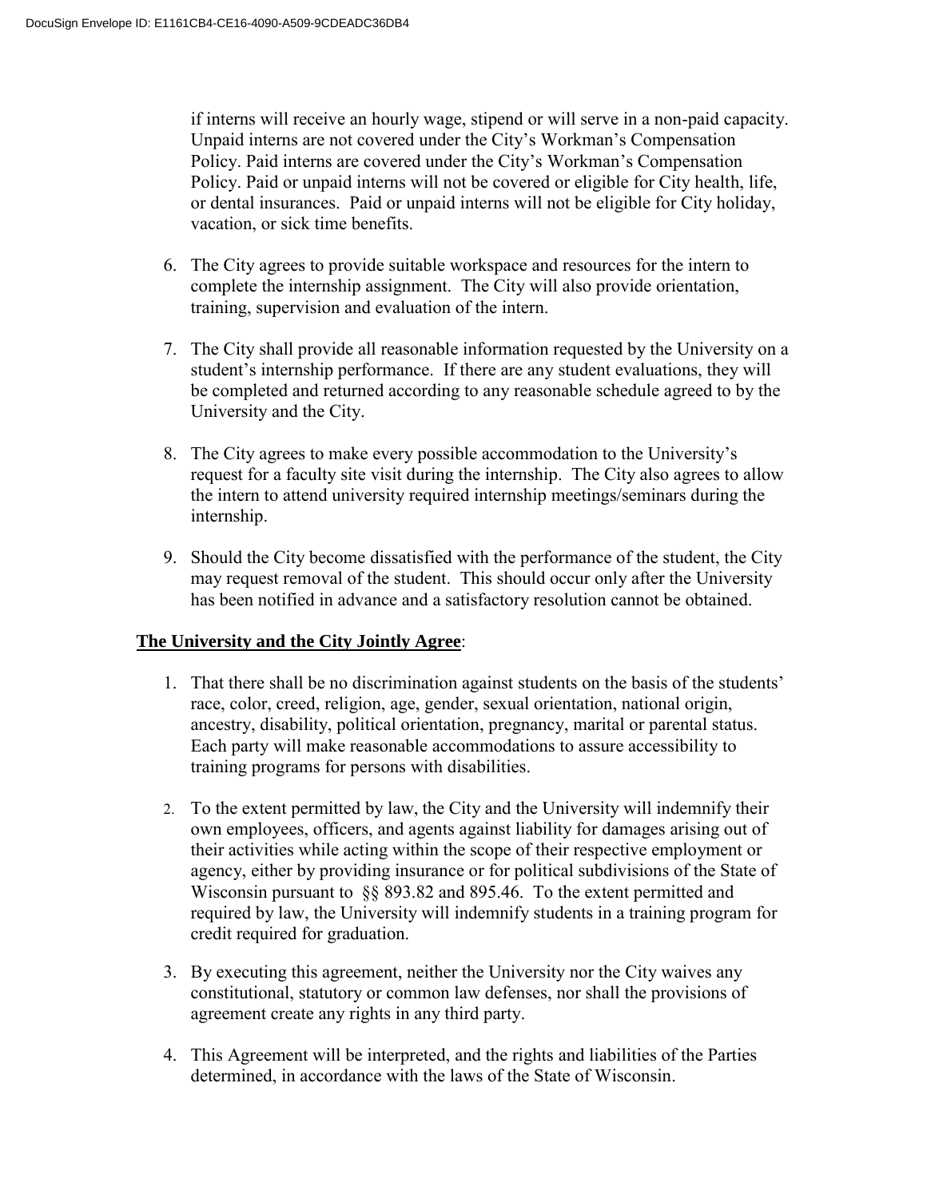if interns will receive an hourly wage, stipend or will serve in a non-paid capacity. Unpaid interns are not covered under the City's Workman's Compensation Policy. Paid interns are covered under the City's Workman's Compensation Policy. Paid or unpaid interns will not be covered or eligible for City health, life, or dental insurances. Paid or unpaid interns will not be eligible for City holiday, vacation, or sick time benefits.

6. The City agrees to provide suitable workspace and resources for the intern to complete the internship assignment. The City will also provide orientation, training, supervision and evaluation of the intern.

7. The City shall provide all reasonable information requested by the University on a student's internship performance. If there are any student evaluations, they will be completed and returned according to any reasonable schedule agreed to by the University and the City.

8. The City agrees to make every possible accommodation to the University's request for a faculty site visit during the internship. The City also agrees to allow the intern to attend university required internship meetings/seminars during the internship.

9. Should the City become dissatisfied with the performance of the student, the City may request removal of the student. This should occur only after the University has been notified in advance and a satisfactory resolution cannot be obtained.

**The University and the City Jointly Agree**:

1. That there shall be no discrimination against students on the basis of the students' race, color, creed, religion, age, gender, sexual orientation, national origin, ancestry, disability, political orientation, pregnancy, marital or parental status. Each party will make reasonable accommodations to assure accessibility to training programs for persons with disabilities.

2. To the extent permitted by law, the City and the University will indemnify their own employees, officers, and agents against liability for damages arising out of their activities while acting within the scope of their respective employment or agency, either by providing insurance or for political subdivisions of the State of Wisconsin pursuant to §§ 893.82 and 895.46. To the extent permitted and required by law, the University will indemnify students in a training program for credit required for graduation.

3. By executing this agreement, neither the University nor the City waives any constitutional, statutory or common law defenses, nor shall the provisions of agreement create any rights in any third party.

4. This Agreement will be interpreted, and the rights and liabilities of the Parties determined, in accordance with the laws of the State of Wisconsin.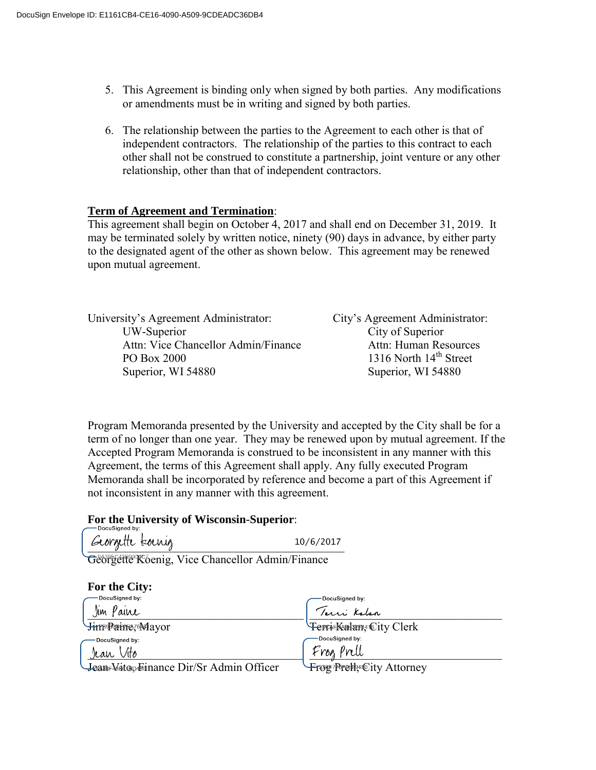DocuSign Envelope ID: E1161CB4-CE16-4090-A509-9CDEADC36DB4

5. This Agreement is binding only when signed by both parties. Any modifications or amendments must be in writing and signed by both parties.

6. The relationship between the parties to the Agreement to each other is that of independent contractors. The relationship of the parties to this contract to each other shall not be construed to constitute a partnership, joint venture or any other relationship, other than that of independent contractors.

**Term of Agreement and Termination**:
This agreement shall begin on October 4, 2017 and shall end on December 31, 2019. It may be terminated solely by written notice, ninety (90) days in advance, by either party to the designated agent of the other as shown below. This agreement may be renewed upon mutual agreement.

University's Agreement Administrator:
UW-Superior
Attn: Vice Chancellor Admin/Finance
PO Box 2000
Superior, WI 54880

City's Agreement Administrator:
City of Superior
Attn: Human Resources
1316 North 14th Street
Superior, WI 54880

Program Memoranda presented by the University and accepted by the City shall be for a term of no longer than one year. They may be renewed upon by mutual agreement. If the Accepted Program Memoranda is construed to be inconsistent in any manner with this Agreement, the terms of this Agreement shall apply. Any fully executed Program Memoranda shall be incorporated by reference and become a part of this Agreement if not inconsistent in any manner with this agreement.

**For the University of Wisconsin-Superior**:

DocuSigned by: Georgette Koenig 10/6/2017

Georgette Koenig, Vice Chancellor Admin/Finance

**For the City:**

DocuSigned by: Jim Paine
Jim Paine, Mayor

DocuSigned by: Terri Kalan
Terri Kalan, City Clerk

DocuSigned by: Jean Vito
Jean Vito, Finance Dir/Sr Admin Officer

DocuSigned by: Frog Prell
Frog Prell, City Attorney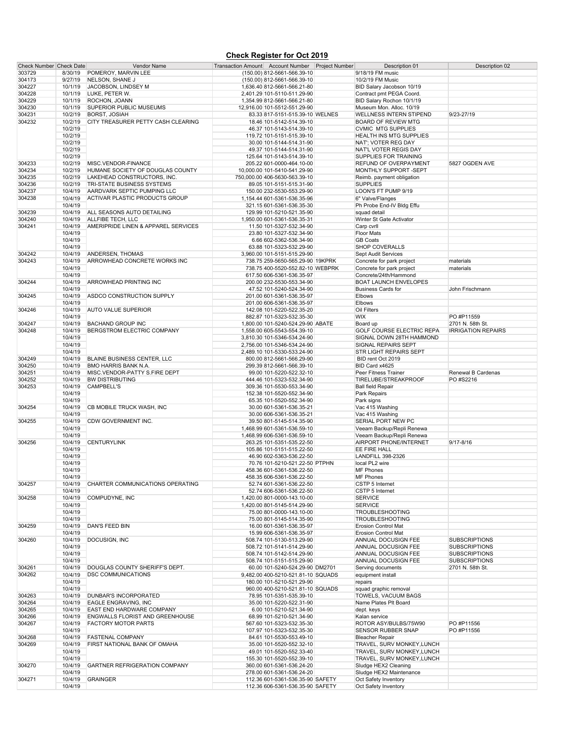## Check Register for Oct 2019

| Check Number | Check Date | Vendor Name | Transaction Amount | Account Number | Project Number | Description 01 | Description 02 |
|---|---|---|---|---|---|---|---|
| 303729 | 8/30/19 | POMEROY, MARVIN LEE | (150.00) | 812-5661-566.39-10 | | 9/18/19 FM music | |
| 304173 | 9/27/19 | NELSON, SHANE J | (150.00) | 812-5661-566.39-10 | | 10/2/19 FM Music | |
| 304227 | 10/1/19 | JACOBSON, LINDSEY M | 1,636.40 | 812-5661-566.21-80 | | BID Salary Jacobson 10/19 | |
| 304228 | 10/1/19 | LUKE, PETER W. | 2,401.29 | 101-5110-511.29-90 | | Contract pmt PEGA Coord. | |
| 304229 | 10/1/19 | ROCHON, JOANN | 1,354.99 | 812-5661-566.21-80 | | BID Salary Rochon 10/1/19 | |
| 304230 | 10/1/19 | SUPERIOR PUBLIC MUSEUMS | 12,916.00 | 101-5512-551.29-90 | | Museum Mon. Alloc. 10/19 | |
| 304231 | 10/2/19 | BORST, JOSIAH | 83.33 | 817-5151-515.39-10 | WELNES | WELLNESS INTERN STIPEND | 9/23-27/19 |
| 304232 | 10/2/19 | CITY TREASURER PETTY CASH CLEARING | 18.46 | 101-5142-514.39-10 | | BOARD OF REVIEW MTG | |
| | 10/2/19 | | 46.37 | 101-5143-514.39-10 | | CVMIC MTG SUPPLIES | |
| | 10/2/19 | | 119.72 | 101-5151-515.39-10 | | HEALTH INS MTG SUPPLIES | |
| | 10/2/19 | | 30.00 | 101-5144-514.31-90 | | NAT'; VOTER REG DAY | |
| | 10/2/19 | | 49.37 | 101-5144-514.31-90 | | NAT'L VOTER REGIS DAY | |
| | 10/2/19 | | 125.64 | 101-5143-514.39-10 | | SUPPLIES FOR TRAINING | |
| 304233 | 10/2/19 | MISC.VENDOR-FINANCE | 205.22 | 601-0000-464.10-00 | | REFUND OF OVERPAYMENT | 5827 OGDEN AVE |
| 304234 | 10/2/19 | HUMANE SOCIETY OF DOUGLAS COUNTY | 10,000.00 | 101-5410-541.29-90 | | MONTHLY SUPPORT -SEPT | |
| 304235 | 10/2/19 | LAKEHEAD CONSTRUCTORS, INC. | 750,000.00 | 406-5630-563.39-10 | | Reimb. payment obligation | |
| 304236 | 10/2/19 | TRI-STATE BUSINESS SYSTEMS | 89.05 | 101-5151-515.31-90 | | SUPPLIES | |
| 304237 | 10/4/19 | AARDVARK SEPTIC PUMPING LLC | 150.00 | 232-5530-553.29-90 | | LOON'S FT PUMP 9/19 | |
| 304238 | 10/4/19 | ACTIVAR PLASTIC PRODUCTS GROUP | 1,154.44 | 601-5361-536.35-96 | | 6" Valve/Flanges | |
| | 10/4/19 | | 321.15 | 601-5361-536.35-30 | | Ph Probe End-IV Bldg Effu | |
| 304239 | 10/4/19 | ALL SEASONS AUTO DETAILING | 129.99 | 101-5210-521.35-90 | | squad detail | |
| 304240 | 10/4/19 | ALLFIBE TECH, LLC | 1,950.00 | 601-5361-536.35-31 | | Winter St Gate Activator | |
| 304241 | 10/4/19 | AMERIPRIDE LINEN & APPAREL SERVICES | 11.50 | 101-5327-532.34-90 | | Carp cvrll | |
| | 10/4/19 | | 23.80 | 101-5327-532.34-90 | | Floor Mats | |
| | 10/4/19 | | 6.66 | 602-5362-536.34-90 | | GB Coats | |
| | 10/4/19 | | 63.88 | 101-5323-532.29-90 | | SHOP COVERALLS | |
| 304242 | 10/4/19 | ANDERSEN, THOMAS | 3,960.00 | 101-5151-515.29-90 | | Sept Audit Services | |
| 304243 | 10/4/19 | ARROWHEAD CONCRETE WORKS INC | 738.75 | 259-5650-565.29-90 | 19KPRK | Concrete for park project | materials |
| | 10/4/19 | | 738.75 | 400-5520-552.82-10 | WEBPRK | Concrete for park project | materials |
| | 10/4/19 | | 617.50 | 606-5361-536.35-97 | | Concrete/24th/Hammond | |
| 304244 | 10/4/19 | ARROWHEAD PRINTING INC | 200.00 | 232-5530-553.34-90 | | BOAT LAUNCH ENVELOPES | |
| | 10/4/19 | | 47.52 | 101-5240-524.34-90 | | Business Cards for | John Frischmann |
| 304245 | 10/4/19 | ASDCO CONSTRUCTION SUPPLY | 201.00 | 601-5361-536.35-97 | | Elbows | |
| | 10/4/19 | | 201.00 | 606-5361-536.35-97 | | Elbows | |
| 304246 | 10/4/19 | AUTO VALUE SUPERIOR | 142.08 | 101-5220-522.35-20 | | Oil Filters | |
| | 10/4/19 | | 882.87 | 101-5323-532.35-30 | | WIX | PO #P11559 |
| 304247 | 10/4/19 | BACHAND GROUP INC | 1,800.00 | 101-5240-524.29-90 | ABATE | Board up | 2701 N. 58th St. |
| 304248 | 10/4/19 | BERGSTROM ELECTRIC COMPANY | 1,558.00 | 605-5543-554.39-10 | | GOLF COURSE ELECTRIC REPA | IRRIGATION REPAIRS |
| | 10/4/19 | | 3,810.30 | 101-5346-534.24-90 | | SIGNAL DOWN 28TH HAMMOND | |
| | 10/4/19 | | 2,756.00 | 101-5346-534.24-90 | | SIGNAL REPAIRS SEPT | |
| | 10/4/19 | | 2,489.10 | 101-5330-533.24-90 | | STR LIGHT REPAIRS SEPT | |
| 304249 | 10/4/19 | BLAINE BUSINESS CENTER, LLC | 800.00 | 812-5661-566.29-90 | | BID rent Oct 2019 | |
| 304250 | 10/4/19 | BMO HARRIS BANK N.A. | 299.39 | 812-5661-566.39-10 | | BID Card x4625 | |
| 304251 | 10/4/19 | MISC.VENDOR-PATTY S.FIRE DEPT | 99.00 | 101-5220-522.32-10 | | Peer Fitness Trainer | Renewal B Cardenas |
| 304252 | 10/4/19 | BW DISTRIBUTING | 444.46 | 101-5323-532.34-90 | | TIRELUBE/STREAKPROOF | PO #S2216 |
| 304253 | 10/4/19 | CAMPBELL'S | 309.36 | 101-5530-553.34-90 | | Ball field Repair | |
| | 10/4/19 | | 152.38 | 101-5520-552.34-90 | | Park Repairs | |
| | 10/4/19 | | 65.35 | 101-5520-552.34-90 | | Park signs | |
| 304254 | 10/4/19 | CB MOBILE TRUCK WASH, INC | 30.00 | 601-5361-536.35-21 | | Vac 415 Washing | |
| | 10/4/19 | | 30.00 | 606-5361-536.35-21 | | Vac 415 Washing | |
| 304255 | 10/4/19 | CDW GOVERNMENT INC. | 39.50 | 801-5145-514.35-90 | | SERIAL PORT NEW PC | |
| | 10/4/19 | | 1,468.99 | 601-5361-536.59-10 | | Veeam Backup/Repli Renewa | |
| | 10/4/19 | | 1,468.99 | 606-5361-536.59-10 | | Veeam Backup/Repli Renewa | |
| 304256 | 10/4/19 | CENTURYLINK | 263.25 | 101-5351-535.22-50 | | AIRPORT PHONE/INTERNET | 9/17-8/16 |
| | 10/4/19 | | 105.86 | 101-5151-515.22-50 | | EE FIRE HALL | |
| | 10/4/19 | | 46.90 | 602-5363-536.22-50 | | LANDFILL 398-2326 | |
| | 10/4/19 | | 70.76 | 101-5210-521.22-50 | PTPHN | local PL2 wire | |
| | 10/4/19 | | 458.36 | 601-5361-536.22-50 | | MF Phones | |
| | 10/4/19 | | 458.35 | 606-5361-536.22-50 | | MF Phones | |
| 304257 | 10/4/19 | CHARTER COMMUNICATIONS OPERATING | 52.74 | 601-5361-536.22-50 | | CSTP 5 Internet | |
| | 10/4/19 | | 52.74 | 606-5361-536.22-50 | | CSTP 5 Internet | |
| 304258 | 10/4/19 | COMPUDYNE, INC | 1,420.00 | 801-0000-143.10-00 | | SERVICE | |
| | 10/4/19 | | 1,420.00 | 801-5145-514.29-90 | | SERVICE | |
| | 10/4/19 | | 75.00 | 801-0000-143.10-00 | | TROUBLESHOOTING | |
| | 10/4/19 | | 75.00 | 801-5145-514.35-90 | | TROUBLESHOOTING | |
| 304259 | 10/4/19 | DAN'S FEED BIN | 16.00 | 601-5361-536.35-97 | | Erosion Control Mat | |
| | 10/4/19 | | 15.99 | 606-5361-536.35-97 | | Erosion Control Mat | |
| 304260 | 10/4/19 | DOCUSIGN, INC | 508.74 | 101-5130-513.29-90 | | ANNUAL DOCUSIGN FEE | SUBSCRIPTIONS |
| | 10/4/19 | | 508.72 | 101-5141-514.29-90 | | ANNUAL DOCUSIGN FEE | SUBSCRIPTIONS |
| | 10/4/19 | | 508.74 | 101-5142-514.29-90 | | ANNUAL DOCUSIGN FEE | SUBSCRIPTIONS |
| | 10/4/19 | | 508.74 | 101-5151-515.29-90 | | ANNUAL DOCUSIGN FEE | SUBSCRIPTIONS |
| 304261 | 10/4/19 | DOUGLAS COUNTY SHERIFF'S DEPT. | 60.00 | 101-5240-524.29-90 | DM2701 | Serving documents | 2701 N. 58th St. |
| 304262 | 10/4/19 | DSC COMMUNICATIONS | 9,482.00 | 400-5210-521.81-10 | SQUADS | equipment install | |
| | 10/4/19 | | 180.00 | 101-5210-521.29-90 | | repairs | |
| | 10/4/19 | | 960.00 | 400-5210-521.81-10 | SQUADS | squad graphic removal | |
| 304263 | 10/4/19 | DUNBAR'S INCORPORATED | 78.95 | 101-5351-535.39-10 | | TOWELS, VACUUM BAGS | |
| 304264 | 10/4/19 | EAGLE ENGRAVING, INC | 35.00 | 101-5220-522.31-90 | | Name Plates Plt Board | |
| 304265 | 10/4/19 | EAST END HARDWARE COMPANY | 6.00 | 101-5210-521.34-90 | | dept. keys | |
| 304266 | 10/4/19 | ENGWALLS FLORIST AND GREENHOUSE | 68.99 | 101-5210-521.34-90 | | Kalan service | |
| 304267 | 10/4/19 | FACTORY MOTOR PARTS | 567.60 | 101-5323-532.35-30 | | ROTOR ASY/BULBS/75W90 | PO #P11556 |
| | 10/4/19 | | 107.97 | 101-5323-532.35-30 | | SENSOR RUBBER SNAP | PO #P11556 |
| 304268 | 10/4/19 | FASTENAL COMPANY | 84.61 | 101-5530-553.49-10 | | Bleacher Repair | |
| 304269 | 10/4/19 | FIRST NATIONAL BANK OF OMAHA | 35.00 | 101-5520-552.32-10 | | TRAVEL, SURV MONKEY,LUNCH | |
| | 10/4/19 | | 49.01 | 101-5520-552.33-40 | | TRAVEL, SURV MONKEY,LUNCH | |
| | 10/4/19 | | 155.30 | 101-5520-552.39-10 | | TRAVEL, SURV MONKEY,LUNCH | |
| 304270 | 10/4/19 | GARTNER REFRIGERATION COMPANY | 360.00 | 601-5361-536.24-20 | | Sludge HEX2 Cleaning | |
| | 10/4/19 | | 278.00 | 601-5361-536.24-20 | | Sludge HEX2 Maintenance | |
| 304271 | 10/4/19 | GRAINGER | 112.36 | 601-5361-536.35-90 | SAFETY | Oct Safety Inventory | |
| | 10/4/19 | | 112.36 | 606-5361-536.35-90 | SAFETY | Oct Safety Inventory | |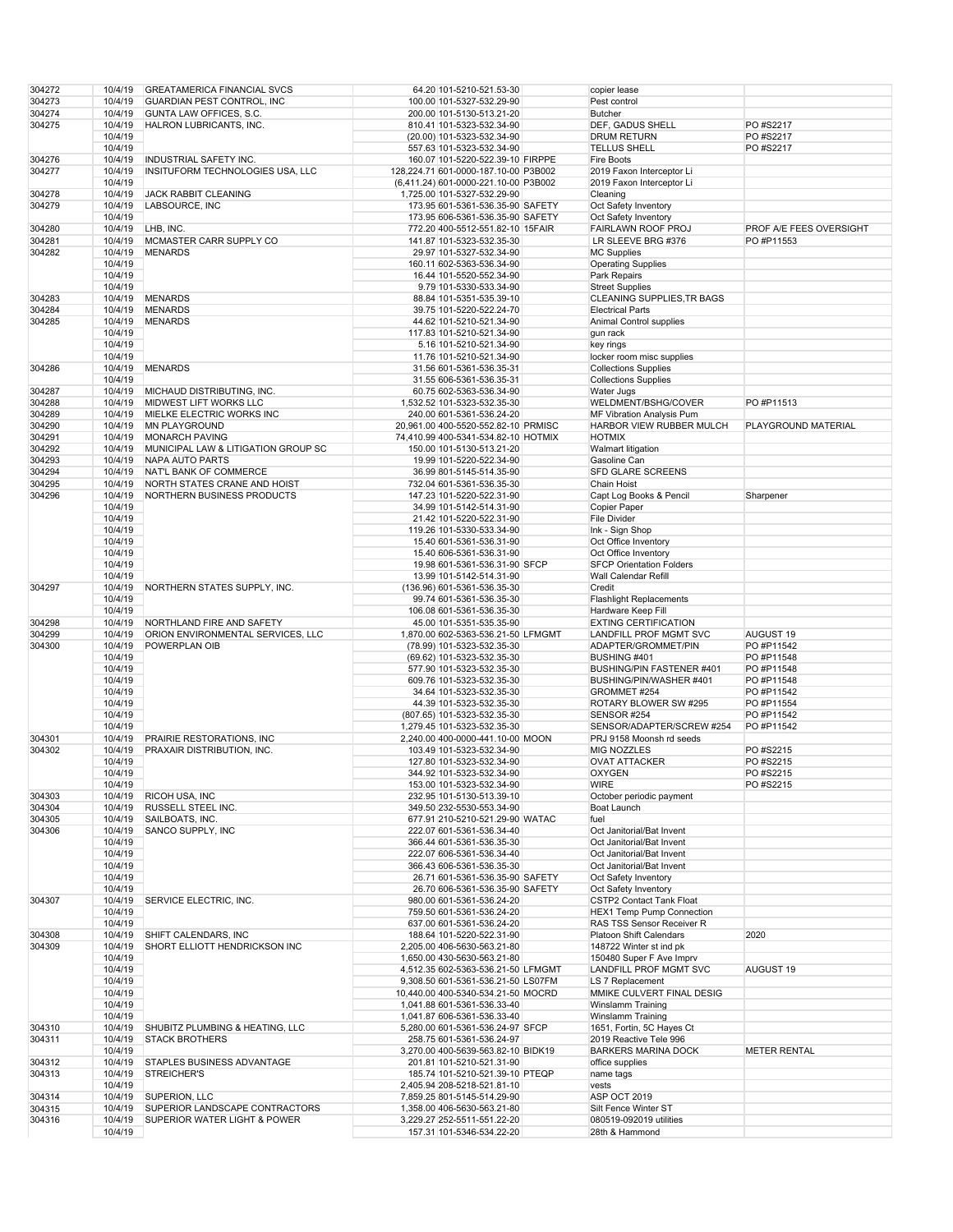| | | | | | |
|---|---|---|---|---|---|
| 304272 | 10/4/19 | GREATAMERICA FINANCIAL SVCS | 64.20 101-5210-521.53-30 | copier lease | |
| 304273 | 10/4/19 | GUARDIAN PEST CONTROL, INC | 100.00 101-5327-532.29-90 | Pest control | |
| 304274 | 10/4/19 | GUNTA LAW OFFICES, S.C. | 200.00 101-5130-513.21-20 | Butcher | |
| 304275 | 10/4/19 | HALRON LUBRICANTS, INC. | 810.41 101-5323-532.34-90 | DEF, GADUS SHELL | PO #S2217 |
| | 10/4/19 | | (20.00) 101-5323-532.34-90 | DRUM RETURN | PO #S2217 |
| | 10/4/19 | | 557.63 101-5323-532.34-90 | TELLUS SHELL | PO #S2217 |
| 304276 | 10/4/19 | INDUSTRIAL SAFETY INC. | 160.07 101-5220-522.39-10 FIRPPE | Fire Boots | |
| 304277 | 10/4/19 | INSITUFORM TECHNOLOGIES USA, LLC | 128,224.71 601-0000-187.10-00 P3B002 | 2019 Faxon Interceptor Li | |
| | 10/4/19 | | (6,411.24) 601-0000-221.10-00 P3B002 | 2019 Faxon Interceptor Li | |
| 304278 | 10/4/19 | JACK RABBIT CLEANING | 1,725.00 101-5327-532.29-90 | Cleaning | |
| 304279 | 10/4/19 | LABSOURCE, INC | 173.95 601-5361-536.35-90 SAFETY | Oct Safety Inventory | |
| | 10/4/19 | | 173.95 606-5361-536.35-90 SAFETY | Oct Safety Inventory | |
| 304280 | 10/4/19 | LHB, INC. | 772.20 400-5512-551.82-10 15FAIR | FAIRLAWN ROOF PROJ | PROF A/E FEES OVERSIGHT |
| 304281 | 10/4/19 | MCMASTER CARR SUPPLY CO | 141.87 101-5323-532.35-30 | LR SLEEVE BRG #376 | PO #P11553 |
| 304282 | 10/4/19 | MENARDS | 29.97 101-5327-532.34-90 | MC Supplies | |
| | 10/4/19 | | 160.11 602-5363-536.34-90 | Operating Supplies | |
| | 10/4/19 | | 16.44 101-5520-552.34-90 | Park Repairs | |
| | 10/4/19 | | 9.79 101-5330-533.34-90 | Street Supplies | |
| 304283 | 10/4/19 | MENARDS | 88.84 101-5351-535.39-10 | CLEANING SUPPLIES,TR BAGS | |
| 304284 | 10/4/19 | MENARDS | 39.75 101-5220-522.24-70 | Electrical Parts | |
| 304285 | 10/4/19 | MENARDS | 44.62 101-5210-521.34-90 | Animal Control supplies | |
| | 10/4/19 | | 117.83 101-5210-521.34-90 | gun rack | |
| | 10/4/19 | | 5.16 101-5210-521.34-90 | key rings | |
| | 10/4/19 | | 11.76 101-5210-521.34-90 | locker room misc supplies | |
| 304286 | 10/4/19 | MENARDS | 31.56 601-5361-536.35-31 | Collections Supplies | |
| | 10/4/19 | | 31.55 606-5361-536.35-31 | Collections Supplies | |
| 304287 | 10/4/19 | MICHAUD DISTRIBUTING, INC. | 60.75 602-5363-536.34-90 | Water Jugs | |
| 304288 | 10/4/19 | MIDWEST LIFT WORKS LLC | 1,532.52 101-5323-532.35-30 | WELDMENT/BSHG/COVER | PO #P11513 |
| 304289 | 10/4/19 | MIELKE ELECTRIC WORKS INC | 240.00 601-5361-536.24-20 | MF Vibration Analysis Pum | |
| 304290 | 10/4/19 | MN PLAYGROUND | 20,961.00 400-5520-552.82-10 PRMISC | HARBOR VIEW RUBBER MULCH | PLAYGROUND MATERIAL |
| 304291 | 10/4/19 | MONARCH PAVING | 74,410.99 400-5341-534.82-10 HOTMIX | HOTMIX | |
| 304292 | 10/4/19 | MUNICIPAL LAW & LITIGATION GROUP SC | 150.00 101-5130-513.21-20 | Walmart litigation | |
| 304293 | 10/4/19 | NAPA AUTO PARTS | 19.99 101-5220-522.34-90 | Gasoline Can | |
| 304294 | 10/4/19 | NAT'L BANK OF COMMERCE | 36.99 801-5145-514.35-90 | SFD GLARE SCREENS | |
| 304295 | 10/4/19 | NORTH STATES CRANE AND HOIST | 732.04 601-5361-536.35-30 | Chain Hoist | |
| 304296 | 10/4/19 | NORTHERN BUSINESS PRODUCTS | 147.23 101-5220-522.31-90 | Capt Log Books & Pencil | Sharpener |
| | 10/4/19 | | 34.99 101-5142-514.31-90 | Copier Paper | |
| | 10/4/19 | | 21.42 101-5220-522.31-90 | File Divider | |
| | 10/4/19 | | 119.26 101-5330-533.34-90 | Ink - Sign Shop | |
| | 10/4/19 | | 15.40 601-5361-536.31-90 | Oct Office Inventory | |
| | 10/4/19 | | 15.40 606-5361-536.31-90 | Oct Office Inventory | |
| | 10/4/19 | | 19.98 601-5361-536.31-90 SFCP | SFCP Orientation Folders | |
| | 10/4/19 | | 13.99 101-5142-514.31-90 | Wall Calendar Refill | |
| 304297 | 10/4/19 | NORTHERN STATES SUPPLY, INC. | (136.96) 601-5361-536.35-30 | Credit | |
| | 10/4/19 | | 99.74 601-5361-536.35-30 | Flashlight Replacements | |
| | 10/4/19 | | 106.08 601-5361-536.35-30 | Hardware Keep Fill | |
| 304298 | 10/4/19 | NORTHLAND FIRE AND SAFETY | 45.00 101-5351-535.35-90 | EXTING CERTIFICATION | |
| 304299 | 10/4/19 | ORION ENVIRONMENTAL SERVICES, LLC | 1,870.00 602-5363-536.21-50 LFMGMT | LANDFILL PROF MGMT SVC | AUGUST 19 |
| 304300 | 10/4/19 | POWERPLAN OIB | (78.99) 101-5323-532.35-30 | ADAPTER/GROMMET/PIN | PO #P11542 |
| | 10/4/19 | | (69.62) 101-5323-532.35-30 | BUSHING #401 | PO #P11548 |
| | 10/4/19 | | 577.90 101-5323-532.35-30 | BUSHING/PIN FASTENER #401 | PO #P11548 |
| | 10/4/19 | | 609.76 101-5323-532.35-30 | BUSHING/PIN/WASHER #401 | PO #P11548 |
| | 10/4/19 | | 34.64 101-5323-532.35-30 | GROMMET #254 | PO #P11542 |
| | 10/4/19 | | 44.39 101-5323-532.35-30 | ROTARY BLOWER SW #295 | PO #P11554 |
| | 10/4/19 | | (807.65) 101-5323-532.35-30 | SENSOR #254 | PO #P11542 |
| | 10/4/19 | | 1,279.45 101-5323-532.35-30 | SENSOR/ADAPTER/SCREW #254 | PO #P11542 |
| 304301 | 10/4/19 | PRAIRIE RESTORATIONS, INC | 2,240.00 400-0000-441.10-00 MOON | PRJ 9158 Moonsh rd seeds | |
| 304302 | 10/4/19 | PRAXAIR DISTRIBUTION, INC. | 103.49 101-5323-532.34-90 | MIG NOZZLES | PO #S2215 |
| | 10/4/19 | | 127.80 101-5323-532.34-90 | OVAT ATTACKER | PO #S2215 |
| | 10/4/19 | | 344.92 101-5323-532.34-90 | OXYGEN | PO #S2215 |
| | 10/4/19 | | 153.00 101-5323-532.34-90 | WIRE | PO #S2215 |
| 304303 | 10/4/19 | RICOH USA, INC | 232.95 101-5130-513.39-10 | October periodic payment | |
| 304304 | 10/4/19 | RUSSELL STEEL INC. | 349.50 232-5530-553.34-90 | Boat Launch | |
| 304305 | 10/4/19 | SAILBOATS, INC. | 677.91 210-5210-521.29-90 WATAC | fuel | |
| 304306 | 10/4/19 | SANCO SUPPLY, INC | 222.07 601-5361-536.34-40 | Oct Janitorial/Bat Invent | |
| | 10/4/19 | | 366.44 601-5361-536.35-30 | Oct Janitorial/Bat Invent | |
| | 10/4/19 | | 222.07 606-5361-536.34-40 | Oct Janitorial/Bat Invent | |
| | 10/4/19 | | 366.43 606-5361-536.35-30 | Oct Janitorial/Bat Invent | |
| | 10/4/19 | | 26.71 601-5361-536.35-90 SAFETY | Oct Safety Inventory | |
| | 10/4/19 | | 26.70 606-5361-536.35-90 SAFETY | Oct Safety Inventory | |
| 304307 | 10/4/19 | SERVICE ELECTRIC, INC. | 980.00 601-5361-536.24-20 | CSTP2 Contact Tank Float | |
| | 10/4/19 | | 759.50 601-5361-536.24-20 | HEX1 Temp Pump Connection | |
| | 10/4/19 | | 637.00 601-5361-536.24-20 | RAS TSS Sensor Receiver R | |
| 304308 | 10/4/19 | SHIFT CALENDARS, INC | 188.64 101-5220-522.31-90 | Platoon Shift Calendars | 2020 |
| 304309 | 10/4/19 | SHORT ELLIOTT HENDRICKSON INC | 2,205.00 406-5630-563.21-80 | 148722 Winter st ind pk | |
| | 10/4/19 | | 1,650.00 430-5630-563.21-80 | 150480 Super F Ave Imprv | |
| | 10/4/19 | | 4,512.35 602-5363-536.21-50 LFMGMT | LANDFILL PROF MGMT SVC | AUGUST 19 |
| | 10/4/19 | | 9,308.50 601-5361-536.21-50 LS07FM | LS 7 Replacement | |
| | 10/4/19 | | 10,440.00 400-5340-534.21-50 MOCRD | MMIKE CULVERT FINAL DESIG | |
| | 10/4/19 | | 1,041.88 601-5361-536.33-40 | Winslamm Training | |
| | 10/4/19 | | 1,041.87 606-5361-536.33-40 | Winslamm Training | |
| 304310 | 10/4/19 | SHUBITZ PLUMBING & HEATING, LLC | 5,280.00 601-5361-536.24-97 SFCP | 1651, Fortin, 5C Hayes Ct | |
| 304311 | 10/4/19 | STACK BROTHERS | 258.75 601-5361-536.24-97 | 2019 Reactive Tele 996 | |
| | 10/4/19 | | 3,270.00 400-5639-563.82-10 BIDK19 | BARKERS MARINA DOCK | METER RENTAL |
| 304312 | 10/4/19 | STAPLES BUSINESS ADVANTAGE | 201.81 101-5210-521.31-90 | office supplies | |
| 304313 | 10/4/19 | STREICHER'S | 185.74 101-5210-521.39-10 PTEQP | name tags | |
| | 10/4/19 | | 2,405.94 208-5218-521.81-10 | vests | |
| 304314 | 10/4/19 | SUPERION, LLC | 7,859.25 801-5145-514.29-90 | ASP OCT 2019 | |
| 304315 | 10/4/19 | SUPERIOR LANDSCAPE CONTRACTORS | 1,358.00 406-5630-563.21-80 | Silt Fence Winter ST | |
| 304316 | 10/4/19 | SUPERIOR WATER LIGHT & POWER | 3,229.27 252-5511-551.22-20 | 080519-092019 utilities | |
| | 10/4/19 | | 157.31 101-5346-534.22-20 | 28th & Hammond | |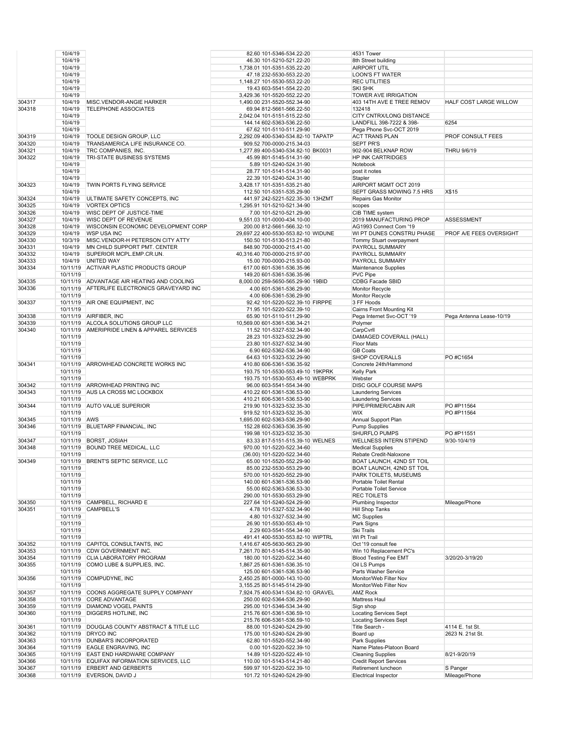| | | | | | |
|---|---|---|---|---|---|
| | 10/4/19 | | 82.60 101-5346-534.22-20 | 4531 Tower | |
| | 10/4/19 | | 46.30 101-5210-521.22-20 | 8th Street building | |
| | 10/4/19 | | 1,738.01 101-5351-535.22-20 | AIRPORT UTIL | |
| | 10/4/19 | | 47.18 232-5530-553.22-20 | LOON'S FT WATER | |
| | 10/4/19 | | 1,148.27 101-5530-553.22-20 | REC UTILITIES | |
| | 10/4/19 | | 19.43 603-5541-554.22-20 | SKI SHK | |
| | 10/4/19 | | 3,429.36 101-5520-552.22-20 | TOWER AVE IRRIGATION | |
| 304317 | 10/4/19 | MISC.VENDOR-ANGIE HARKER | 1,490.00 231-5520-552.34-90 | 403 14TH AVE E TREE REMOV | HALF COST LARGE WILLOW |
| 304318 | 10/4/19 | TELEPHONE ASSOCIATES | 69.94 812-5661-566.22-50 | 132418 | |
| | 10/4/19 | | 2,042.04 101-5151-515.22-50 | CITY CNTRX/LONG DISTANCE | |
| | 10/4/19 | | 144.14 602-5363-536.22-50 | LANDFILL 398-7222 & 398- | 6254 |
| | 10/4/19 | | 67.62 101-5110-511.29-90 | Pega Phone Svc-OCT 2019 | |
| 304319 | 10/4/19 | TOOLE DESIGN GROUP, LLC | 2,292.09 400-5340-534.82-10 TAPATP | ACT TRANS PLAN | PROF CONSULT FEES |
| 304320 | 10/4/19 | TRANSAMERICA LIFE INSURANCE CO. | 909.52 700-0000-215.34-03 | SEPT PR'S | |
| 304321 | 10/4/19 | TRC COMPANIES, INC. | 1,277.89 400-5340-534.82-10 BK0031 | 902-904 BELKNAP ROW | THRU 9/6/19 |
| 304322 | 10/4/19 | TRI-STATE BUSINESS SYSTEMS | 45.99 801-5145-514.31-90 | HP INK CARTRIDGES | |
| | 10/4/19 | | 5.89 101-5240-524.31-90 | Notebook | |
| | 10/4/19 | | 28.77 101-5141-514.31-90 | post it notes | |
| | 10/4/19 | | 22.39 101-5240-524.31-90 | Stapler | |
| 304323 | 10/4/19 | TWIN PORTS FLYING SERVICE | 3,428.17 101-5351-535.21-80 | AIRPORT MGMT OCT 2019 | |
| | 10/4/19 | | 112.50 101-5351-535.29-90 | SEPT GRASS MOWING 7.5 HRS | X$15 |
| 304324 | 10/4/19 | ULTIMATE SAFETY CONCEPTS, INC | 441.97 242-5221-522.35-30 13HZMT | Repairs Gas Monitor | |
| 304325 | 10/4/19 | VORTEX OPTICS | 1,295.91 101-5210-521.34-90 | scopes | |
| 304326 | 10/4/19 | WISC DEPT OF JUSTICE-TIME | 7.00 101-5210-521.29-90 | CIB TIME system | |
| 304327 | 10/4/19 | WISC DEPT OF REVENUE | 9,551.03 101-0000-434.10-00 | 2019 MANUFACTURING PROP | ASSESSMENT |
| 304328 | 10/4/19 | WISCONSIN ECONOMIC DEVELOPMENT CORP | 200.00 812-5661-566.32-10 | AG1993 Connect Com '19 | |
| 304329 | 10/4/19 | WSP USA INC | 29,697.22 400-5530-553.82-10 WIDUNE | WI PT DUNES CONSTRU PHASE | PROF A/E FEES OVERSIGHT |
| 304330 | 10/3/19 | MISC.VENDOR-H PETERSON CITY ATTY | 150.50 101-5130-513.21-80 | Tommy Stuart overpayment | |
| 304331 | 10/4/19 | MN CHILD SUPPORT PMT. CENTER | 848.90 700-0000-215.41-00 | PAYROLL SUMMARY | |
| 304332 | 10/4/19 | SUPERIOR MCPL.EMP.CR.UN. | 40,316.40 700-0000-215.97-00 | PAYROLL SUMMARY | |
| 304333 | 10/4/19 | UNITED WAY | 15.00 700-0000-215.93-00 | PAYROLL SUMMARY | |
| 304334 | 10/11/19 | ACTIVAR PLASTIC PRODUCTS GROUP | 617.00 601-5361-536.35-96 | Maintenance Supplies | |
| | 10/11/19 | | 149.20 601-5361-536.35-96 | PVC Pipe | |
| 304335 | 10/11/19 | ADVANTAGE AIR HEATING AND COOLING | 8,000.00 259-5650-565.29-90 19BID | CDBG Facade SBID | |
| 304336 | 10/11/19 | AFTERLIFE ELECTRONICS GRAVEYARD INC | 4.00 601-5361-536.29-90 | Monitor Recycle | |
| | 10/11/19 | | 4.00 606-5361-536.29-90 | Monitor Recycle | |
| 304337 | 10/11/19 | AIR ONE EQUIPMENT, INC | 92.42 101-5220-522.39-10 FIRPPE | 3 FF Hoods | |
| | 10/11/19 | | 71.95 101-5220-522.39-10 | Cairns Front Mounting Kit | |
| 304338 | 10/11/19 | AIRFIBER, INC | 65.90 101-5110-511.29-90 | Pega Internet Svc-OCT '19 | Pega Antenna Lease-10/19 |
| 304339 | 10/11/19 | ALCOLA SOLUTIONS GROUP LLC | 10,569.00 601-5361-536.34-21 | Polymer | |
| 304340 | 10/11/19 | AMERIPRIDE LINEN & APPAREL SERVICES | 11.52 101-5327-532.34-90 | CarpCvrll | |
| | 10/11/19 | | 28.23 101-5323-532.29-90 | DAMAGED COVERALL (HALL) | |
| | 10/11/19 | | 23.80 101-5327-532.34-90 | Floor Mats | |
| | 10/11/19 | | 6.90 602-5362-536.34-90 | GB Coats | |
| | 10/11/19 | | 64.63 101-5323-532.29-90 | SHOP COVERALLS | PO #C1654 |
| 304341 | 10/11/19 | ARROWHEAD CONCRETE WORKS INC | 410.80 606-5361-536.35-92 | Concrete 24th/Hammond | |
| | 10/11/19 | | 193.75 101-5530-553.49-10 19KPRK | Kelly Park | |
| | 10/11/19 | | 193.75 101-5530-553.49-10 WEBPRK | Webster | |
| 304342 | 10/11/19 | ARROWHEAD PRINTING INC | 96.00 603-5541-554.34-90 | DISC GOLF COURSE MAPS | |
| 304343 | 10/11/19 | AUS LA CROSS MC LOCKBOX | 410.22 601-5361-536.53-90 | Laundering Services | |
| | 10/11/19 | | 410.21 606-5361-536.53-90 | Laundering Services | |
| 304344 | 10/11/19 | AUTO VALUE SUPERIOR | 219.90 101-5323-532.35-30 | PIPE/PRIMER/CABIN AIR | PO #P11564 |
| | 10/11/19 | | 919.52 101-5323-532.35-30 | WIX | PO #P11564 |
| 304345 | 10/11/19 | AWS | 1,695.00 602-5363-536.29-90 | Annual Support Plan | |
| 304346 | 10/11/19 | BLUETARP FINANCIAL, INC | 152.28 602-5363-536.35-90 | Pump Supplies | |
| | 10/11/19 | | 199.98 101-5323-532.35-30 | SHURFLO PUMPS | PO #P11551 |
| 304347 | 10/11/19 | BORST, JOSIAH | 83.33 817-5151-515.39-10 WELNES | WELLNESS INTERN STIPEND | 9/30-10/4/19 |
| 304348 | 10/11/19 | BOUND TREE MEDICAL, LLC | 970.00 101-5220-522.34-60 | Medical Supplies | |
| | 10/11/19 | | (36.00) 101-5220-522.34-60 | Rebate Credit-Naloxone | |
| 304349 | 10/11/19 | BRENT'S SEPTIC SERVICE, LLC | 65.00 101-5520-552.29-90 | BOAT LAUNCH, 42ND ST TOIL | |
| | 10/11/19 | | 85.00 232-5530-553.29-90 | BOAT LAUNCH, 42ND ST TOIL | |
| | 10/11/19 | | 570.00 101-5520-552.29-90 | PARK TOILETS, MUSEUMS | |
| | 10/11/19 | | 140.00 601-5361-536.53-90 | Portable Toilet Rental | |
| | 10/11/19 | | 55.00 602-5363-536.53-30 | Portable Toilet Service | |
| | 10/11/19 | | 290.00 101-5530-553.29-90 | REC TOILETS | |
| 304350 | 10/11/19 | CAMPBELL, RICHARD E | 227.64 101-5240-524.29-90 | Plumbing Inspector | Mileage/Phone |
| 304351 | 10/11/19 | CAMPBELL'S | 4.78 101-5327-532.34-90 | Hill Shop Tanks | |
| | 10/11/19 | | 4.80 101-5327-532.34-90 | MC Supplies | |
| | 10/11/19 | | 26.90 101-5530-553.49-10 | Park Signs | |
| | 10/11/19 | | 2.29 603-5541-554.34-90 | Ski Trails | |
| | 10/11/19 | | 491.41 400-5530-553.82-10 WIPTRL | WI Pt Trail | |
| 304352 | 10/11/19 | CAPITOL CONSULTANTS, INC | 1,416.67 405-5630-563.29-90 | Oct '19 consult fee | |
| 304353 | 10/11/19 | CDW GOVERNMENT INC. | 7,261.70 801-5145-514.35-90 | Win 10 Replacement PC's | |
| 304354 | 10/11/19 | CLIA LABORATORY PROGRAM | 180.00 101-5220-522.34-60 | Blood Testing Fee EMT | 3/20/20-3/19/20 |
| 304355 | 10/11/19 | COMO LUBE & SUPPLIES, INC. | 1,867.25 601-5361-536.35-10 | Oil LS Pumps | |
| | 10/11/19 | | 125.00 601-5361-536.53-90 | Parts Washer Service | |
| 304356 | 10/11/19 | COMPUDYNE, INC | 2,450.25 801-0000-143.10-00 | Monitor/Web Filter Nov | |
| | 10/11/19 | | 3,155.25 801-5145-514.29-90 | Monitor/Web Filter Nov | |
| 304357 | 10/11/19 | COONS AGGREGATE SUPPLY COMPANY | 7,924.75 400-5341-534.82-10 GRAVEL | AMZ Rock | |
| 304358 | 10/11/19 | CORE ADVANTAGE | 250.00 602-5364-536.29-90 | Mattress Haul | |
| 304359 | 10/11/19 | DIAMOND VOGEL PAINTS | 295.00 101-5346-534.34-90 | Sign shop | |
| 304360 | 10/11/19 | DIGGERS HOTLINE, INC | 215.76 601-5361-536.59-10 | Locating Services Sept | |
| | 10/11/19 | | 215.76 606-5361-536.59-10 | Locating Services Sept | |
| 304361 | 10/11/19 | DOUGLAS COUNTY ABSTRACT & TITLE LLC | 88.00 101-5240-524.29-90 | Title Search - | 4114 E. 1st St. |
| 304362 | 10/11/19 | DRYCO INC | 175.00 101-5240-524.29-90 | Board up | 2623 N. 21st St. |
| 304363 | 10/11/19 | DUNBAR'S INCORPORATED | 62.80 101-5520-552.34-90 | Park Supplies | |
| 304364 | 10/11/19 | EAGLE ENGRAVING, INC | 0.00 101-5220-522.39-10 | Name Plates-Platoon Board | |
| 304365 | 10/11/19 | EAST END HARDWARE COMPANY | 14.89 101-5220-522.49-10 | Cleaning Supplies | 8/21-9/20/19 |
| 304366 | 10/11/19 | EQUIFAX INFORMATION SERVICES, LLC | 110.00 101-5143-514.21-80 | Credit Report Services | |
| 304367 | 10/11/19 | ERBERT AND GERBERTS | 599.97 101-5220-522.39-10 | Retirement luncheon | S Panger |
| 304368 | 10/11/19 | EVERSON, DAVID J | 101.72 101-5240-524.29-90 | Electrical Inspector | Mileage/Phone |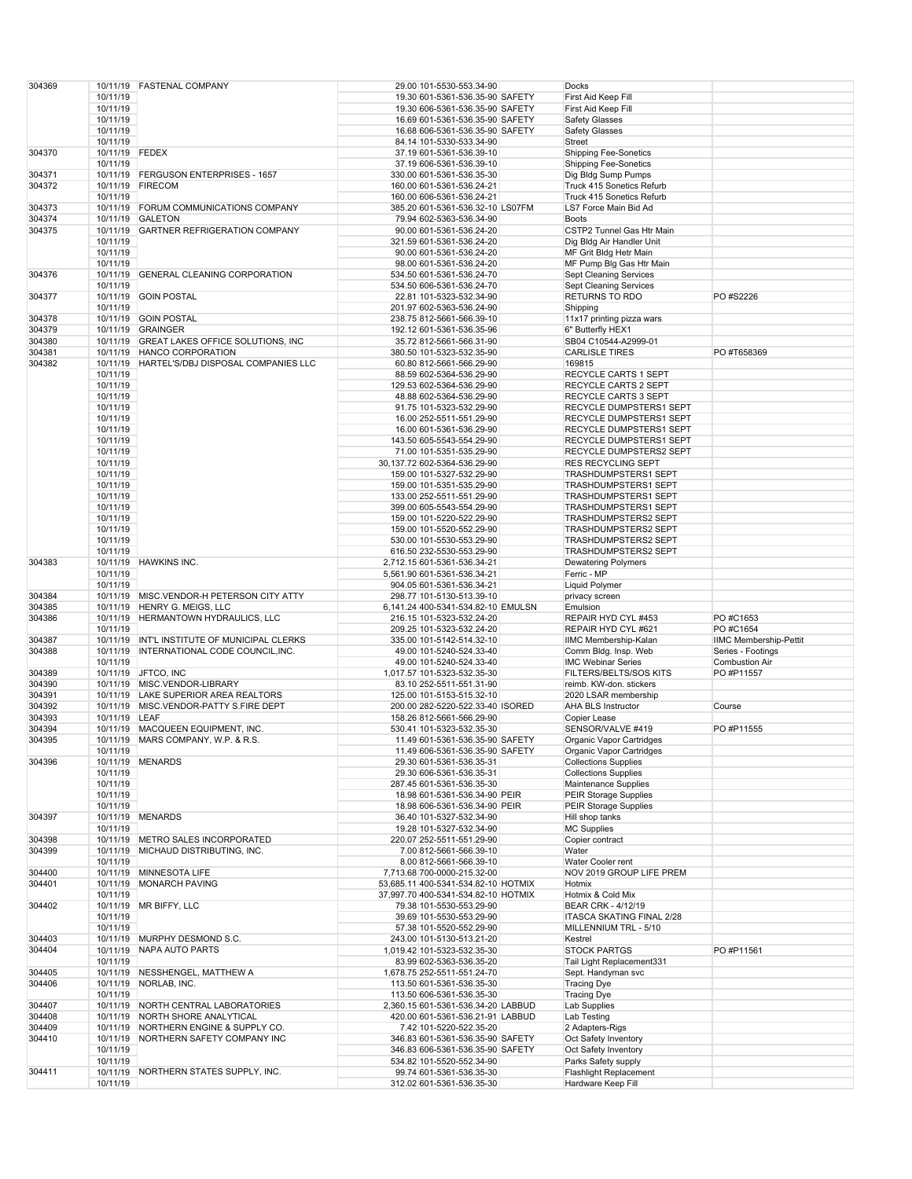| | | | | | | |
|---|---|---|---|---|---|---|
| 304369 | 10/11/19 | FASTENAL COMPANY | 29.00 | 101-5530-553.34-90 | Docks | |
| | 10/11/19 | | 19.30 | 601-5361-536.35-90 SAFETY | First Aid Keep Fill | |
| | 10/11/19 | | 19.30 | 606-5361-536.35-90 SAFETY | First Aid Keep Fill | |
| | 10/11/19 | | 16.69 | 601-5361-536.35-90 SAFETY | Safety Glasses | |
| | 10/11/19 | | 16.68 | 606-5361-536.35-90 SAFETY | Safety Glasses | |
| | 10/11/19 | | 84.14 | 101-5330-533.34-90 | Street | |
| 304370 | 10/11/19 | FEDEX | 37.19 | 601-5361-536.39-10 | Shipping Fee-Sonetics | |
| | 10/11/19 | | 37.19 | 606-5361-536.39-10 | Shipping Fee-Sonetics | |
| 304371 | 10/11/19 | FERGUSON ENTERPRISES - 1657 | 330.00 | 601-5361-536.35-30 | Dig Bldg Sump Pumps | |
| 304372 | 10/11/19 | FIRECOM | 160.00 | 601-5361-536.24-21 | Truck 415 Sonetics Refurb | |
| | 10/11/19 | | 160.00 | 606-5361-536.24-21 | Truck 415 Sonetics Refurb | |
| 304373 | 10/11/19 | FORUM COMMUNICATIONS COMPANY | 385.20 | 601-5361-536.32-10 LS07FM | LS7 Force Main Bid Ad | |
| 304374 | 10/11/19 | GALETON | 79.94 | 602-5363-536.34-90 | Boots | |
| 304375 | 10/11/19 | GARTNER REFRIGERATION COMPANY | 90.00 | 601-5361-536.24-20 | CSTP2 Tunnel Gas Htr Main | |
| | 10/11/19 | | 321.59 | 601-5361-536.24-20 | Dig Bldg Air Handler Unit | |
| | 10/11/19 | | 90.00 | 601-5361-536.24-20 | MF Grit Bldg Hetr Main | |
| | 10/11/19 | | 98.00 | 601-5361-536.24-20 | MF Pump Blg Gas Htr Main | |
| 304376 | 10/11/19 | GENERAL CLEANING CORPORATION | 534.50 | 601-5361-536.24-70 | Sept Cleaning Services | |
| | 10/11/19 | | 534.50 | 606-5361-536.24-70 | Sept Cleaning Services | |
| 304377 | 10/11/19 | GOIN POSTAL | 22.81 | 101-5323-532.34-90 | RETURNS TO RDO | PO #S2226 |
| | 10/11/19 | | 201.97 | 602-5363-536.24-90 | Shipping | |
| 304378 | 10/11/19 | GOIN POSTAL | 238.75 | 812-5661-566.39-10 | 11x17 printing pizza wars | |
| 304379 | 10/11/19 | GRAINGER | 192.12 | 601-5361-536.35-96 | 6" Butterfly HEX1 | |
| 304380 | 10/11/19 | GREAT LAKES OFFICE SOLUTIONS, INC | 35.72 | 812-5661-566.31-90 | SB04 C10544-A2999-01 | |
| 304381 | 10/11/19 | HANCO CORPORATION | 380.50 | 101-5323-532.35-90 | CARLISLE TIRES | PO #T658369 |
| 304382 | 10/11/19 | HARTEL'S/DBJ DISPOSAL COMPANIES LLC | 60.80 | 812-5661-566.29-90 | 169815 | |
| | 10/11/19 | | 88.59 | 602-5364-536.29-90 | RECYCLE CARTS 1 SEPT | |
| | 10/11/19 | | 129.53 | 602-5364-536.29-90 | RECYCLE CARTS 2 SEPT | |
| | 10/11/19 | | 48.88 | 602-5364-536.29-90 | RECYCLE CARTS 3 SEPT | |
| | 10/11/19 | | 91.75 | 101-5323-532.29-90 | RECYCLE DUMPSTERS1 SEPT | |
| | 10/11/19 | | 16.00 | 252-5511-551.29-90 | RECYCLE DUMPSTERS1 SEPT | |
| | 10/11/19 | | 16.00 | 601-5361-536.29-90 | RECYCLE DUMPSTERS1 SEPT | |
| | 10/11/19 | | 143.50 | 605-5543-554.29-90 | RECYCLE DUMPSTERS1 SEPT | |
| | 10/11/19 | | 71.00 | 101-5351-535.29-90 | RECYCLE DUMPSTERS2 SEPT | |
| | 10/11/19 | | 30,137.72 | 602-5364-536.29-90 | RES RECYCLING SEPT | |
| | 10/11/19 | | 159.00 | 101-5327-532.29-90 | TRASHDUMPSTERS1 SEPT | |
| | 10/11/19 | | 159.00 | 101-5351-535.29-90 | TRASHDUMPSTERS1 SEPT | |
| | 10/11/19 | | 133.00 | 252-5511-551.29-90 | TRASHDUMPSTERS1 SEPT | |
| | 10/11/19 | | 399.00 | 605-5543-554.29-90 | TRASHDUMPSTERS1 SEPT | |
| | 10/11/19 | | 159.00 | 101-5220-522.29-90 | TRASHDUMPSTERS2 SEPT | |
| | 10/11/19 | | 159.00 | 101-5520-552.29-90 | TRASHDUMPSTERS2 SEPT | |
| | 10/11/19 | | 530.00 | 101-5530-553.29-90 | TRASHDUMPSTERS2 SEPT | |
| | 10/11/19 | | 616.50 | 232-5530-553.29-90 | TRASHDUMPSTERS2 SEPT | |
| 304383 | 10/11/19 | HAWKINS INC. | 2,712.15 | 601-5361-536.34-21 | Dewatering Polymers | |
| | 10/11/19 | | 5,561.90 | 601-5361-536.34-21 | Ferric - MP | |
| | 10/11/19 | | 904.05 | 601-5361-536.34-21 | Liquid Polymer | |
| 304384 | 10/11/19 | MISC.VENDOR-H PETERSON CITY ATTY | 298.77 | 101-5130-513.39-10 | privacy screen | |
| 304385 | 10/11/19 | HENRY G. MEIGS, LLC | 6,141.24 | 400-5341-534.82-10 EMULSN | Emulsion | |
| 304386 | 10/11/19 | HERMANTOWN HYDRAULICS, LLC | 216.15 | 101-5323-532.24-20 | REPAIR HYD CYL #453 | PO #C1653 |
| | 10/11/19 | | 209.25 | 101-5323-532.24-20 | REPAIR HYD CYL #621 | PO #C1654 |
| 304387 | 10/11/19 | INT'L INSTITUTE OF MUNICIPAL CLERKS | 335.00 | 101-5142-514.32-10 | IIMC Membership-Kalan | IIMC Membership-Pettit |
| 304388 | 10/11/19 | INTERNATIONAL CODE COUNCIL,INC. | 49.00 | 101-5240-524.33-40 | Comm Bldg. Insp. Web | Series - Footings |
| | 10/11/19 | | 49.00 | 101-5240-524.33-40 | IMC Webinar Series | Combustion Air |
| 304389 | 10/11/19 | JFTCO, INC | 1,017.57 | 101-5323-532.35-30 | FILTERS/BELTS/SOS KITS | PO #P11557 |
| 304390 | 10/11/19 | MISC.VENDOR-LIBRARY | 83.10 | 252-5511-551.31-90 | reimb. KW-don. stickers | |
| 304391 | 10/11/19 | LAKE SUPERIOR AREA REALTORS | 125.00 | 101-5153-515.32-10 | 2020 LSAR membership | |
| 304392 | 10/11/19 | MISC.VENDOR-PATTY S.FIRE DEPT | 200.00 | 282-5220-522.33-40 ISORED | AHA BLS Instructor | Course |
| 304393 | 10/11/19 | LEAF | 158.26 | 812-5661-566.29-90 | Copier Lease | |
| 304394 | 10/11/19 | MACQUEEN EQUIPMENT, INC. | 530.41 | 101-5323-532.35-30 | SENSOR/VALVE #419 | PO #P11555 |
| 304395 | 10/11/19 | MARS COMPANY, W.P. & R.S. | 11.49 | 601-5361-536.35-90 SAFETY | Organic Vapor Cartridges | |
| | 10/11/19 | | 11.49 | 606-5361-536.35-90 SAFETY | Organic Vapor Cartridges | |
| 304396 | 10/11/19 | MENARDS | 29.30 | 601-5361-536.35-31 | Collections Supplies | |
| | 10/11/19 | | 29.30 | 606-5361-536.35-31 | Collections Supplies | |
| | 10/11/19 | | 287.45 | 601-5361-536.35-30 | Maintenance Supplies | |
| | 10/11/19 | | 18.98 | 601-5361-536.34-90 PEIR | PEIR Storage Supplies | |
| | 10/11/19 | | 18.98 | 606-5361-536.34-90 PEIR | PEIR Storage Supplies | |
| 304397 | 10/11/19 | MENARDS | 36.40 | 101-5327-532.34-90 | Hill shop tanks | |
| | 10/11/19 | | 19.28 | 101-5327-532.34-90 | MC Supplies | |
| 304398 | 10/11/19 | METRO SALES INCORPORATED | 220.07 | 252-5511-551.29-90 | Copier contract | |
| 304399 | 10/11/19 | MICHAUD DISTRIBUTING, INC. | 7.00 | 812-5661-566.39-10 | Water | |
| | 10/11/19 | | 8.00 | 812-5661-566.39-10 | Water Cooler rent | |
| 304400 | 10/11/19 | MINNESOTA LIFE | 7,713.68 | 700-0000-215.32-00 | NOV 2019 GROUP LIFE PREM | |
| 304401 | 10/11/19 | MONARCH PAVING | 53,685.11 | 400-5341-534.82-10 HOTMIX | Hotmix | |
| | 10/11/19 | | 37,997.70 | 400-5341-534.82-10 HOTMIX | Hotmix & Cold Mix | |
| 304402 | 10/11/19 | MR BIFFY, LLC | 79.38 | 101-5530-553.29-90 | BEAR CRK - 4/12/19 | |
| | 10/11/19 | | 39.69 | 101-5530-553.29-90 | ITASCA SKATING FINAL 2/28 | |
| | 10/11/19 | | 57.38 | 101-5520-552.29-90 | MILLENNIUM TRL - 5/10 | |
| 304403 | 10/11/19 | MURPHY DESMOND S.C. | 243.00 | 101-5130-513.21-20 | Kestrel | |
| 304404 | 10/11/19 | NAPA AUTO PARTS | 1,019.42 | 101-5323-532.35-30 | STOCK PARTGS | PO #P11561 |
| | 10/11/19 | | 83.99 | 602-5363-536.35-20 | Tail Light Replacement331 | |
| 304405 | 10/11/19 | NESSHENGEL, MATTHEW A | 1,678.75 | 252-5511-551.24-70 | Sept. Handyman svc | |
| 304406 | 10/11/19 | NORLAB, INC. | 113.50 | 601-5361-536.35-30 | Tracing Dye | |
| | 10/11/19 | | 113.50 | 606-5361-536.35-30 | Tracing Dye | |
| 304407 | 10/11/19 | NORTH CENTRAL LABORATORIES | 2,360.15 | 601-5361-536.34-20 LABBUD | Lab Supplies | |
| 304408 | 10/11/19 | NORTH SHORE ANALYTICAL | 420.00 | 601-5361-536.21-91 LABBUD | Lab Testing | |
| 304409 | 10/11/19 | NORTHERN ENGINE & SUPPLY CO. | 7.42 | 101-5220-522.35-20 | 2 Adapters-Rigs | |
| 304410 | 10/11/19 | NORTHERN SAFETY COMPANY INC | 346.83 | 601-5361-536.35-90 SAFETY | Oct Safety Inventory | |
| | 10/11/19 | | 346.83 | 606-5361-536.35-90 SAFETY | Oct Safety Inventory | |
| | 10/11/19 | | 534.82 | 101-5520-552.34-90 | Parks Safety supply | |
| 304411 | 10/11/19 | NORTHERN STATES SUPPLY, INC. | 99.74 | 601-5361-536.35-30 | Flashlight Replacement | |
| | 10/11/19 | | 312.02 | 601-5361-536.35-30 | Hardware Keep Fill | |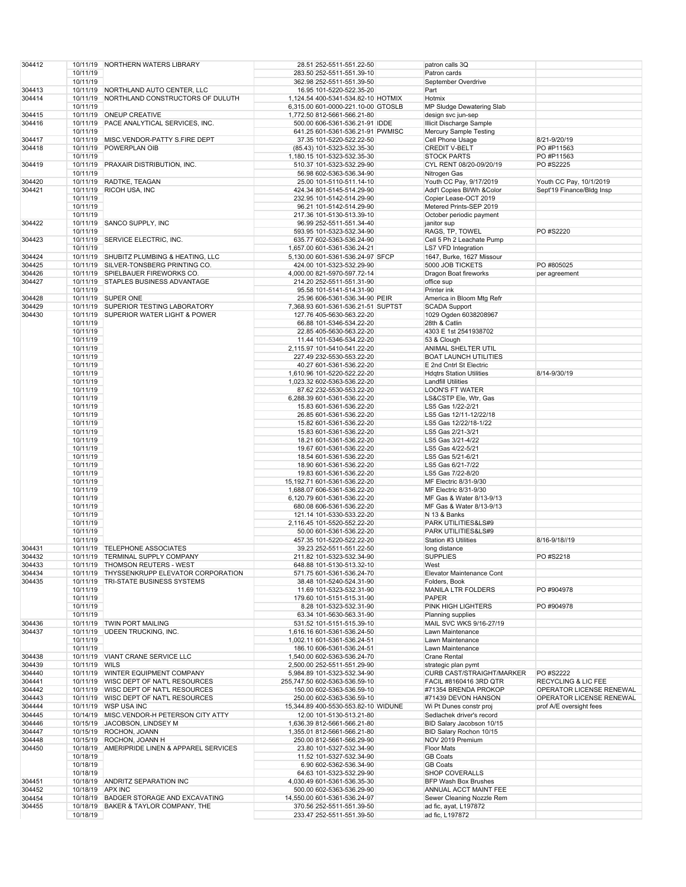| | | | | | |
|---|---|---|---|---|---|
| 304412 | 10/11/19 | NORTHERN WATERS LIBRARY | 28.51 252-5511-551.22-50 | patron calls 3Q | |
| | 10/11/19 | | 283.50 252-5511-551.39-10 | Patron cards | |
| | 10/11/19 | | 362.98 252-5511-551.39-50 | September Overdrive | |
| 304413 | 10/11/19 | NORTHLAND AUTO CENTER, LLC | 16.95 101-5220-522.35-20 | Part | |
| 304414 | 10/11/19 | NORTHLAND CONSTRUCTORS OF DULUTH | 1,124.54 400-5341-534.82-10 HOTMIX | Hotmix | |
| | 10/11/19 | | 6,315.00 601-0000-221.10-00 GTOSLB | MP Sludge Dewatering Slab | |
| 304415 | 10/11/19 | ONEUP CREATIVE | 1,772.50 812-5661-566.21-80 | design svc jun-sep | |
| 304416 | 10/11/19 | PACE ANALYTICAL SERVICES, INC. | 500.00 606-5361-536.21-91 IDDE | Illicit Discharge Sample | |
| | 10/11/19 | | 641.25 601-5361-536.21-91 PWMISC | Mercury Sample Testing | |
| 304417 | 10/11/19 | MISC.VENDOR-PATTY S.FIRE DEPT | 37.35 101-5220-522.22-50 | Cell Phone Usage | 8/21-9/20/19 |
| 304418 | 10/11/19 | POWERPLAN OIB | (85.43) 101-5323-532.35-30 | CREDIT V-BELT | PO #P11563 |
| | 10/11/19 | | 1,180.15 101-5323-532.35-30 | STOCK PARTS | PO #P11563 |
| 304419 | 10/11/19 | PRAXAIR DISTRIBUTION, INC. | 510.37 101-5323-532.29-90 | CYL RENT 08/20-09/20/19 | PO #S2225 |
| | 10/11/19 | | 56.98 602-5363-536.34-90 | Nitrogen Gas | |
| 304420 | 10/11/19 | RADTKE, TEAGAN | 25.00 101-5110-511.14-10 | Youth CC Pay, 9/17/2019 | Youth CC Pay, 10/1/2019 |
| 304421 | 10/11/19 | RICOH USA, INC | 424.34 801-5145-514.29-90 | Add'l Copies Bl/Wh &Color | Sept'19 Finance/Bldg Insp |
| | 10/11/19 | | 232.95 101-5142-514.29-90 | Copier Lease-OCT 2019 | |
| | 10/11/19 | | 96.21 101-5142-514.29-90 | Metered Prints-SEP 2019 | |
| | 10/11/19 | | 217.36 101-5130-513.39-10 | October periodic payment | |
| 304422 | 10/11/19 | SANCO SUPPLY, INC | 96.99 252-5511-551.34-40 | janitor sup | |
| | 10/11/19 | | 593.95 101-5323-532.34-90 | RAGS, TP, TOWEL | PO #S2220 |
| 304423 | 10/11/19 | SERVICE ELECTRIC, INC. | 635.77 602-5363-536.24-90 | Cell 5 Ph 2 Leachate Pump | |
| | 10/11/19 | | 1,657.00 601-5361-536.24-21 | LS7 VFD Integration | |
| 304424 | 10/11/19 | SHUBITZ PLUMBING & HEATING, LLC | 5,130.00 601-5361-536.24-97 SFCP | 1647, Burke, 1627 Missour | |
| 304425 | 10/11/19 | SILVER-TONSBERG PRINTING CO. | 424.00 101-5323-532.29-90 | 5000 JOB TICKETS | PO #805025 |
| 304426 | 10/11/19 | SPIELBAUER FIREWORKS CO. | 4,000.00 821-5970-597.72-14 | Dragon Boat fireworks | per agreement |
| 304427 | 10/11/19 | STAPLES BUSINESS ADVANTAGE | 214.20 252-5511-551.31-90 | office sup | |
| | 10/11/19 | | 95.58 101-5141-514.31-90 | Printer ink | |
| 304428 | 10/11/19 | SUPER ONE | 25.96 606-5361-536.34-90 PEIR | America in Bloom Mtg Refr | |
| 304429 | 10/11/19 | SUPERIOR TESTING LABORATORY | 7,368.93 601-5361-536.21-51 SUPTST | SCADA Support | |
| 304430 | 10/11/19 | SUPERIOR WATER LIGHT & POWER | 127.76 405-5630-563.22-20 | 1029 Ogden 6038208967 | |
| | 10/11/19 | | 66.88 101-5346-534.22-20 | 28th & Catlin | |
| | 10/11/19 | | 22.85 405-5630-563.22-20 | 4303 E 1st 2541938702 | |
| | 10/11/19 | | 11.44 101-5346-534.22-20 | 53 & Clough | |
| | 10/11/19 | | 2,115.97 101-5410-541.22-20 | ANIMAL SHELTER UTIL | |
| | 10/11/19 | | 227.49 232-5530-553.22-20 | BOAT LAUNCH UTILITIES | |
| | 10/11/19 | | 40.27 601-5361-536.22-20 | E 2nd Cntrl St Electric | |
| | 10/11/19 | | 1,610.96 101-5220-522.22-20 | Hdqtrs Station Utilities | 8/14-9/30/19 |
| | 10/11/19 | | 1,023.32 602-5363-536.22-20 | Landfill Utilities | |
| | 10/11/19 | | 87.62 232-5530-553.22-20 | LOON'S FT WATER | |
| | 10/11/19 | | 6,288.39 601-5361-536.22-20 | LS&CSTP Ele, Wtr, Gas | |
| | 10/11/19 | | 15.83 601-5361-536.22-20 | LS5 Gas 1/22-2/21 | |
| | 10/11/19 | | 26.85 601-5361-536.22-20 | LS5 Gas 12/11-12/22/18 | |
| | 10/11/19 | | 15.82 601-5361-536.22-20 | LS5 Gas 12/22/18-1/22 | |
| | 10/11/19 | | 15.83 601-5361-536.22-20 | LS5 Gas 2/21-3/21 | |
| | 10/11/19 | | 18.21 601-5361-536.22-20 | LS5 Gas 3/21-4/22 | |
| | 10/11/19 | | 19.67 601-5361-536.22-20 | LS5 Gas 4/22-5/21 | |
| | 10/11/19 | | 18.54 601-5361-536.22-20 | LS5 Gas 5/21-6/21 | |
| | 10/11/19 | | 18.90 601-5361-536.22-20 | LS5 Gas 6/21-7/22 | |
| | 10/11/19 | | 19.83 601-5361-536.22-20 | LS5 Gas 7/22-8/20 | |
| | 10/11/19 | | 15,192.71 601-5361-536.22-20 | MF Electric 8/31-9/30 | |
| | 10/11/19 | | 1,688.07 606-5361-536.22-20 | MF Electric 8/31-9/30 | |
| | 10/11/19 | | 6,120.79 601-5361-536.22-20 | MF Gas & Water 8/13-9/13 | |
| | 10/11/19 | | 680.08 606-5361-536.22-20 | MF Gas & Water 8/13-9/13 | |
| | 10/11/19 | | 121.14 101-5330-533.22-20 | N 13 & Banks | |
| | 10/11/19 | | 2,116.45 101-5520-552.22-20 | PARK UTILITIES&LS#9 | |
| | 10/11/19 | | 50.00 601-5361-536.22-20 | PARK UTILITIES&LS#9 | |
| | 10/11/19 | | 457.35 101-5220-522.22-20 | Station #3 Utilities | 8/16-9/18//19 |
| 304431 | 10/11/19 | TELEPHONE ASSOCIATES | 39.23 252-5511-551.22-50 | long distance | |
| 304432 | 10/11/19 | TERMINAL SUPPLY COMPANY | 211.82 101-5323-532.34-90 | SUPPLIES | PO #S2218 |
| 304433 | 10/11/19 | THOMSON REUTERS - WEST | 648.88 101-5130-513.32-10 | West | |
| 304434 | 10/11/19 | THYSSENKRUPP ELEVATOR CORPORATION | 571.75 601-5361-536.24-70 | Elevator Maintenance Cont | |
| 304435 | 10/11/19 | TRI-STATE BUSINESS SYSTEMS | 38.48 101-5240-524.31-90 | Folders, Book | |
| | 10/11/19 | | 11.69 101-5323-532.31-90 | MANILA LTR FOLDERS | PO #904978 |
| | 10/11/19 | | 179.60 101-5151-515.31-90 | PAPER | |
| | 10/11/19 | | 8.28 101-5323-532.31-90 | PINK HIGH LIGHTERS | PO #904978 |
| | 10/11/19 | | 63.34 101-5630-563.31-90 | Planning supplies | |
| 304436 | 10/11/19 | TWIN PORT MAILING | 531.52 101-5151-515.39-10 | MAIL SVC WKS 9/16-27/19 | |
| 304437 | 10/11/19 | UDEEN TRUCKING, INC. | 1,616.16 601-5361-536.24-50 | Lawn Maintenance | |
| | 10/11/19 | | 1,002.11 601-5361-536.24-51 | Lawn Maintenance | |
| | 10/11/19 | | 186.10 606-5361-536.24-51 | Lawn Maintenance | |
| 304438 | 10/11/19 | VIANT CRANE SERVICE LLC | 1,540.00 602-5363-536.24-70 | Crane Rental | |
| 304439 | 10/11/19 | WILS | 2,500.00 252-5511-551.29-90 | strategic plan pymt | |
| 304440 | 10/11/19 | WINTER EQUIPMENT COMPANY | 5,984.89 101-5323-532.34-90 | CURB CAST/STRAIGHT/MARKER | PO #S2222 |
| 304441 | 10/11/19 | WISC DEPT OF NAT'L RESOURCES | 255,747.50 602-5363-536.59-10 | FACIL #8160416 3RD QTR | RECYCLING & LIC FEE |
| 304442 | 10/11/19 | WISC DEPT OF NAT'L RESOURCES | 150.00 602-5363-536.59-10 | #71354 BRENDA PROKOP | OPERATOR LICENSE RENEWAL |
| 304443 | 10/11/19 | WISC DEPT OF NAT'L RESOURCES | 250.00 602-5363-536.59-10 | #71439 DEVON HANSON | OPERATOR LICENSE RENEWAL |
| 304444 | 10/11/19 | WSP USA INC | 15,344.89 400-5530-553.82-10 WIDUNE | Wi Pt Dunes constr proj | prof A/E oversight fees |
| 304445 | 10/14/19 | MISC.VENDOR-H PETERSON CITY ATTY | 12.00 101-5130-513.21-80 | Sedlachek driver's record | |
| 304446 | 10/15/19 | JACOBSON, LINDSEY M | 1,636.39 812-5661-566.21-80 | BID Salary Jacobson 10/15 | |
| 304447 | 10/15/19 | ROCHON, JOANN | 1,355.01 812-5661-566.21-80 | BID Salary Rochon 10/15 | |
| 304448 | 10/15/19 | ROCHON, JOANN H | 250.00 812-5661-566.29-90 | NOV 2019 Premium | |
| 304450 | 10/18/19 | AMERIPRIDE LINEN & APPAREL SERVICES | 23.80 101-5327-532.34-90 | Floor Mats | |
| | 10/18/19 | | 11.52 101-5327-532.34-90 | GB Coats | |
| | 10/18/19 | | 6.90 602-5362-536.34-90 | GB Coats | |
| | 10/18/19 | | 64.63 101-5323-532.29-90 | SHOP COVERALLS | |
| 304451 | 10/18/19 | ANDRITZ SEPARATION INC | 4,030.49 601-5361-536.35-30 | BFP Wash Box Brushes | |
| 304452 | 10/18/19 | APX INC | 500.00 602-5363-536.29-90 | ANNUAL ACCT MAINT FEE | |
| 304454 | 10/18/19 | BADGER STORAGE AND EXCAVATING | 14,550.00 601-5361-536.24-97 | Sewer Cleaning Nozzle Rem | |
| 304455 | 10/18/19 | BAKER & TAYLOR COMPANY, THE | 370.56 252-5511-551.39-50 | ad fic, ayat, L197872 | |
| | 10/18/19 | | 233.47 252-5511-551.39-50 | ad fic, L197872 | |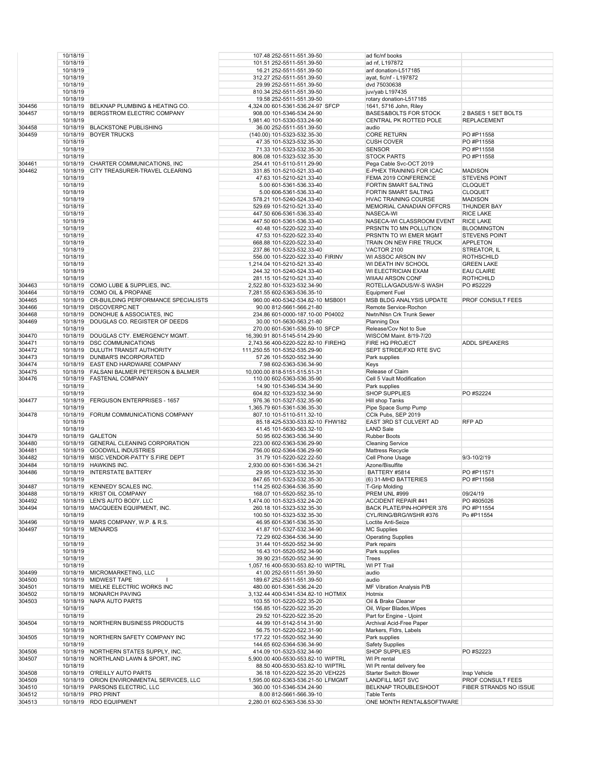| | | | | | | |
|---|---|---|---|---|---|---|
| | 10/18/19 | | 107.48 | 252-5511-551.39-50 | ad fic/nf books | |
| | 10/18/19 | | 101.51 | 252-5511-551.39-50 | ad nf, L197872 | |
| | 10/18/19 | | 16.21 | 252-5511-551.39-50 | anf donation-L517185 | |
| | 10/18/19 | | 312.27 | 252-5511-551.39-50 | ayat, fic/nf - L197872 | |
| | 10/18/19 | | 29.99 | 252-5511-551.39-50 | dvd 75030638 | |
| | 10/18/19 | | 810.34 | 252-5511-551.39-50 | juv/yab L197435 | |
| | 10/18/19 | | 19.58 | 252-5511-551.39-50 | rotary donation-L517185 | |
| 304456 | 10/18/19 | BELKNAP PLUMBING & HEATING CO. | 4,324.00 | 601-5361-536.24-97 SFCP | 1641, 5716 John, Riley | |
| 304457 | 10/18/19 | BERGSTROM ELECTRIC COMPANY | 908.00 | 101-5346-534.24-90 | BASES&BOLTS FOR STOCK | 2 BASES 1 SET BOLTS |
| | 10/18/19 | | 1,981.40 | 101-5330-533.24-90 | CENTRAL PK ROTTED POLE | REPLACEMENT |
| 304458 | 10/18/19 | BLACKSTONE PUBLISHING | 36.00 | 252-5511-551.39-50 | audio | |
| 304459 | 10/18/19 | BOYER TRUCKS | (140.00) | 101-5323-532.35-30 | CORE RETURN | PO #P11558 |
| | 10/18/19 | | 47.35 | 101-5323-532.35-30 | CUSH COVER | PO #P11558 |
| | 10/18/19 | | 71.33 | 101-5323-532.35-30 | SENSOR | PO #P11558 |
| | 10/18/19 | | 806.08 | 101-5323-532.35-30 | STOCK PARTS | PO #P11558 |
| 304461 | 10/18/19 | CHARTER COMMUNICATIONS, INC | 254.41 | 101-5110-511.29-90 | Pega Cable Svc-OCT 2019 | |
| 304462 | 10/18/19 | CITY TREASURER-TRAVEL CLEARING | 331.85 | 101-5210-521.33-40 | E-PHEX TRAINING FOR ICAC | MADISON |
| | 10/18/19 | | 47.63 | 101-5210-521.33-40 | FEMA 2019 CONFERENCE | STEVENS POINT |
| | 10/18/19 | | 5.00 | 601-5361-536.33-40 | FORTIN SMART SALTING | CLOQUET |
| | 10/18/19 | | 5.00 | 606-5361-536.33-40 | FORTIN SMART SALTING | CLOQUET |
| | 10/18/19 | | 578.21 | 101-5240-524.33-40 | HVAC TRAINING COURSE | MADISON |
| | 10/18/19 | | 529.69 | 101-5210-521.33-40 | MEMORIAL CANADIAN OFFCRS | THUNDER BAY |
| | 10/18/19 | | 447.50 | 606-5361-536.33-40 | NASECA-WI | RICE LAKE |
| | 10/18/19 | | 447.50 | 601-5361-536.33-40 | NASECA-WI CLASSROOM EVENT | RICE LAKE |
| | 10/18/19 | | 40.48 | 101-5220-522.33-40 | PRSNTN TO MN POLLUTION | BLOOMINGTON |
| | 10/18/19 | | 47.53 | 101-5220-522.33-40 | PRSNTN TO WI EMER MGMT | STEVENS POINT |
| | 10/18/19 | | 668.88 | 101-5220-522.33-40 | TRAIN ON NEW FIRE TRUCK | APPLETON |
| | 10/18/19 | | 237.86 | 101-5323-532.33-40 | VACTOR 2100 | STREATOR, IL |
| | 10/18/19 | | 556.00 | 101-5220-522.33-40 FIRINV | WI ASSOC ARSON INV | ROTHSCHILD |
| | 10/18/19 | | 1,214.04 | 101-5210-521.33-40 | WI DEATH INV SCHOOL | GREEN LAKE |
| | 10/18/19 | | 244.32 | 101-5240-524.33-40 | WI ELECTRICIAN EXAM | EAU CLAIRE |
| | 10/18/19 | | 281.15 | 101-5210-521.33-40 | WIIAAI ARSON CONF | ROTHCHILD |
| 304463 | 10/18/19 | COMO LUBE & SUPPLIES, INC. | 2,522.80 | 101-5323-532.34-90 | ROTELLA/GADUS/W-S WASH | PO #S2229 |
| 304464 | 10/18/19 | COMO OIL & PROPANE | 7,281.55 | 602-5363-536.35-10 | Equipment Fuel | |
| 304465 | 10/18/19 | CR-BUILDING PERFORMANCE SPECIALISTS | 960.00 | 400-5342-534.82-10 MSB001 | MSB BLDG ANALYSIS UPDATE | PROF CONSULT FEES |
| 304466 | 10/18/19 | DISCOVERPC.NET | 90.00 | 812-5661-566.21-80 | Remote Service-Rochon | |
| 304468 | 10/18/19 | DONOHUE & ASSOCIATES, INC | 234.86 | 601-0000-187.10-00 P04002 | Nwtn/Nlsn Crk Trunk Sewer | |
| 304469 | 10/18/19 | DOUGLAS CO. REGISTER OF DEEDS | 30.00 | 101-5630-563.21-80 | Planning Dox | |
| | 10/18/19 | | 270.00 | 601-5361-536.59-10 SFCP | Release/Cov Not to Sue | |
| 304470 | 10/18/19 | DOUGLAS CTY. EMERGENCY MGMT. | 16,390.91 | 801-5145-514.29-90 | WISCOM Maint. 8/19-7/20 | |
| 304471 | 10/18/19 | DSC COMMUNICATIONS | 2,743.56 | 400-5220-522.82-10 FIREHQ | FIRE HQ PROJECT | ADDL SPEAKERS |
| 304472 | 10/18/19 | DULUTH TRANSIT AUTHORITY | 111,250.55 | 101-5352-535.29-90 | SEPT STRIDE/FXD RTE SVC | |
| 304473 | 10/18/19 | DUNBAR'S INCORPORATED | 57.26 | 101-5520-552.34-90 | Park supplies | |
| 304474 | 10/18/19 | EAST END HARDWARE COMPANY | 7.98 | 602-5363-536.34-90 | Keys | |
| 304475 | 10/18/19 | FALSANI BALMER PETERSON & BALMER | 10,000.00 | 818-5151-515.51-31 | Release of Claim | |
| 304476 | 10/18/19 | FASTENAL COMPANY | 110.00 | 602-5363-536.35-90 | Cell 5 Vault Modification | |
| | 10/18/19 | | 14.90 | 101-5346-534.34-90 | Park supplies | |
| | 10/18/19 | | 604.82 | 101-5323-532.34-90 | SHOP SUPPLIES | PO #S2224 |
| 304477 | 10/18/19 | FERGUSON ENTERPRISES - 1657 | 976.36 | 101-5327-532.35-90 | Hill shop Tanks | |
| | 10/18/19 | | 1,365.79 | 601-5361-536.35-30 | Pipe Space Sump Pump | |
| 304478 | 10/18/19 | FORUM COMMUNICATIONS COMPANY | 807.10 | 101-5110-511.32-10 | CClk Pubs, SEP 2019 | |
| | 10/18/19 | | 85.18 | 425-5330-533.82-10 FHW182 | EAST 3RD ST CULVERT AD | RFP AD |
| | 10/18/19 | | 41.45 | 101-5630-563.32-10 | LAND Sale | |
| 304479 | 10/18/19 | GALETON | 50.95 | 602-5363-536.34-90 | Rubber Boots | |
| 304480 | 10/18/19 | GENERAL CLEANING CORPORATION | 223.00 | 602-5363-536.29-90 | Cleaning Service | |
| 304481 | 10/18/19 | GOODWILL INDUSTRIES | 756.00 | 602-5364-536.29-90 | Mattress Recycle | |
| 304482 | 10/18/19 | MISC.VENDOR-PATTY S.FIRE DEPT | 31.79 | 101-5220-522.22-50 | Cell Phone Usage | 9/3-10/2/19 |
| 304484 | 10/18/19 | HAWKINS INC. | 2,930.00 | 601-5361-536.34-21 | Azone/Bisulfite | |
| 304486 | 10/18/19 | INTERSTATE BATTERY | 29.95 | 101-5323-532.35-30 | BATTERY #5814 | PO #P11571 |
| | 10/18/19 | | 847.65 | 101-5323-532.35-30 | (6) 31-MHD BATTERIES | PO #P11568 |
| 304487 | 10/18/19 | KENNEDY SCALES INC. | 114.25 | 602-5364-536.35-90 | T-Grip Molding | |
| 304488 | 10/18/19 | KRIST OIL COMPANY | 168.07 | 101-5520-552.35-10 | PREM UNL #999 | 09/24/19 |
| 304492 | 10/18/19 | LEN'S AUTO BODY, LLC | 1,474.00 | 101-5323-532.24-20 | ACCIDENT REPAIR #41 | PO #805026 |
| 304494 | 10/18/19 | MACQUEEN EQUIPMENT, INC. | 260.18 | 101-5323-532.35-30 | BACK PLATE/PIN-HOPPER 376 | PO #P11554 |
| | 10/18/19 | | 100.50 | 101-5323-532.35-30 | CYL/RING/BRG/WSHR #376 | Po #P11554 |
| 304496 | 10/18/19 | MARS COMPANY, W.P. & R.S. | 46.95 | 601-5361-536.35-30 | Loctite Anti-Seize | |
| 304497 | 10/18/19 | MENARDS | 41.87 | 101-5327-532.34-90 | MC Supplies | |
| | 10/18/19 | | 72.29 | 602-5364-536.34-90 | Operating Supplies | |
| | 10/18/19 | | 31.44 | 101-5520-552.34-90 | Park repairs | |
| | 10/18/19 | | 16.43 | 101-5520-552.34-90 | Park supplies | |
| | 10/18/19 | | 39.90 | 231-5520-552.34-90 | Trees | |
| | 10/18/19 | | 1,057.16 | 400-5530-553.82-10 WIPTRL | WI PT Trail | |
| 304499 | 10/18/19 | MICROMARKETING, LLC | 41.00 | 252-5511-551.39-50 | audio | |
| 304500 | 10/18/19 | MIDWEST TAPE I | 189.67 | 252-5511-551.39-50 | audio | |
| 304501 | 10/18/19 | MIELKE ELECTRIC WORKS INC | 480.00 | 601-5361-536.24-20 | MF Vibration Analysis P/B | |
| 304502 | 10/18/19 | MONARCH PAVING | 3,132.44 | 400-5341-534.82-10 HOTMIX | Hotmix | |
| 304503 | 10/18/19 | NAPA AUTO PARTS | 103.55 | 101-5220-522.35-20 | Oil & Brake Cleaner | |
| | 10/18/19 | | 156.85 | 101-5220-522.35-20 | Oil, Wiper Blades,Wipes | |
| | 10/18/19 | | 29.52 | 101-5220-522.35-20 | Part for Engine - Ujoint | |
| 304504 | 10/18/19 | NORTHERN BUSINESS PRODUCTS | 44.99 | 101-5142-514.31-90 | Archival Acid-Free Paper | |
| | 10/18/19 | | 56.75 | 101-5220-522.31-90 | Markers, Fldrs, Labels | |
| 304505 | 10/18/19 | NORTHERN SAFETY COMPANY INC | 177.22 | 101-5520-552.34-90 | Park supplies | |
| | 10/18/19 | | 144.65 | 602-5364-536.34-90 | Safety Supplies | |
| 304506 | 10/18/19 | NORTHERN STATES SUPPLY, INC. | 414.09 | 101-5323-532.34-90 | SHOP SUPPLIES | PO #S2223 |
| 304507 | 10/18/19 | NORTHLAND LAWN & SPORT, INC | 5,900.00 | 400-5530-553.82-10 WIPTRL | WI Pt rental | |
| | 10/18/19 | | 88.50 | 400-5530-553.82-10 WIPTRL | WI Pt rental delivery fee | |
| 304508 | 10/18/19 | O'REILLY AUTO PARTS | 36.18 | 101-5220-522.35-20 VEH225 | Starter Switch Blower | Insp Vehicle |
| 304509 | 10/18/19 | ORION ENVIRONMENTAL SERVICES, LLC | 1,595.00 | 602-5363-536.21-50 LFMGMT | LANDFILL MGT SVC | PROF CONSULT FEES |
| 304510 | 10/18/19 | PARSONS ELECTRIC, LLC | 360.00 | 101-5346-534.24-90 | BELKNAP TROUBLESHOOT | FIBER STRANDS NO ISSUE |
| 304512 | 10/18/19 | PRO PRINT | 8.00 | 812-5661-566.39-10 | Table Tents | |
| 304513 | 10/18/19 | RDO EQUIPMENT | 2,280.01 | 602-5363-536.53-30 | ONE MONTH RENTAL&SOFTWARE | |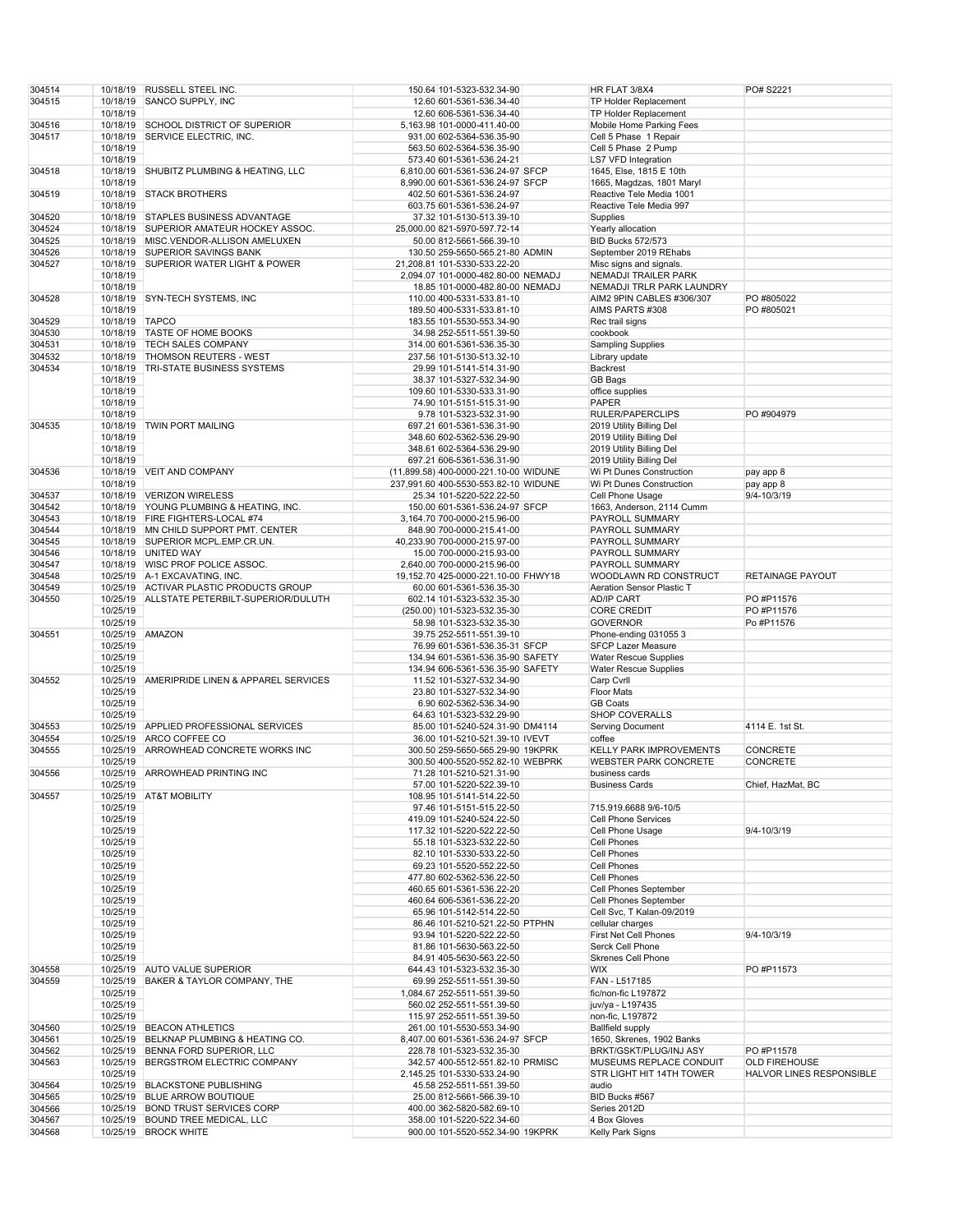| | | | | | |
|---|---|---|---|---|---|
| 304514 | 10/18/19 | RUSSELL STEEL INC. | 150.64 101-5323-532.34-90 | HR FLAT 3/8X4 | PO# S2221 |
| 304515 | 10/18/19 | SANCO SUPPLY, INC | 12.60 601-5361-536.34-40 | TP Holder Replacement | |
| | 10/18/19 | | 12.60 606-5361-536.34-40 | TP Holder Replacement | |
| 304516 | 10/18/19 | SCHOOL DISTRICT OF SUPERIOR | 5,163.98 101-0000-411.40-00 | Mobile Home Parking Fees | |
| 304517 | 10/18/19 | SERVICE ELECTRIC, INC. | 931.00 602-5364-536.35-90 | Cell 5 Phase 1 Repair | |
| | 10/18/19 | | 563.50 602-5364-536.35-90 | Cell 5 Phase 2 Pump | |
| | 10/18/19 | | 573.40 601-5361-536.24-21 | LS7 VFD Integration | |
| 304518 | 10/18/19 | SHUBITZ PLUMBING & HEATING, LLC | 6,810.00 601-5361-536.24-97 SFCP | 1645, Else, 1815 E 10th | |
| | 10/18/19 | | 8,990.00 601-5361-536.24-97 SFCP | 1665, Magdzas, 1801 Maryl | |
| 304519 | 10/18/19 | STACK BROTHERS | 402.50 601-5361-536.24-97 | Reactive Tele Media 1001 | |
| | 10/18/19 | | 603.75 601-5361-536.24-97 | Reactive Tele Media 997 | |
| 304520 | 10/18/19 | STAPLES BUSINESS ADVANTAGE | 37.32 101-5130-513.39-10 | Supplies | |
| 304524 | 10/18/19 | SUPERIOR AMATEUR HOCKEY ASSOC. | 25,000.00 821-5970-597.72-14 | Yearly allocation | |
| 304525 | 10/18/19 | MISC.VENDOR-ALLISON AMELUXEN | 50.00 812-5661-566.39-10 | BID Bucks 572/573 | |
| 304526 | 10/18/19 | SUPERIOR SAVINGS BANK | 130.50 259-5650-565.21-80 ADMIN | September 2019 REhabs | |
| 304527 | 10/18/19 | SUPERIOR WATER LIGHT & POWER | 21,208.81 101-5330-533.22-20 | Misc signs and signals. | |
| | 10/18/19 | | 2,094.07 101-0000-482.80-00 NEMADJ | NEMADJI TRAILER PARK | |
| | 10/18/19 | | 18.85 101-0000-482.80-00 NEMADJ | NEMADJI TRLR PARK LAUNDRY | |
| 304528 | 10/18/19 | SYN-TECH SYSTEMS, INC | 110.00 400-5331-533.81-10 | AIM2 9PIN CABLES #306/307 | PO #805022 |
| | 10/18/19 | | 189.50 400-5331-533.81-10 | AIMS PARTS #308 | PO #805021 |
| 304529 | 10/18/19 | TAPCO | 183.55 101-5530-553.34-90 | Rec trail signs | |
| 304530 | 10/18/19 | TASTE OF HOME BOOKS | 34.98 252-5511-551.39-50 | cookbook | |
| 304531 | 10/18/19 | TECH SALES COMPANY | 314.00 601-5361-536.35-30 | Sampling Supplies | |
| 304532 | 10/18/19 | THOMSON REUTERS - WEST | 237.56 101-5130-513.32-10 | Library update | |
| 304534 | 10/18/19 | TRI-STATE BUSINESS SYSTEMS | 29.99 101-5141-514.31-90 | Backrest | |
| | 10/18/19 | | 38.37 101-5327-532.34-90 | GB Bags | |
| | 10/18/19 | | 109.60 101-5330-533.31-90 | office supplies | |
| | 10/18/19 | | 74.90 101-5151-515.31-90 | PAPER | |
| | 10/18/19 | | 9.78 101-5323-532.31-90 | RULER/PAPERCLIPS | PO #904979 |
| 304535 | 10/18/19 | TWIN PORT MAILING | 697.21 601-5361-536.31-90 | 2019 Utility Billing Del | |
| | 10/18/19 | | 348.60 602-5362-536.29-90 | 2019 Utility Billing Del | |
| | 10/18/19 | | 348.61 602-5364-536.29-90 | 2019 Utility Billing Del | |
| | 10/18/19 | | 697.21 606-5361-536.31-90 | 2019 Utility Billing Del | |
| 304536 | 10/18/19 | VEIT AND COMPANY | (11,899.58) 400-0000-221.10-00 WIDUNE | Wi Pt Dunes Construction | pay app 8 |
| | 10/18/19 | | 237,991.60 400-5530-553.82-10 WIDUNE | Wi Pt Dunes Construction | pay app 8 |
| 304537 | 10/18/19 | VERIZON WIRELESS | 25.34 101-5220-522.22-50 | Cell Phone Usage | 9/4-10/3/19 |
| 304542 | 10/18/19 | YOUNG PLUMBING & HEATING, INC. | 150.00 601-5361-536.24-97 SFCP | 1663, Anderson, 2114 Cumm | |
| 304543 | 10/18/19 | FIRE FIGHTERS-LOCAL #74 | 3,164.70 700-0000-215.96-00 | PAYROLL SUMMARY | |
| 304544 | 10/18/19 | MN CHILD SUPPORT PMT. CENTER | 848.90 700-0000-215.41-00 | PAYROLL SUMMARY | |
| 304545 | 10/18/19 | SUPERIOR MCPL.EMP.CR.UN. | 40,233.90 700-0000-215.97-00 | PAYROLL SUMMARY | |
| 304546 | 10/18/19 | UNITED WAY | 15.00 700-0000-215.93-00 | PAYROLL SUMMARY | |
| 304547 | 10/18/19 | WISC PROF POLICE ASSOC. | 2,640.00 700-0000-215.96-00 | PAYROLL SUMMARY | |
| 304548 | 10/25/19 | A-1 EXCAVATING, INC. | 19,152.70 425-0000-221.10-00 FHWY18 | WOODLAWN RD CONSTRUCT | RETAINAGE PAYOUT |
| 304549 | 10/25/19 | ACTIVAR PLASTIC PRODUCTS GROUP | 60.00 601-5361-536.35-30 | Aeration Sensor Plastic T | |
| 304550 | 10/25/19 | ALLSTATE PETERBILT-SUPERIOR/DULUTH | 602.14 101-5323-532.35-30 | AD/IP CART | PO #P11576 |
| | 10/25/19 | | (250.00) 101-5323-532.35-30 | CORE CREDIT | PO #P11576 |
| | 10/25/19 | | 58.98 101-5323-532.35-30 | GOVERNOR | Po #P11576 |
| 304551 | 10/25/19 | AMAZON | 39.75 252-5511-551.39-10 | Phone-ending 031055 3 | |
| | 10/25/19 | | 76.99 601-5361-536.35-31 SFCP | SFCP Lazer Measure | |
| | 10/25/19 | | 134.94 601-5361-536.35-90 SAFETY | Water Rescue Supplies | |
| | 10/25/19 | | 134.94 606-5361-536.35-90 SAFETY | Water Rescue Supplies | |
| 304552 | 10/25/19 | AMERIPRIDE LINEN & APPAREL SERVICES | 11.52 101-5327-532.34-90 | Carp Cvrll | |
| | 10/25/19 | | 23.80 101-5327-532.34-90 | Floor Mats | |
| | 10/25/19 | | 6.90 602-5362-536.34-90 | GB Coats | |
| | 10/25/19 | | 64.63 101-5323-532.29-90 | SHOP COVERALLS | |
| 304553 | 10/25/19 | APPLIED PROFESSIONAL SERVICES | 85.00 101-5240-524.31-90 DM4114 | Serving Document | 4114 E. 1st St. |
| 304554 | 10/25/19 | ARCO COFFEE CO | 36.00 101-5210-521.39-10 IVEVT | coffee | |
| 304555 | 10/25/19 | ARROWHEAD CONCRETE WORKS INC | 300.50 259-5650-565.29-90 19KPRK | KELLY PARK IMPROVEMENTS | CONCRETE |
| | 10/25/19 | | 300.50 400-5520-552.82-10 WEBPRK | WEBSTER PARK CONCRETE | CONCRETE |
| 304556 | 10/25/19 | ARROWHEAD PRINTING INC | 71.28 101-5210-521.31-90 | business cards | |
| | 10/25/19 | | 57.00 101-5220-522.39-10 | Business Cards | Chief, HazMat, BC |
| 304557 | 10/25/19 | AT&T MOBILITY | 108.95 101-5141-514.22-50 | | |
| | 10/25/19 | | 97.46 101-5151-515.22-50 | 715.919.6688 9/6-10/5 | |
| | 10/25/19 | | 419.09 101-5240-524.22-50 | Cell Phone Services | |
| | 10/25/19 | | 117.32 101-5220-522.22-50 | Cell Phone Usage | 9/4-10/3/19 |
| | 10/25/19 | | 55.18 101-5323-532.22-50 | Cell Phones | |
| | 10/25/19 | | 82.10 101-5330-533.22-50 | Cell Phones | |
| | 10/25/19 | | 69.23 101-5520-552.22-50 | Cell Phones | |
| | 10/25/19 | | 477.80 602-5362-536.22-50 | Cell Phones | |
| | 10/25/19 | | 460.65 601-5361-536.22-20 | Cell Phones September | |
| | 10/25/19 | | 460.64 606-5361-536.22-20 | Cell Phones September | |
| | 10/25/19 | | 65.96 101-5142-514.22-50 | Cell Svc, T Kalan-09/2019 | |
| | 10/25/19 | | 86.46 101-5210-521.22-50 PTPHN | cellular charges | |
| | 10/25/19 | | 93.94 101-5220-522.22-50 | First Net Cell Phones | 9/4-10/3/19 |
| | 10/25/19 | | 81.86 101-5630-563.22-50 | Serck Cell Phone | |
| | 10/25/19 | | 84.91 405-5630-563.22-50 | Skrenes Cell Phone | |
| 304558 | 10/25/19 | AUTO VALUE SUPERIOR | 644.43 101-5323-532.35-30 | WIX | PO #P11573 |
| 304559 | 10/25/19 | BAKER & TAYLOR COMPANY, THE | 69.99 252-5511-551.39-50 | FAN - L517185 | |
| | 10/25/19 | | 1,084.67 252-5511-551.39-50 | fic/non-fic L197872 | |
| | 10/25/19 | | 560.02 252-5511-551.39-50 | juv/ya - L197435 | |
| | 10/25/19 | | 115.97 252-5511-551.39-50 | non-fic, L197872 | |
| 304560 | 10/25/19 | BEACON ATHLETICS | 261.00 101-5530-553.34-90 | Ballfield supply | |
| 304561 | 10/25/19 | BELKNAP PLUMBING & HEATING CO. | 8,407.00 601-5361-536.24-97 SFCP | 1650, Skrenes, 1902 Banks | |
| 304562 | 10/25/19 | BENNA FORD SUPERIOR, LLC | 228.78 101-5323-532.35-30 | BRKT/GSKT/PLUG/INJ ASY | PO #P11578 |
| 304563 | 10/25/19 | BERGSTROM ELECTRIC COMPANY | 342.57 400-5512-551.82-10 PRMISC | MUSEUMS REPLACE CONDUIT | OLD FIREHOUSE |
| | 10/25/19 | | 2,145.25 101-5330-533.24-90 | STR LIGHT HIT 14TH TOWER | HALVOR LINES RESPONSIBLE |
| 304564 | 10/25/19 | BLACKSTONE PUBLISHING | 45.58 252-5511-551.39-50 | audio | |
| 304565 | 10/25/19 | BLUE ARROW BOUTIQUE | 25.00 812-5661-566.39-10 | BID Bucks #567 | |
| 304566 | 10/25/19 | BOND TRUST SERVICES CORP | 400.00 362-5820-582.69-10 | Series 2012D | |
| 304567 | 10/25/19 | BOUND TREE MEDICAL, LLC | 358.00 101-5220-522.34-60 | 4 Box Gloves | |
| 304568 | 10/25/19 | BROCK WHITE | 900.00 101-5520-552.34-90 19KPRK | Kelly Park Signs | |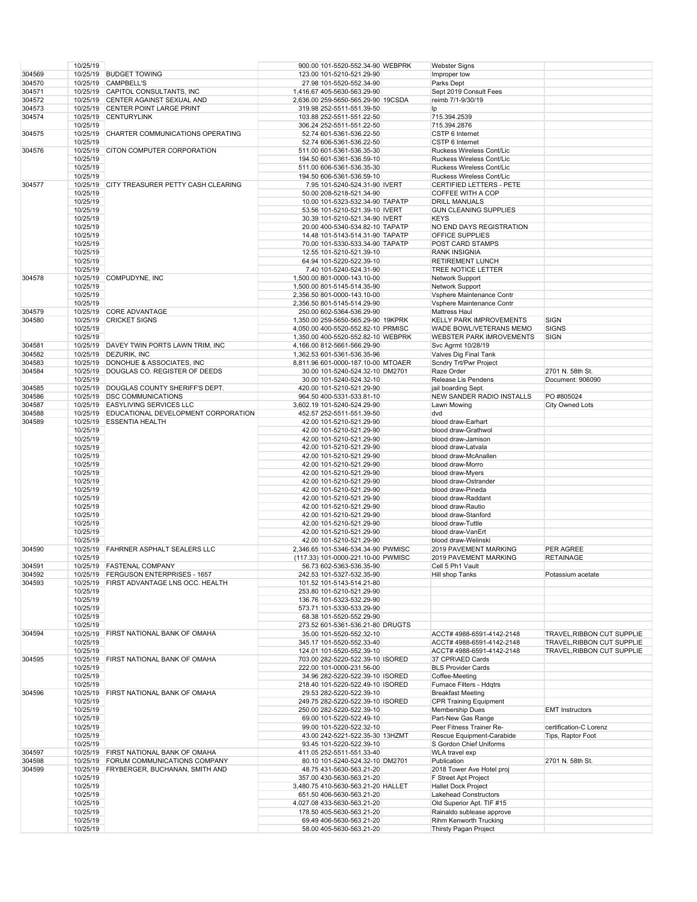| | | | | | | |
|---|---|---|---|---|---|---|
| | 10/25/19 | | 900.00 | 101-5520-552.34-90 WEBPRK | Webster Signs | |
| 304569 | 10/25/19 | BUDGET TOWING | 123.00 | 101-5210-521.29-90 | Improper tow | |
| 304570 | 10/25/19 | CAMPBELL'S | 27.98 | 101-5520-552.34-90 | Parks Dept | |
| 304571 | 10/25/19 | CAPITOL CONSULTANTS, INC | 1,416.67 | 405-5630-563.29-90 | Sept 2019 Consult Fees | |
| 304572 | 10/25/19 | CENTER AGAINST SEXUAL AND | 2,636.00 | 259-5650-565.29-90 19CSDA | reimb 7/1-9/30/19 | |
| 304573 | 10/25/19 | CENTER POINT LARGE PRINT | 319.98 | 252-5511-551.39-50 | lp | |
| 304574 | 10/25/19 | CENTURYLINK | 103.88 | 252-5511-551.22-50 | 715.394.2539 | |
| | 10/25/19 | | 306.24 | 252-5511-551.22-50 | 715.394.2876 | |
| 304575 | 10/25/19 | CHARTER COMMUNICATIONS OPERATING | 52.74 | 601-5361-536.22-50 | CSTP 6 Internet | |
| | 10/25/19 | | 52.74 | 606-5361-536.22-50 | CSTP 6 Internet | |
| 304576 | 10/25/19 | CITON COMPUTER CORPORATION | 511.00 | 601-5361-536.35-30 | Ruckess Wireless Cont/Lic | |
| | 10/25/19 | | 194.50 | 601-5361-536.59-10 | Ruckess Wireless Cont/Lic | |
| | 10/25/19 | | 511.00 | 606-5361-536.35-30 | Ruckess Wireless Cont/Lic | |
| | 10/25/19 | | 194.50 | 606-5361-536.59-10 | Ruckess Wireless Cont/Lic | |
| 304577 | 10/25/19 | CITY TREASURER PETTY CASH CLEARING | 7.95 | 101-5240-524.31-90 IVERT | CERTIFIED LETTERS - PETE | |
| | 10/25/19 | | 50.00 | 208-5218-521.34-90 | COFFEE WITH A COP | |
| | 10/25/19 | | 10.00 | 101-5323-532.34-90 TAPATP | DRILL MANUALS | |
| | 10/25/19 | | 53.56 | 101-5210-521.39-10 IVERT | GUN CLEANING SUPPLIES | |
| | 10/25/19 | | 30.39 | 101-5210-521.34-90 IVERT | KEYS | |
| | 10/25/19 | | 20.00 | 400-5340-534.82-10 TAPATP | NO END DAYS REGISTRATION | |
| | 10/25/19 | | 14.48 | 101-5143-514.31-90 TAPATP | OFFICE SUPPLIES | |
| | 10/25/19 | | 70.00 | 101-5330-533.34-90 TAPATP | POST CARD STAMPS | |
| | 10/25/19 | | 12.55 | 101-5210-521.39-10 | RANK INSIGNIA | |
| | 10/25/19 | | 64.94 | 101-5220-522.39-10 | RETIREMENT LUNCH | |
| | 10/25/19 | | 7.40 | 101-5240-524.31-90 | TREE NOTICE LETTER | |
| 304578 | 10/25/19 | COMPUDYNE, INC | 1,500.00 | 801-0000-143.10-00 | Network Support | |
| | 10/25/19 | | 1,500.00 | 801-5145-514.35-90 | Network Support | |
| | 10/25/19 | | 2,356.50 | 801-0000-143.10-00 | Vsphere Maintenance Contr | |
| | 10/25/19 | | 2,356.50 | 801-5145-514.29-90 | Vsphere Maintenance Contr | |
| 304579 | 10/25/19 | CORE ADVANTAGE | 250.00 | 602-5364-536.29-90 | Mattress Haul | |
| 304580 | 10/25/19 | CRICKET SIGNS | 1,350.00 | 259-5650-565.29-90 19KPRK | KELLY PARK IMPROVEMENTS | SIGN |
| | 10/25/19 | | 4,050.00 | 400-5520-552.82-10 PRMISC | WADE BOWL/VETERANS MEMO | SIGNS |
| | 10/25/19 | | 1,350.00 | 400-5520-552.82-10 WEBPRK | WEBSTER PARK IMROVEMENTS | SIGN |
| 304581 | 10/25/19 | DAVEY TWIN PORTS LAWN TRIM, INC | 4,166.00 | 812-5661-566.29-90 | Svc Agrmt 10/28/19 | |
| 304582 | 10/25/19 | DEZURIK, INC | 1,362.53 | 601-5361-536.35-96 | Valves Dig Final Tank | |
| 304583 | 10/25/19 | DONOHUE & ASSOCIATES, INC | 8,811.96 | 601-0000-187.10-00 MTOAER | Scndry Trt/Pwr Project | |
| 304584 | 10/25/19 | DOUGLAS CO. REGISTER OF DEEDS | 30.00 | 101-5240-524.32-10 DM2701 | Raze Order | 2701 N. 58th St. |
| | 10/25/19 | | 30.00 | 101-5240-524.32-10 | Release Lis Pendens | Document: 906090 |
| 304585 | 10/25/19 | DOUGLAS COUNTY SHERIFF'S DEPT. | 420.00 | 101-5210-521.29-90 | jail boarding Sept. | |
| 304586 | 10/25/19 | DSC COMMUNICATIONS | 964.50 | 400-5331-533.81-10 | NEW SANDER RADIO INSTALLS | PO #805024 |
| 304587 | 10/25/19 | EASYLIVING SERVICES LLC | 3,602.19 | 101-5240-524.29-90 | Lawn Mowing | City Owned Lots |
| 304588 | 10/25/19 | EDUCATIONAL DEVELOPMENT CORPORATION | 452.57 | 252-5511-551.39-50 | dvd | |
| 304589 | 10/25/19 | ESSENTIA HEALTH | 42.00 | 101-5210-521.29-90 | blood draw-Earhart | |
| | 10/25/19 | | 42.00 | 101-5210-521.29-90 | blood draw-Grathwol | |
| | 10/25/19 | | 42.00 | 101-5210-521.29-90 | blood draw-Jamison | |
| | 10/25/19 | | 42.00 | 101-5210-521.29-90 | blood draw-Latvala | |
| | 10/25/19 | | 42.00 | 101-5210-521.29-90 | blood draw-McAnallen | |
| | 10/25/19 | | 42.00 | 101-5210-521.29-90 | blood draw-Morro | |
| | 10/25/19 | | 42.00 | 101-5210-521.29-90 | blood draw-Myers | |
| | 10/25/19 | | 42.00 | 101-5210-521.29-90 | blood draw-Ostrander | |
| | 10/25/19 | | 42.00 | 101-5210-521.29-90 | blood draw-Pineda | |
| | 10/25/19 | | 42.00 | 101-5210-521.29-90 | blood draw-Raddant | |
| | 10/25/19 | | 42.00 | 101-5210-521.29-90 | blood draw-Rautio | |
| | 10/25/19 | | 42.00 | 101-5210-521.29-90 | blood draw-Stanford | |
| | 10/25/19 | | 42.00 | 101-5210-521.29-90 | blood draw-Tuttle | |
| | 10/25/19 | | 42.00 | 101-5210-521.29-90 | blood draw-VanErt | |
| | 10/25/19 | | 42.00 | 101-5210-521.29-90 | blood draw-Welinski | |
| 304590 | 10/25/19 | FAHRNER ASPHALT SEALERS LLC | 2,346.65 | 101-5346-534.34-90 PWMISC | 2019 PAVEMENT MARKING | PER AGREE |
| | 10/25/19 | | (117.33) | 101-0000-221.10-00 PWMISC | 2019 PAVEMENT MARKING | RETAINAGE |
| 304591 | 10/25/19 | FASTENAL COMPANY | 56.73 | 602-5363-536.35-90 | Cell 5 Ph1 Vault | |
| 304592 | 10/25/19 | FERGUSON ENTERPRISES - 1657 | 242.53 | 101-5327-532.35-90 | Hill shop Tanks | Potassium acetate |
| 304593 | 10/25/19 | FIRST ADVANTAGE LNS OCC. HEALTH | 101.52 | 101-5143-514.21-80 | | |
| | 10/25/19 | | 253.80 | 101-5210-521.29-90 | | |
| | 10/25/19 | | 136.76 | 101-5323-532.29-90 | | |
| | 10/25/19 | | 573.71 | 101-5330-533.29-90 | | |
| | 10/25/19 | | 68.38 | 101-5520-552.29-90 | | |
| | 10/25/19 | | 273.52 | 601-5361-536.21-80 DRUGTS | | |
| 304594 | 10/25/19 | FIRST NATIONAL BANK OF OMAHA | 35.00 | 101-5520-552.32-10 | ACCT# 4988-6591-4142-2148 | TRAVEL,RIBBON CUT SUPPLIE |
| | 10/25/19 | | 345.17 | 101-5520-552.33-40 | ACCT# 4988-6591-4142-2148 | TRAVEL,RIBBON CUT SUPPLIE |
| | 10/25/19 | | 124.01 | 101-5520-552.39-10 | ACCT# 4988-6591-4142-2148 | TRAVEL,RIBBON CUT SUPPLIE |
| 304595 | 10/25/19 | FIRST NATIONAL BANK OF OMAHA | 703.00 | 282-5220-522.39-10 ISORED | 37 CPR\AED Cards | |
| | 10/25/19 | | 222.00 | 101-0000-231.56-00 | BLS Provider Cards | |
| | 10/25/19 | | 34.96 | 282-5220-522.39-10 ISORED | Coffee-Meeting | |
| | 10/25/19 | | 218.40 | 101-5220-522.49-10 ISORED | Furnace Filters - Hdqtrs | |
| 304596 | 10/25/19 | FIRST NATIONAL BANK OF OMAHA | 29.53 | 282-5220-522.39-10 | Breakfast Meeting | |
| | 10/25/19 | | 249.75 | 282-5220-522.39-10 ISORED | CPR Training Equipment | |
| | 10/25/19 | | 250.00 | 282-5220-522.39-10 | Membership Dues | EMT Instructors |
| | 10/25/19 | | 69.00 | 101-5220-522.49-10 | Part-New Gas Range | |
| | 10/25/19 | | 99.00 | 101-5220-522.32-10 | Peer Fitness Trainer Re- | certification-C Lorenz |
| | 10/25/19 | | 43.00 | 242-5221-522.35-30 13HZMT | Rescue Equipment-Carabide | Tips, Raptor Foot |
| | 10/25/19 | | 93.45 | 101-5220-522.39-10 | S Gordon Chief Uniforms | |
| 304597 | 10/25/19 | FIRST NATIONAL BANK OF OMAHA | 411.05 | 252-5511-551.33-40 | WLA travel exp | |
| 304598 | 10/25/19 | FORUM COMMUNICATIONS COMPANY | 80.10 | 101-5240-524.32-10 DM2701 | Publication | 2701 N. 58th St. |
| 304599 | 10/25/19 | FRYBERGER, BUCHANAN, SMITH AND | 48.75 | 431-5630-563.21-20 | 2018 Tower Ave Hotel proj | |
| | 10/25/19 | | 357.00 | 430-5630-563.21-20 | F Street Apt Project | |
| | 10/25/19 | | 3,480.75 | 410-5630-563.21-20 HALLET | Hallet Dock Project | |
| | 10/25/19 | | 651.50 | 406-5630-563.21-20 | Lakehead Constructors | |
| | 10/25/19 | | 4,027.08 | 433-5630-563.21-20 | Old Superior Apt. TIF #15 | |
| | 10/25/19 | | 178.50 | 405-5630-563.21-20 | Rainaldo sublease approve | |
| | 10/25/19 | | 69.49 | 406-5630-563.21-20 | Rihm Kenworth Trucking | |
| | 10/25/19 | | 58.00 | 405-5630-563.21-20 | Thirsty Pagan Project | |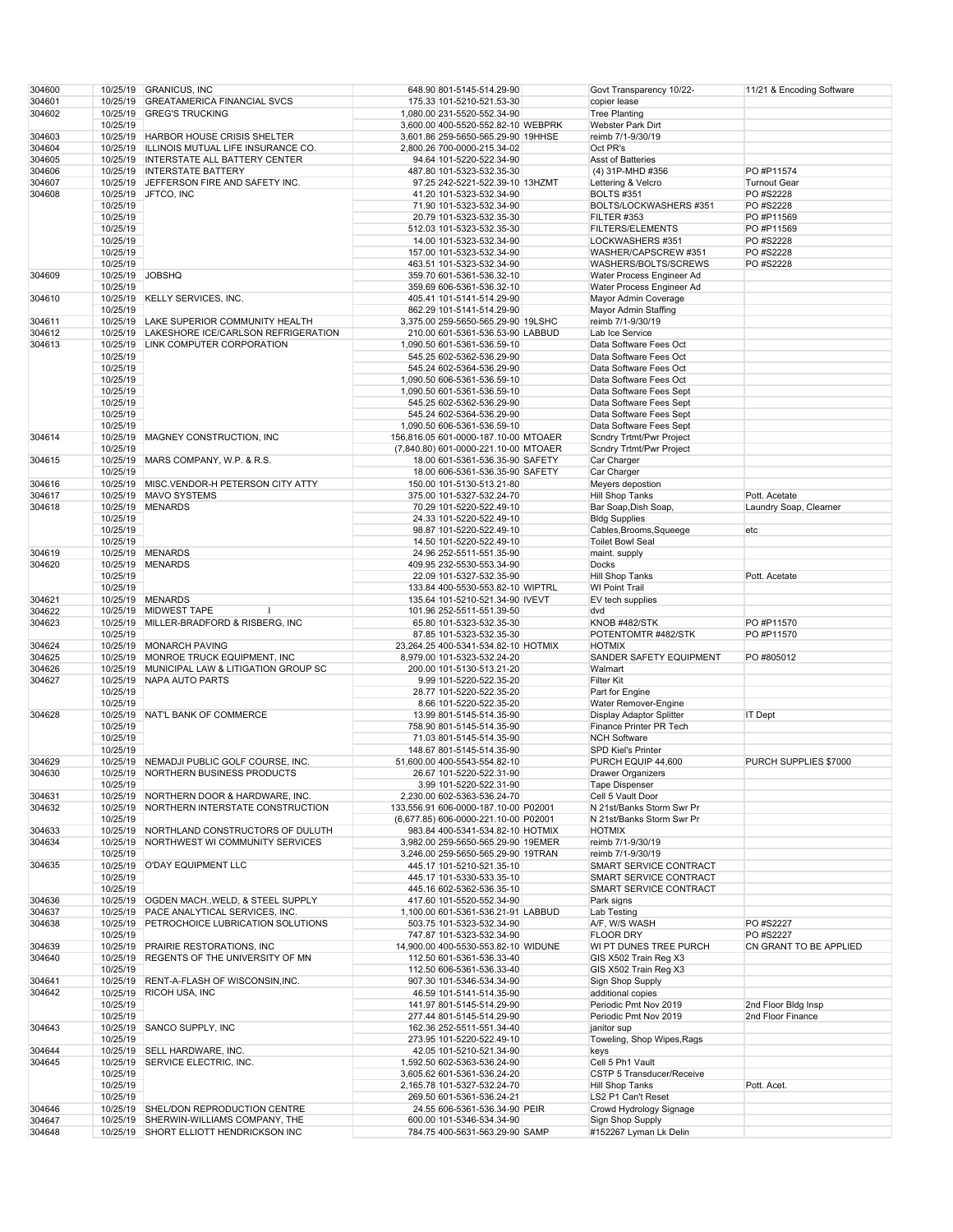| | | | | | |
|---|---|---|---|---|---|
| 304600 | 10/25/19 | GRANICUS, INC | 648.90 801-5145-514.29-90 | Govt Transparency 10/22- | 11/21 & Encoding Software |
| 304601 | 10/25/19 | GREATAMERICA FINANCIAL SVCS | 175.33 101-5210-521.53-30 | copier lease | |
| 304602 | 10/25/19 | GREG'S TRUCKING | 1,080.00 231-5520-552.34-90 | Tree Planting | |
| | 10/25/19 | | 3,600.00 400-5520-552.82-10 WEBPRK | Webster Park Dirt | |
| 304603 | 10/25/19 | HARBOR HOUSE CRISIS SHELTER | 3,601.86 259-5650-565.29-90 19HHSE | reimb 7/1-9/30/19 | |
| 304604 | 10/25/19 | ILLINOIS MUTUAL LIFE INSURANCE CO. | 2,800.26 700-0000-215.34-02 | Oct PR's | |
| 304605 | 10/25/19 | INTERSTATE ALL BATTERY CENTER | 94.64 101-5220-522.34-90 | Asst of Batteries | |
| 304606 | 10/25/19 | INTERSTATE BATTERY | 487.80 101-5323-532.35-30 | (4) 31P-MHD #356 | PO #P11574 |
| 304607 | 10/25/19 | JEFFERSON FIRE AND SAFETY INC. | 97.25 242-5221-522.39-10 13HZMT | Lettering & Velcro | Turnout Gear |
| 304608 | 10/25/19 | JFTCO, INC | 41.20 101-5323-532.34-90 | BOLTS #351 | PO #S2228 |
| | 10/25/19 | | 71.90 101-5323-532.34-90 | BOLTS/LOCKWASHERS #351 | PO #S2228 |
| | 10/25/19 | | 20.79 101-5323-532.35-30 | FILTER #353 | PO #P11569 |
| | 10/25/19 | | 512.03 101-5323-532.35-30 | FILTERS/ELEMENTS | PO #P11569 |
| | 10/25/19 | | 14.00 101-5323-532.34-90 | LOCKWASHERS #351 | PO #S2228 |
| | 10/25/19 | | 157.00 101-5323-532.34-90 | WASHER/CAPSCREW #351 | PO #S2228 |
| | 10/25/19 | | 463.51 101-5323-532.34-90 | WASHERS/BOLTS/SCREWS | PO #S2228 |
| 304609 | 10/25/19 | JOBSHQ | 359.70 601-5361-536.32-10 | Water Process Engineer Ad | |
| | 10/25/19 | | 359.69 606-5361-536.32-10 | Water Process Engineer Ad | |
| 304610 | 10/25/19 | KELLY SERVICES, INC. | 405.41 101-5141-514.29-90 | Mayor Admin Coverage | |
| | 10/25/19 | | 862.29 101-5141-514.29-90 | Mayor Admin Staffing | |
| 304611 | 10/25/19 | LAKE SUPERIOR COMMUNITY HEALTH | 3,375.00 259-5650-565.29-90 19LSHC | reimb 7/1-9/30/19 | |
| 304612 | 10/25/19 | LAKESHORE ICE/CARLSON REFRIGERATION | 210.00 601-5361-536.53-90 LABBUD | Lab Ice Service | |
| 304613 | 10/25/19 | LINK COMPUTER CORPORATION | 1,090.50 601-5361-536.59-10 | Data Software Fees Oct | |
| | 10/25/19 | | 545.25 602-5362-536.29-90 | Data Software Fees Oct | |
| | 10/25/19 | | 545.24 602-5364-536.29-90 | Data Software Fees Oct | |
| | 10/25/19 | | 1,090.50 606-5361-536.59-10 | Data Software Fees Oct | |
| | 10/25/19 | | 1,090.50 601-5361-536.59-10 | Data Software Fees Sept | |
| | 10/25/19 | | 545.25 602-5362-536.29-90 | Data Software Fees Sept | |
| | 10/25/19 | | 545.24 602-5364-536.29-90 | Data Software Fees Sept | |
| | 10/25/19 | | 1,090.50 606-5361-536.59-10 | Data Software Fees Sept | |
| 304614 | 10/25/19 | MAGNEY CONSTRUCTION, INC | 156,816.05 601-0000-187.10-00 MTOAER | Scndry Trtmt/Pwr Project | |
| | 10/25/19 | | (7,840.80) 601-0000-221.10-00 MTOAER | Scndry Trtmt/Pwr Project | |
| 304615 | 10/25/19 | MARS COMPANY, W.P. & R.S. | 18.00 601-5361-536.35-90 SAFETY | Car Charger | |
| | 10/25/19 | | 18.00 606-5361-536.35-90 SAFETY | Car Charger | |
| 304616 | 10/25/19 | MISC.VENDOR-H PETERSON CITY ATTY | 150.00 101-5130-513.21-80 | Meyers depostion | |
| 304617 | 10/25/19 | MAVO SYSTEMS | 375.00 101-5327-532.24-70 | Hill Shop Tanks | Pott. Acetate |
| 304618 | 10/25/19 | MENARDS | 70.29 101-5220-522.49-10 | Bar Soap,Dish Soap, | Laundry Soap, Clearner |
| | 10/25/19 | | 24.33 101-5220-522.49-10 | Bldg Supplies | |
| | 10/25/19 | | 98.87 101-5220-522.49-10 | Cables,Brooms,Squeege | etc |
| | 10/25/19 | | 14.50 101-5220-522.49-10 | Toilet Bowl Seal | |
| 304619 | 10/25/19 | MENARDS | 24.96 252-5511-551.35-90 | maint. supply | |
| 304620 | 10/25/19 | MENARDS | 409.95 232-5530-553.34-90 | Docks | |
| | 10/25/19 | | 22.09 101-5327-532.35-90 | Hill Shop Tanks | Pott. Acetate |
| | 10/25/19 | | 133.84 400-5530-553.82-10 WIPTRL | WI Point Trail | |
| 304621 | 10/25/19 | MENARDS | 135.64 101-5210-521.34-90 IVEVT | EV tech supplies | |
| 304622 | 10/25/19 | MIDWEST TAPE | 101.96 252-5511-551.39-50 | dvd | |
| 304623 | 10/25/19 | MILLER-BRADFORD & RISBERG, INC | 65.80 101-5323-532.35-30 | KNOB #482/STK | PO #P11570 |
| | 10/25/19 | | 87.85 101-5323-532.35-30 | POTENTOMTR #482/STK | PO #P11570 |
| 304624 | 10/25/19 | MONARCH PAVING | 23,264.25 400-5341-534.82-10 HOTMIX | HOTMIX | |
| 304625 | 10/25/19 | MONROE TRUCK EQUIPMENT, INC | 8,979.00 101-5323-532.24-20 | SANDER SAFETY EQUIPMENT | PO #805012 |
| 304626 | 10/25/19 | MUNICIPAL LAW & LITIGATION GROUP SC | 200.00 101-5130-513.21-20 | Walmart | |
| 304627 | 10/25/19 | NAPA AUTO PARTS | 9.99 101-5220-522.35-20 | Filter Kit | |
| | 10/25/19 | | 28.77 101-5220-522.35-20 | Part for Engine | |
| | 10/25/19 | | 8.66 101-5220-522.35-20 | Water Remover-Engine | |
| 304628 | 10/25/19 | NAT'L BANK OF COMMERCE | 13.99 801-5145-514.35-90 | Display Adaptor Splitter | IT Dept |
| | 10/25/19 | | 758.90 801-5145-514.35-90 | Finance Printer PR Tech | |
| | 10/25/19 | | 71.03 801-5145-514.35-90 | NCH Software | |
| | 10/25/19 | | 148.67 801-5145-514.35-90 | SPD Kiel's Printer | |
| 304629 | 10/25/19 | NEMADJI PUBLIC GOLF COURSE, INC. | 51,600.00 400-5543-554.82-10 | PURCH EQUIP 44,600 | PURCH SUPPLIES $7000 |
| 304630 | 10/25/19 | NORTHERN BUSINESS PRODUCTS | 26.67 101-5220-522.31-90 | Drawer Organizers | |
| | 10/25/19 | | 3.99 101-5220-522.31-90 | Tape Dispenser | |
| 304631 | 10/25/19 | NORTHERN DOOR & HARDWARE, INC. | 2,230.00 602-5363-536.24-70 | Cell 5 Vault Door | |
| 304632 | 10/25/19 | NORTHERN INTERSTATE CONSTRUCTION | 133,556.91 606-0000-187.10-00 P02001 | N 21st/Banks Storm Swr Pr | |
| | 10/25/19 | | (6,677.85) 606-0000-221.10-00 P02001 | N 21st/Banks Storm Swr Pr | |
| 304633 | 10/25/19 | NORTHLAND CONSTRUCTORS OF DULUTH | 983.84 400-5341-534.82-10 HOTMIX | HOTMIX | |
| 304634 | 10/25/19 | NORTHWEST WI COMMUNITY SERVICES | 3,982.00 259-5650-565.29-90 19EMER | reimb 7/1-9/30/19 | |
| | 10/25/19 | | 3,246.00 259-5650-565.29-90 19TRAN | reimb 7/1-9/30/19 | |
| 304635 | 10/25/19 | O'DAY EQUIPMENT LLC | 445.17 101-5210-521.35-10 | SMART SERVICE CONTRACT | |
| | 10/25/19 | | 445.17 101-5330-533.35-10 | SMART SERVICE CONTRACT | |
| | 10/25/19 | | 445.16 602-5362-536.35-10 | SMART SERVICE CONTRACT | |
| 304636 | 10/25/19 | OGDEN MACH.,WELD, & STEEL SUPPLY | 417.60 101-5520-552.34-90 | Park signs | |
| 304637 | 10/25/19 | PACE ANALYTICAL SERVICES, INC. | 1,100.00 601-5361-536.21-91 LABBUD | Lab Testing | |
| 304638 | 10/25/19 | PETROCHOICE LUBRICATION SOLUTIONS | 503.75 101-5323-532.34-90 | A/F, W/S WASH | PO #S2227 |
| | 10/25/19 | | 747.87 101-5323-532.34-90 | FLOOR DRY | PO #S2227 |
| 304639 | 10/25/19 | PRAIRIE RESTORATIONS, INC | 14,900.00 400-5530-553.82-10 WIDUNE | WI PT DUNES TREE PURCH | CN GRANT TO BE APPLIED |
| 304640 | 10/25/19 | REGENTS OF THE UNIVERSITY OF MN | 112.50 601-5361-536.33-40 | GIS X502 Train Reg X3 | |
| | 10/25/19 | | 112.50 606-5361-536.33-40 | GIS X502 Train Reg X3 | |
| 304641 | 10/25/19 | RENT-A-FLASH OF WISCONSIN,INC. | 907.30 101-5346-534.34-90 | Sign Shop Supply | |
| 304642 | 10/25/19 | RICOH USA, INC | 46.59 101-5141-514.35-90 | additional copies | |
| | 10/25/19 | | 141.97 801-5145-514.29-90 | Periodic Pmt Nov 2019 | 2nd Floor Bldg Insp |
| | 10/25/19 | | 277.44 801-5145-514.29-90 | Periodic Pmt Nov 2019 | 2nd Floor Finance |
| 304643 | 10/25/19 | SANCO SUPPLY, INC | 162.36 252-5511-551.34-40 | janitor sup | |
| | 10/25/19 | | 273.95 101-5220-522.49-10 | Toweling, Shop Wipes,Rags | |
| 304644 | 10/25/19 | SELL HARDWARE, INC. | 42.05 101-5210-521.34-90 | keys | |
| 304645 | 10/25/19 | SERVICE ELECTRIC, INC. | 1,592.50 602-5363-536.24-90 | Cell 5 Ph1 Vault | |
| | 10/25/19 | | 3,605.62 601-5361-536.24-20 | CSTP 5 Transducer/Receive | |
| | 10/25/19 | | 2,165.78 101-5327-532.24-70 | Hill Shop Tanks | Pott. Acet. |
| | 10/25/19 | | 269.50 601-5361-536.24-21 | LS2 P1 Can't Reset | |
| 304646 | 10/25/19 | SHEL/DON REPRODUCTION CENTRE | 24.55 606-5361-536.34-90 PEIR | Crowd Hydrology Signage | |
| 304647 | 10/25/19 | SHERWIN-WILLIAMS COMPANY, THE | 600.00 101-5346-534.34-90 | Sign Shop Supply | |
| 304648 | 10/25/19 | SHORT ELLIOTT HENDRICKSON INC | 784.75 400-5631-563.29-90 SAMP | #152267 Lyman Lk Delin | |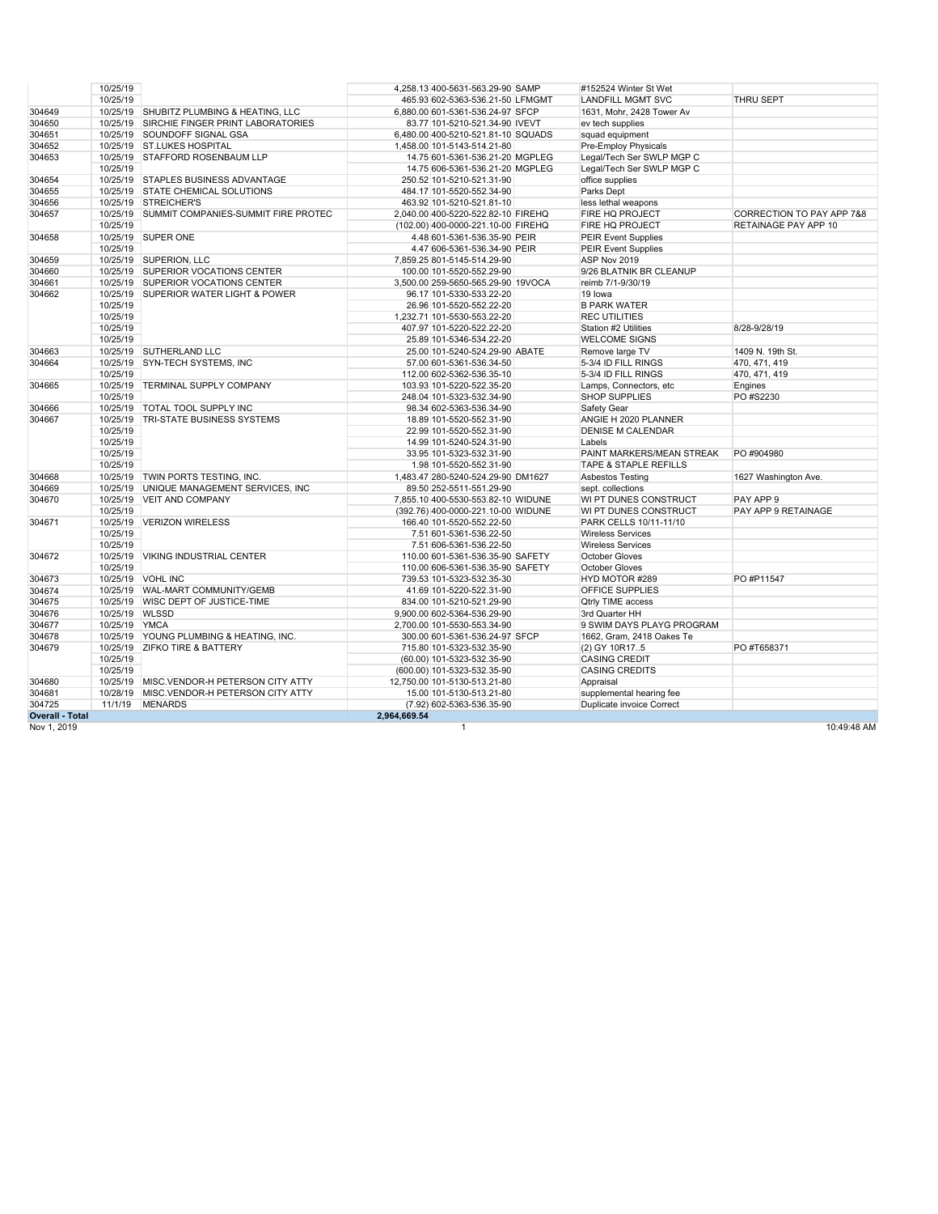| | | | | | | |
|---|---|---|---|---|---|---|
| | 10/25/19 | | 4,258.13 | 400-5631-563.29-90 SAMP | #152524 Winter St Wet | |
| | 10/25/19 | | 465.93 | 602-5363-536.21-50 LFMGMT | LANDFILL MGMT SVC | THRU SEPT |
| 304649 | 10/25/19 | SHUBITZ PLUMBING & HEATING, LLC | 6,880.00 | 601-5361-536.24-97 SFCP | 1631, Mohr, 2428 Tower Av | |
| 304650 | 10/25/19 | SIRCHIE FINGER PRINT LABORATORIES | 83.77 | 101-5210-521.34-90 IVEVT | ev tech supplies | |
| 304651 | 10/25/19 | SOUNDOFF SIGNAL GSA | 6,480.00 | 400-5210-521.81-10 SQUADS | squad equipment | |
| 304652 | 10/25/19 | ST.LUKES HOSPITAL | 1,458.00 | 101-5143-514.21-80 | Pre-Employ Physicals | |
| 304653 | 10/25/19 | STAFFORD ROSENBAUM LLP | 14.75 | 601-5361-536.21-20 MGPLEG | Legal/Tech Ser SWLP MGP C | |
| | 10/25/19 | | 14.75 | 606-5361-536.21-20 MGPLEG | Legal/Tech Ser SWLP MGP C | |
| 304654 | 10/25/19 | STAPLES BUSINESS ADVANTAGE | 250.52 | 101-5210-521.31-90 | office supplies | |
| 304655 | 10/25/19 | STATE CHEMICAL SOLUTIONS | 484.17 | 101-5520-552.34-90 | Parks Dept | |
| 304656 | 10/25/19 | STREICHER'S | 463.92 | 101-5210-521.81-10 | less lethal weapons | |
| 304657 | 10/25/19 | SUMMIT COMPANIES-SUMMIT FIRE PROTEC | 2,040.00 | 400-5220-522.82-10 FIREHQ | FIRE HQ PROJECT | CORRECTION TO PAY APP 7&8 |
| | 10/25/19 | | (102.00) | 400-0000-221.10-00 FIREHQ | FIRE HQ PROJECT | RETAINAGE PAY APP 10 |
| 304658 | 10/25/19 | SUPER ONE | 4.48 | 601-5361-536.35-90 PEIR | PEIR Event Supplies | |
| | 10/25/19 | | 4.47 | 606-5361-536.34-90 PEIR | PEIR Event Supplies | |
| 304659 | 10/25/19 | SUPERION, LLC | 7,859.25 | 801-5145-514.29-90 | ASP Nov 2019 | |
| 304660 | 10/25/19 | SUPERIOR VOCATIONS CENTER | 100.00 | 101-5520-552.29-90 | 9/26 BLATNIK BR CLEANUP | |
| 304661 | 10/25/19 | SUPERIOR VOCATIONS CENTER | 3,500.00 | 259-5650-565.29-90 19VOCA | reimb 7/1-9/30/19 | |
| 304662 | 10/25/19 | SUPERIOR WATER LIGHT & POWER | 96.17 | 101-5330-533.22-20 | 19 Iowa | |
| | 10/25/19 | | 26.96 | 101-5520-552.22-20 | B PARK WATER | |
| | 10/25/19 | | 1,232.71 | 101-5530-553.22-20 | REC UTILITIES | |
| | 10/25/19 | | 407.97 | 101-5220-522.22-20 | Station #2 Utilities | 8/28-9/28/19 |
| | 10/25/19 | | 25.89 | 101-5346-534.22-20 | WELCOME SIGNS | |
| 304663 | 10/25/19 | SUTHERLAND LLC | 25.00 | 101-5240-524.29-90 ABATE | Remove large TV | 1409 N. 19th St. |
| 304664 | 10/25/19 | SYN-TECH SYSTEMS, INC | 57.00 | 601-5361-536.34-50 | 5-3/4 ID FILL RINGS | 470, 471, 419 |
| | 10/25/19 | | 112.00 | 602-5362-536.35-10 | 5-3/4 ID FILL RINGS | 470, 471, 419 |
| 304665 | 10/25/19 | TERMINAL SUPPLY COMPANY | 103.93 | 101-5220-522.35-20 | Lamps, Connectors, etc | Engines |
| | 10/25/19 | | 248.04 | 101-5323-532.34-90 | SHOP SUPPLIES | PO #S2230 |
| 304666 | 10/25/19 | TOTAL TOOL SUPPLY INC | 98.34 | 602-5363-536.34-90 | Safety Gear | |
| 304667 | 10/25/19 | TRI-STATE BUSINESS SYSTEMS | 18.89 | 101-5520-552.31-90 | ANGIE H 2020 PLANNER | |
| | 10/25/19 | | 22.99 | 101-5520-552.31-90 | DENISE M CALENDAR | |
| | 10/25/19 | | 14.99 | 101-5240-524.31-90 | Labels | |
| | 10/25/19 | | 33.95 | 101-5323-532.31-90 | PAINT MARKERS/MEAN STREAK | PO #904980 |
| | 10/25/19 | | 1.98 | 101-5520-552.31-90 | TAPE & STAPLE REFILLS | |
| 304668 | 10/25/19 | TWIN PORTS TESTING, INC. | 1,483.47 | 280-5240-524.29-90 DM1627 | Asbestos Testing | 1627 Washington Ave. |
| 304669 | 10/25/19 | UNIQUE MANAGEMENT SERVICES, INC | 89.50 | 252-5511-551.29-90 | sept. collections | |
| 304670 | 10/25/19 | VEIT AND COMPANY | 7,855.10 | 400-5530-553.82-10 WIDUNE | WI PT DUNES CONSTRUCT | PAY APP 9 |
| | 10/25/19 | | (392.76) | 400-0000-221.10-00 WIDUNE | WI PT DUNES CONSTRUCT | PAY APP 9 RETAINAGE |
| 304671 | 10/25/19 | VERIZON WIRELESS | 166.40 | 101-5520-552.22-50 | PARK CELLS 10/11-11/10 | |
| | 10/25/19 | | 7.51 | 601-5361-536.22-50 | Wireless Services | |
| | 10/25/19 | | 7.51 | 606-5361-536.22-50 | Wireless Services | |
| 304672 | 10/25/19 | VIKING INDUSTRIAL CENTER | 110.00 | 601-5361-536.35-90 SAFETY | October Gloves | |
| | 10/25/19 | | 110.00 | 606-5361-536.35-90 SAFETY | October Gloves | |
| 304673 | 10/25/19 | VOHL INC | 739.53 | 101-5323-532.35-30 | HYD MOTOR #289 | PO #P11547 |
| 304674 | 10/25/19 | WAL-MART COMMUNITY/GEMB | 41.69 | 101-5220-522.31-90 | OFFICE SUPPLIES | |
| 304675 | 10/25/19 | WISC DEPT OF JUSTICE-TIME | 834.00 | 101-5210-521.29-90 | Qtrly TIME access | |
| 304676 | 10/25/19 | WLSSD | 9,900.00 | 602-5364-536.29-90 | 3rd Quarter HH | |
| 304677 | 10/25/19 | YMCA | 2,700.00 | 101-5530-553.34-90 | 9 SWIM DAYS PLAYG PROGRAM | |
| 304678 | 10/25/19 | YOUNG PLUMBING & HEATING, INC. | 300.00 | 601-5361-536.24-97 SFCP | 1662, Gram, 2418 Oakes Te | |
| 304679 | 10/25/19 | ZIFKO TIRE & BATTERY | 715.80 | 101-5323-532.35-90 | (2) GY 10R17..5 | PO #T658371 |
| | 10/25/19 | | (60.00) | 101-5323-532.35-90 | CASING CREDIT | |
| | 10/25/19 | | (600.00) | 101-5323-532.35-90 | CASING CREDITS | |
| 304680 | 10/25/19 | MISC.VENDOR-H PETERSON CITY ATTY | 12,750.00 | 101-5130-513.21-80 | Appraisal | |
| 304681 | 10/28/19 | MISC.VENDOR-H PETERSON CITY ATTY | 15.00 | 101-5130-513.21-80 | supplemental hearing fee | |
| 304725 | 11/1/19 | MENARDS | (7.92) | 602-5363-536.35-90 | Duplicate invoice Correct | |
| **Overall - Total** | | | **2,964,669.54** | | | |

Nov 1, 2019 10:49:48 AM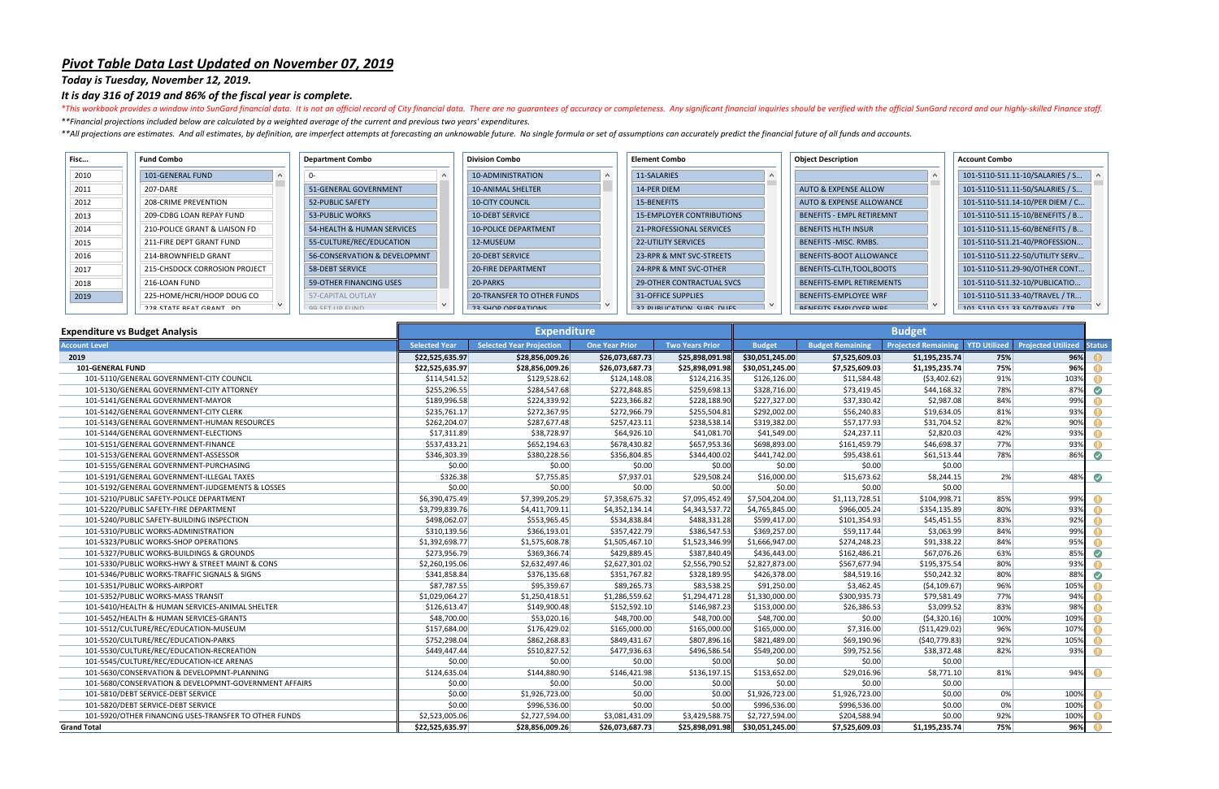## Pivot Table Data Last Updated on November 07, 2019

***Today is Tuesday, November 12, 2019.***

***It is day 316 of 2019 and 86% of the fiscal year is complete.***

*\*This workbook provides a window into SunGard financial data. It is not an official record of City financial data. There are no guarantees of accuracy or completeness. Any significant financial inquiries should be verified with the official SunGard record and our highly-skilled Finance staff.*

*\*\*Financial projections included below are calculated by a weighted average of the current and previous two years' expenditures.*

*\*\*All projections are estimates. And all estimates, by definition, are imperfect attempts at forecasting an unknowable future. No single formula or set of assumptions can accurately predict the financial future of all funds and accounts.*

| Fisc... | Fund Combo | Department Combo | Division Combo | Element Combo | Object Description | Account Combo |
|---|---|---|---|---|---|---|
| 2010 | 101-GENERAL FUND | 0- | 10-ADMINISTRATION | 11-SALARIES | | 101-5110-511.11-10/SALARIES / S... |
| 2011 | 207-DARE | 51-GENERAL GOVERNMENT | 10-ANIMAL SHELTER | 14-PER DIEM | AUTO & EXPENSE ALLOW | 101-5110-511.11-50/SALARIES / S... |
| 2012 | 208-CRIME PREVENTION | 52-PUBLIC SAFETY | 10-CITY COUNCIL | 15-BENEFITS | AUTO & EXPENSE ALLOWANCE | 101-5110-511.14-10/PER DIEM / C... |
| 2013 | 209-CDBG LOAN REPAY FUND | 53-PUBLIC WORKS | 10-DEBT SERVICE | 15-EMPLOYER CONTRIBUTIONS | BENEFITS - EMPL RETIREMNT | 101-5110-511.15-10/BENEFITS / B... |
| 2014 | 210-POLICE GRANT & LIAISON FD | 54-HEALTH & HUMAN SERVICES | 10-POLICE DEPARTMENT | 21-PROFESSIONAL SERVICES | BENEFITS HLTH INSUR | 101-5110-511.15-60/BENEFITS / B... |
| 2015 | 211-FIRE DEPT GRANT FUND | 55-CULTURE/REC/EDUCATION | 12-MUSEUM | 22-UTILITY SERVICES | BENEFITS -MISC. RMBS. | 101-5110-511.21-40/PROFESSION... |
| 2016 | 214-BROWNFIELD GRANT | 56-CONSERVATION & DEVELOPMNT | 20-DEBT SERVICE | 23-RPR & MNT SVC-STREETS | BENEFITS-BOOT ALLOWANCE | 101-5110-511.22-50/UTILITY SERV... |
| 2017 | 215-CHSDOCK CORROSION PROJECT | 58-DEBT SERVICE | 20-FIRE DEPARTMENT | 24-RPR & MNT SVC-OTHER | BENEFITS-CLTH,TOOL,BOOTS | 101-5110-511.29-90/OTHER CONT... |
| 2018 | 216-LOAN FUND | 59-OTHER FINANCING USES | 20-PARKS | 29-OTHER CONTRACTUAL SVCS | BENEFITS-EMPL RETIREMENTS | 101-5110-511.32-10/PUBLICATIO... |
| 2019 | 225-HOME/HCRI/HOOP DOUG CO | 57-CAPITAL OUTLAY | 20-TRANSFER TO OTHER FUNDS | 31-OFFICE SUPPLIES | BENEFITS-EMPLOYEE WRF | 101-5110-511.33-40/TRAVEL / TR... |

### Expenditure vs Budget Analysis

| | Expenditure | | | | Budget | | | | | |
|---|---|---|---|---|---|---|---|---|---|---|
| Account Level | Selected Year | Selected Year Projection | One Year Prior | Two Years Prior | Budget | Budget Remaining | Projected Remaining | YTD Utilized | Projected Utilized | Status |
| **2019** | **$22,525,635.97** | **$28,856,009.26** | **$26,073,687.73** | **$25,898,091.98** | **$30,051,245.00** | **$7,525,609.03** | **$1,195,235.74** | **75%** | **96%** | |
| **101-GENERAL FUND** | **$22,525,635.97** | **$28,856,009.26** | **$26,073,687.73** | **$25,898,091.98** | **$30,051,245.00** | **$7,525,609.03** | **$1,195,235.74** | **75%** | **96%** | |
| 101-5110/GENERAL GOVERNMENT-CITY COUNCIL | $114,541.52 | $129,528.62 | $124,148.08 | $124,216.35 | $126,126.00 | $11,584.48 | ($3,402.62) | 91% | 103% | |
| 101-5130/GENERAL GOVERNMENT-CITY ATTORNEY | $255,296.55 | $284,547.68 | $272,848.85 | $259,698.13 | $328,716.00 | $73,419.45 | $44,168.32 | 78% | 87% | ✔ |
| 101-5141/GENERAL GOVERNMENT-MAYOR | $189,996.58 | $224,339.92 | $223,366.82 | $228,188.90 | $227,327.00 | $37,330.42 | $2,987.08 | 84% | 99% | |
| 101-5142/GENERAL GOVERNMENT-CITY CLERK | $235,761.17 | $272,367.95 | $272,966.79 | $255,504.81 | $292,002.00 | $56,240.83 | $19,634.05 | 81% | 93% | |
| 101-5143/GENERAL GOVERNMENT-HUMAN RESOURCES | $262,204.07 | $287,677.48 | $257,423.11 | $238,538.14 | $319,382.00 | $57,177.93 | $31,704.52 | 82% | 90% | |
| 101-5144/GENERAL GOVERNMENT-ELECTIONS | $17,311.89 | $38,728.97 | $64,926.10 | $41,081.70 | $41,549.00 | $24,237.11 | $2,820.03 | 42% | 93% | |
| 101-5151/GENERAL GOVERNMENT-FINANCE | $537,433.21 | $652,194.63 | $678,430.82 | $657,953.36 | $698,893.00 | $161,459.79 | $46,698.37 | 77% | 93% | |
| 101-5153/GENERAL GOVERNMENT-ASSESSOR | $346,303.39 | $380,228.56 | $356,804.85 | $344,400.02 | $441,742.00 | $95,438.61 | $61,513.44 | 78% | 86% | ✔ |
| 101-5155/GENERAL GOVERNMENT-PURCHASING | $0.00 | $0.00 | $0.00 | $0.00 | $0.00 | $0.00 | $0.00 | | | |
| 101-5191/GENERAL GOVERNMENT-ILLEGAL TAXES | $326.38 | $7,755.85 | $7,937.01 | $29,508.24 | $16,000.00 | $15,673.62 | $8,244.15 | 2% | 48% | ✔ |
| 101-5192/GENERAL GOVERNMENT-JUDGEMENTS & LOSSES | $0.00 | $0.00 | $0.00 | $0.00 | $0.00 | $0.00 | $0.00 | | | |
| 101-5210/PUBLIC SAFETY-POLICE DEPARTMENT | $6,390,475.49 | $7,399,205.29 | $7,358,675.32 | $7,095,452.49 | $7,504,204.00 | $1,113,728.51 | $104,998.71 | 85% | 99% | |
| 101-5220/PUBLIC SAFETY-FIRE DEPARTMENT | $3,799,839.76 | $4,411,709.11 | $4,352,134.14 | $4,343,537.72 | $4,765,845.00 | $966,005.24 | $354,135.89 | 80% | 93% | |
| 101-5240/PUBLIC SAFETY-BUILDING INSPECTION | $498,062.07 | $553,965.45 | $534,838.84 | $488,331.28 | $599,417.00 | $101,354.93 | $45,451.55 | 83% | 92% | |
| 101-5310/PUBLIC WORKS-ADMINISTRATION | $310,139.56 | $366,193.01 | $357,422.79 | $386,547.53 | $369,257.00 | $59,117.44 | $3,063.99 | 84% | 99% | |
| 101-5323/PUBLIC WORKS-SHOP OPERATIONS | $1,392,698.77 | $1,575,608.78 | $1,505,467.10 | $1,523,346.99 | $1,666,947.00 | $274,248.23 | $91,338.22 | 84% | 95% | |
| 101-5327/PUBLIC WORKS-BUILDINGS & GROUNDS | $273,956.79 | $369,366.74 | $429,889.45 | $387,840.49 | $436,443.00 | $162,486.21 | $67,076.26 | 63% | 85% | ✔ |
| 101-5330/PUBLIC WORKS-HWY & STREET MAINT & CONS | $2,260,195.06 | $2,632,497.46 | $2,627,301.02 | $2,556,790.52 | $2,827,873.00 | $567,677.94 | $195,375.54 | 80% | 93% | |
| 101-5346/PUBLIC WORKS-TRAFFIC SIGNALS & SIGNS | $341,858.84 | $376,135.68 | $351,767.82 | $328,189.95 | $426,378.00 | $84,519.16 | $50,242.32 | 80% | 88% | ✔ |
| 101-5351/PUBLIC WORKS-AIRPORT | $87,787.55 | $95,359.67 | $89,265.73 | $83,538.25 | $91,250.00 | $3,462.45 | ($4,109.67) | 96% | 105% | |
| 101-5352/PUBLIC WORKS-MASS TRANSIT | $1,029,064.27 | $1,250,418.51 | $1,286,559.62 | $1,294,471.28 | $1,330,000.00 | $300,935.73 | $79,581.49 | 77% | 94% | |
| 101-5410/HEALTH & HUMAN SERVICES-ANIMAL SHELTER | $126,613.47 | $149,900.48 | $152,592.10 | $146,987.23 | $153,000.00 | $26,386.53 | $3,099.52 | 83% | 98% | |
| 101-5452/HEALTH & HUMAN SERVICES-GRANTS | $48,700.00 | $53,020.16 | $48,700.00 | $48,700.00 | $48,700.00 | $0.00 | ($4,320.16) | 100% | 109% | |
| 101-5512/CULTURE/REC/EDUCATION-MUSEUM | $157,684.00 | $176,429.02 | $165,000.00 | $165,000.00 | $165,000.00 | $7,316.00 | ($11,429.02) | 96% | 107% | |
| 101-5520/CULTURE/REC/EDUCATION-PARKS | $752,298.04 | $862,268.83 | $849,431.67 | $807,896.16 | $821,489.00 | $69,190.96 | ($40,779.83) | 92% | 105% | |
| 101-5530/CULTURE/REC/EDUCATION-RECREATION | $449,447.44 | $510,827.52 | $477,936.63 | $496,586.54 | $549,200.00 | $99,752.56 | $38,372.48 | 82% | 93% | |
| 101-5545/CULTURE/REC/EDUCATION-ICE ARENAS | $0.00 | $0.00 | $0.00 | $0.00 | $0.00 | $0.00 | $0.00 | | | |
| 101-5630/CONSERVATION & DEVELOPMNT-PLANNING | $124,635.04 | $144,880.90 | $146,421.98 | $136,197.15 | $153,652.00 | $29,016.96 | $8,771.10 | 81% | 94% | |
| 101-5680/CONSERVATION & DEVELOPMNT-GOVERNMENT AFFAIRS | $0.00 | $0.00 | $0.00 | $0.00 | $0.00 | $0.00 | $0.00 | | | |
| 101-5810/DEBT SERVICE-DEBT SERVICE | $0.00 | $1,926,723.00 | $0.00 | $0.00 | $1,926,723.00 | $1,926,723.00 | $0.00 | 0% | 100% | |
| 101-5820/DEBT SERVICE-DEBT SERVICE | $0.00 | $996,536.00 | $0.00 | $0.00 | $996,536.00 | $996,536.00 | $0.00 | 0% | 100% | |
| 101-5920/OTHER FINANCING USES-TRANSFER TO OTHER FUNDS | $2,523,005.06 | $2,727,594.00 | $3,081,431.09 | $3,429,588.75 | $2,727,594.00 | $204,588.94 | $0.00 | 92% | 100% | |
| **Grand Total** | **$22,525,635.97** | **$28,856,009.26** | **$26,073,687.73** | **$25,898,091.98** | **$30,051,245.00** | **$7,525,609.03** | **$1,195,235.74** | **75%** | **96%** | |